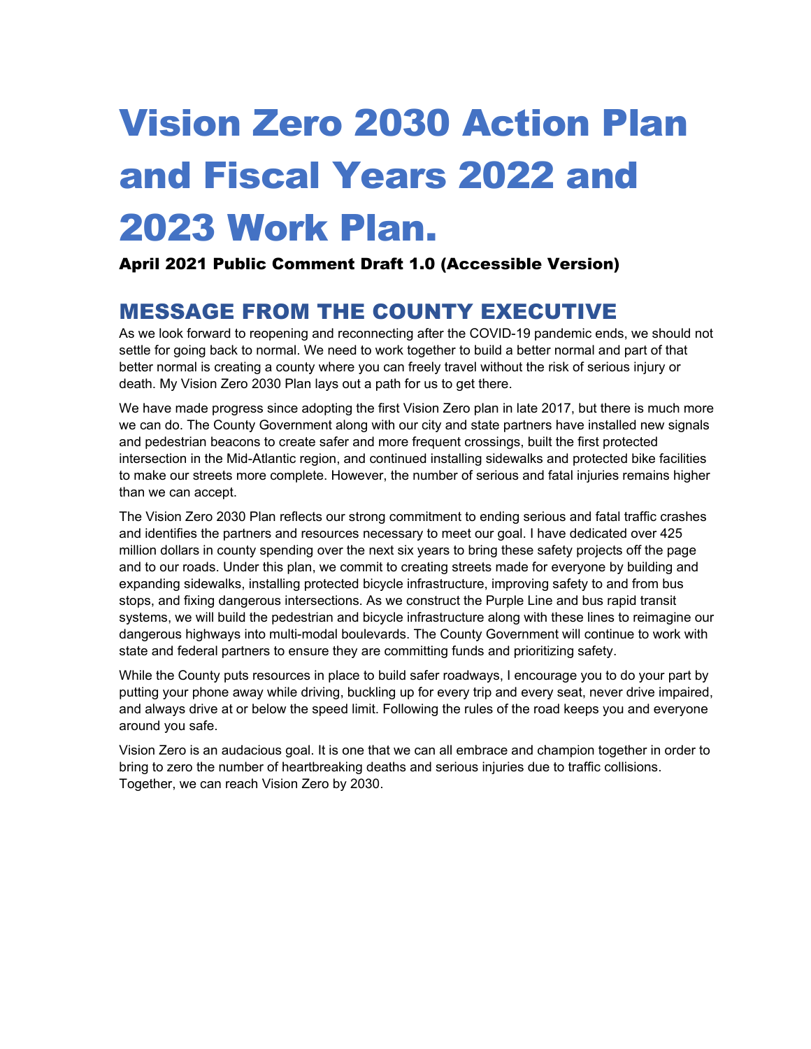# Vision Zero 2030 Action Plan and Fiscal Years 2022 and 2023 Work Plan.

**April 2021 Public Comment Draft 1.0 (Accessible Version)**

## MESSAGE FROM THE COUNTY EXECUTIVE

As we look forward to reopening and reconnecting after the COVID-19 pandemic ends, we should not settle for going back to normal. We need to work together to build a better normal and part of that better normal is creating a county where you can freely travel without the risk of serious injury or death. My Vision Zero 2030 Plan lays out a path for us to get there.

We have made progress since adopting the first Vision Zero plan in late 2017, but there is much more we can do. The County Government along with our city and state partners have installed new signals and pedestrian beacons to create safer and more frequent crossings, built the first protected intersection in the Mid-Atlantic region, and continued installing sidewalks and protected bike facilities to make our streets more complete. However, the number of serious and fatal injuries remains higher than we can accept.

The Vision Zero 2030 Plan reflects our strong commitment to ending serious and fatal traffic crashes and identifies the partners and resources necessary to meet our goal. I have dedicated over 425 million dollars in county spending over the next six years to bring these safety projects off the page and to our roads. Under this plan, we commit to creating streets made for everyone by building and expanding sidewalks, installing protected bicycle infrastructure, improving safety to and from bus stops, and fixing dangerous intersections. As we construct the Purple Line and bus rapid transit systems, we will build the pedestrian and bicycle infrastructure along with these lines to reimagine our dangerous highways into multi-modal boulevards. The County Government will continue to work with state and federal partners to ensure they are committing funds and prioritizing safety.

While the County puts resources in place to build safer roadways, I encourage you to do your part by putting your phone away while driving, buckling up for every trip and every seat, never drive impaired, and always drive at or below the speed limit. Following the rules of the road keeps you and everyone around you safe.

Vision Zero is an audacious goal. It is one that we can all embrace and champion together in order to bring to zero the number of heartbreaking deaths and serious injuries due to traffic collisions. Together, we can reach Vision Zero by 2030.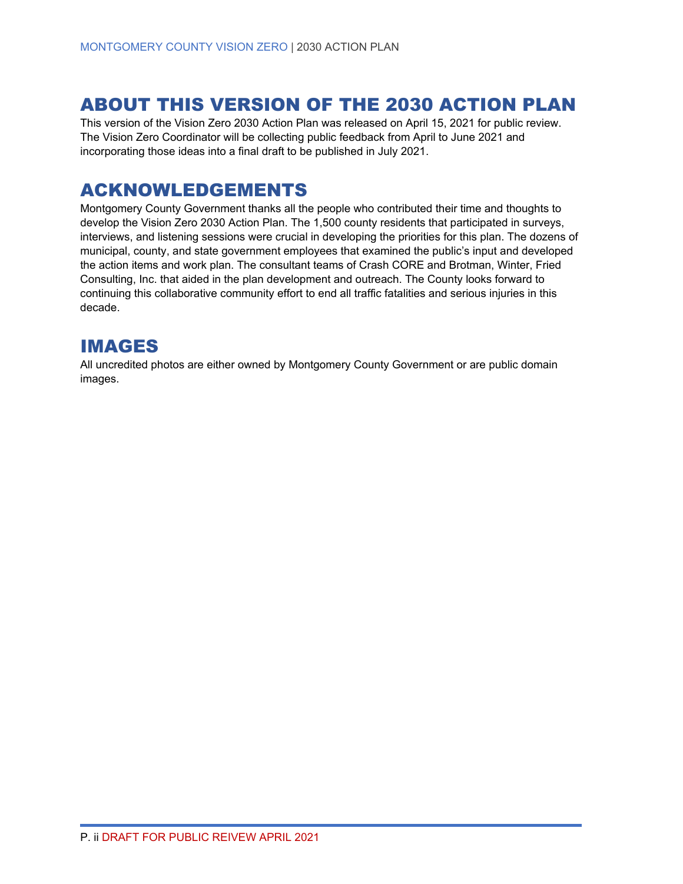## ABOUT THIS VERSION OF THE 2030 ACTION PLAN

This version of the Vision Zero 2030 Action Plan was released on April 15, 2021 for public review. The Vision Zero Coordinator will be collecting public feedback from April to June 2021 and incorporating those ideas into a final draft to be published in July 2021.

## ACKNOWLEDGEMENTS

Montgomery County Government thanks all the people who contributed their time and thoughts to develop the Vision Zero 2030 Action Plan. The 1,500 county residents that participated in surveys, interviews, and listening sessions were crucial in developing the priorities for this plan. The dozens of municipal, county, and state government employees that examined the public's input and developed the action items and work plan. The consultant teams of Crash CORE and Brotman, Winter, Fried Consulting, Inc. that aided in the plan development and outreach. The County looks forward to continuing this collaborative community effort to end all traffic fatalities and serious injuries in this decade.

## IMAGES

All uncredited photos are either owned by Montgomery County Government or are public domain images.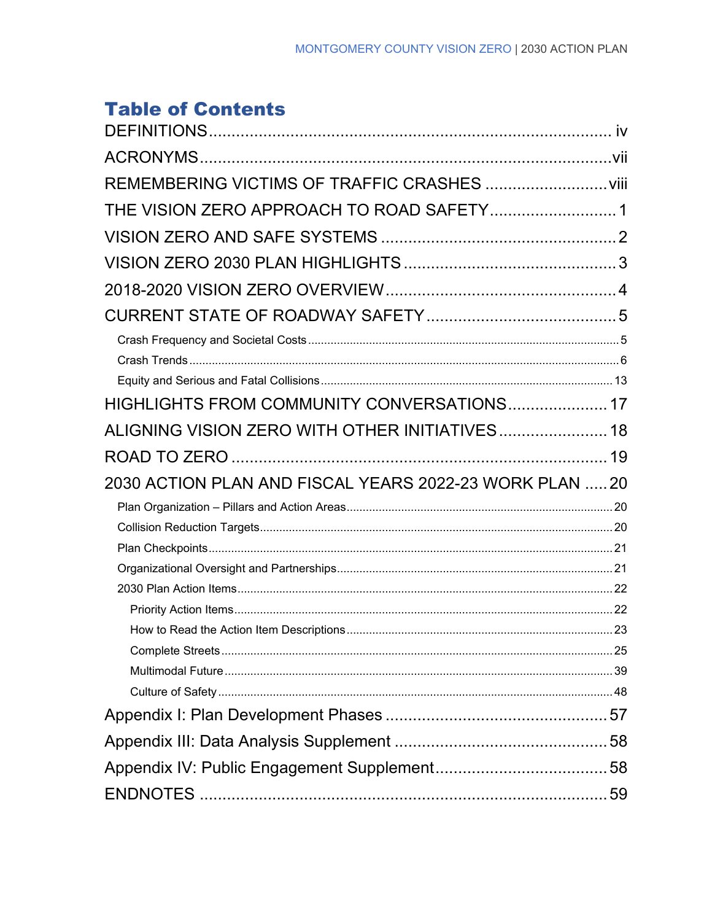# Table of Contents

- DEFINITIONS ..... iv
- ACRONYMS ..... vii
- REMEMBERING VICTIMS OF TRAFFIC CRASHES ..... viii
- THE VISION ZERO APPROACH TO ROAD SAFETY ..... 1
- VISION ZERO AND SAFE SYSTEMS ..... 2
- VISION ZERO 2030 PLAN HIGHLIGHTS ..... 3
- 2018-2020 VISION ZERO OVERVIEW ..... 4
- CURRENT STATE OF ROADWAY SAFETY ..... 5
  - Crash Frequency and Societal Costs ..... 5
  - Crash Trends ..... 6
  - Equity and Serious and Fatal Collisions ..... 13
- HIGHLIGHTS FROM COMMUNITY CONVERSATIONS ..... 17
- ALIGNING VISION ZERO WITH OTHER INITIATIVES ..... 18
- ROAD TO ZERO ..... 19
- 2030 ACTION PLAN AND FISCAL YEARS 2022-23 WORK PLAN ..... 20
  - Plan Organization – Pillars and Action Areas ..... 20
  - Collision Reduction Targets ..... 20
  - Plan Checkpoints ..... 21
  - Organizational Oversight and Partnerships ..... 21
  - 2030 Plan Action Items ..... 22
    - Priority Action Items ..... 22
    - How to Read the Action Item Descriptions ..... 23
    - Complete Streets ..... 25
    - Multimodal Future ..... 39
    - Culture of Safety ..... 48
- Appendix I: Plan Development Phases ..... 57
- Appendix III: Data Analysis Supplement ..... 58
- Appendix IV: Public Engagement Supplement ..... 58
- ENDNOTES ..... 59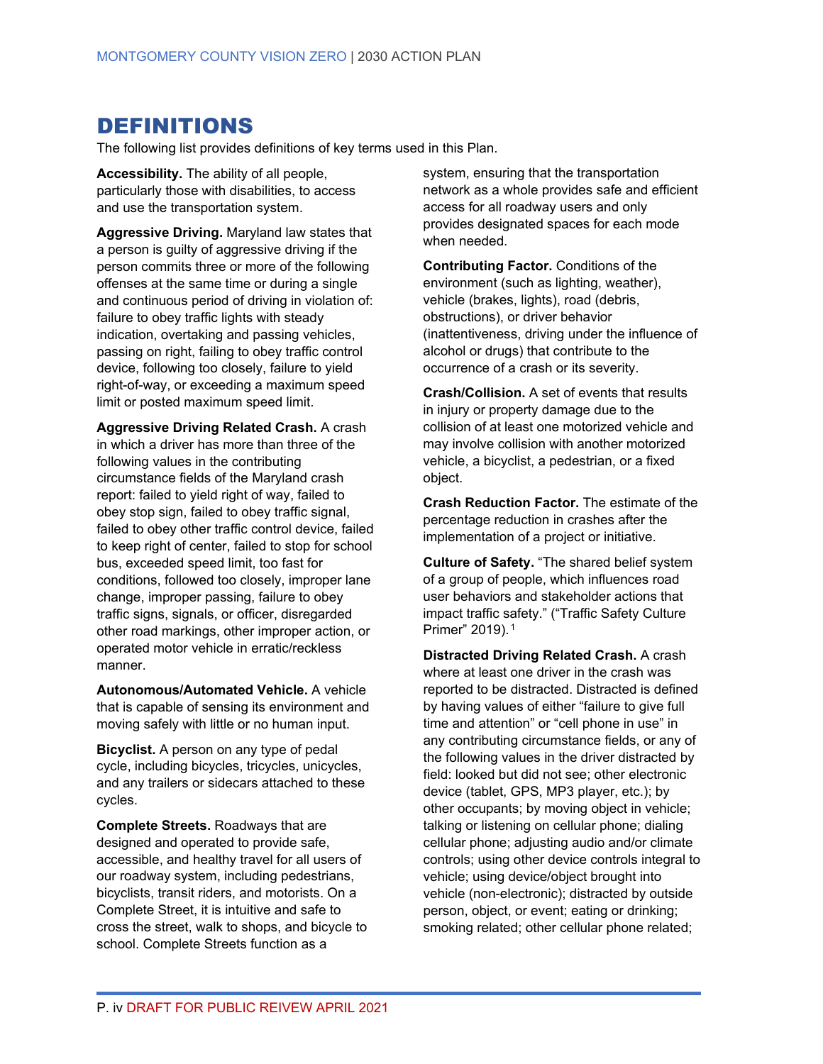# DEFINITIONS

The following list provides definitions of key terms used in this Plan.

**Accessibility.** The ability of all people, particularly those with disabilities, to access and use the transportation system.

**Aggressive Driving.** Maryland law states that a person is guilty of aggressive driving if the person commits three or more of the following offenses at the same time or during a single and continuous period of driving in violation of: failure to obey traffic lights with steady indication, overtaking and passing vehicles, passing on right, failing to obey traffic control device, following too closely, failure to yield right-of-way, or exceeding a maximum speed limit or posted maximum speed limit.

**Aggressive Driving Related Crash.** A crash in which a driver has more than three of the following values in the contributing circumstance fields of the Maryland crash report: failed to yield right of way, failed to obey stop sign, failed to obey traffic signal, failed to obey other traffic control device, failed to keep right of center, failed to stop for school bus, exceeded speed limit, too fast for conditions, followed too closely, improper lane change, improper passing, failure to obey traffic signs, signals, or officer, disregarded other road markings, other improper action, or operated motor vehicle in erratic/reckless manner.

**Autonomous/Automated Vehicle.** A vehicle that is capable of sensing its environment and moving safely with little or no human input.

**Bicyclist.** A person on any type of pedal cycle, including bicycles, tricycles, unicycles, and any trailers or sidecars attached to these cycles.

**Complete Streets.** Roadways that are designed and operated to provide safe, accessible, and healthy travel for all users of our roadway system, including pedestrians, bicyclists, transit riders, and motorists. On a Complete Street, it is intuitive and safe to cross the street, walk to shops, and bicycle to school. Complete Streets function as a system, ensuring that the transportation network as a whole provides safe and efficient access for all roadway users and only provides designated spaces for each mode when needed.

**Contributing Factor.** Conditions of the environment (such as lighting, weather), vehicle (brakes, lights), road (debris, obstructions), or driver behavior (inattentiveness, driving under the influence of alcohol or drugs) that contribute to the occurrence of a crash or its severity.

**Crash/Collision.** A set of events that results in injury or property damage due to the collision of at least one motorized vehicle and may involve collision with another motorized vehicle, a bicyclist, a pedestrian, or a fixed object.

**Crash Reduction Factor.** The estimate of the percentage reduction in crashes after the implementation of a project or initiative.

**Culture of Safety.** "The shared belief system of a group of people, which influences road user behaviors and stakeholder actions that impact traffic safety." ("Traffic Safety Culture Primer" 2019).[1]

**Distracted Driving Related Crash.** A crash where at least one driver in the crash was reported to be distracted. Distracted is defined by having values of either "failure to give full time and attention" or "cell phone in use" in any contributing circumstance fields, or any of the following values in the driver distracted by field: looked but did not see; other electronic device (tablet, GPS, MP3 player, etc.); by other occupants; by moving object in vehicle; talking or listening on cellular phone; dialing cellular phone; adjusting audio and/or climate controls; using other device controls integral to vehicle; using device/object brought into vehicle (non-electronic); distracted by outside person, object, or event; eating or drinking; smoking related; other cellular phone related;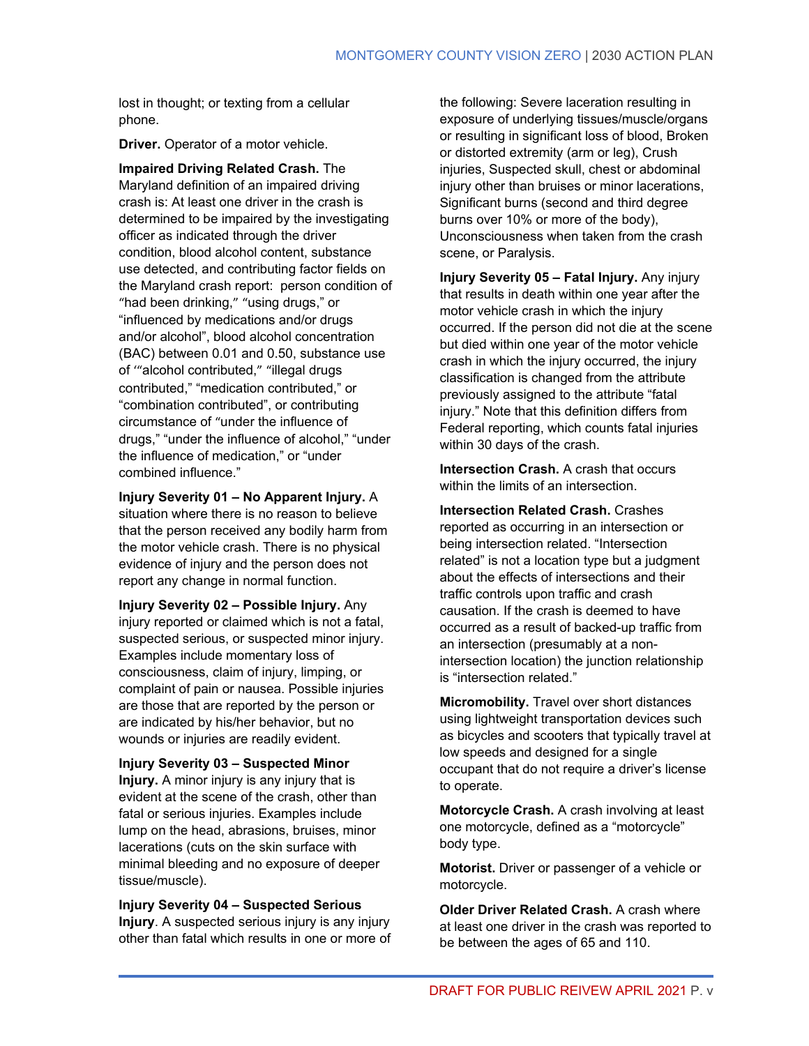lost in thought; or texting from a cellular phone.

**Driver.** Operator of a motor vehicle.

**Impaired Driving Related Crash.** The Maryland definition of an impaired driving crash is: At least one driver in the crash is determined to be impaired by the investigating officer as indicated through the driver condition, blood alcohol content, substance use detected, and contributing factor fields on the Maryland crash report: person condition of "had been drinking," "using drugs," or "influenced by medications and/or drugs and/or alcohol", blood alcohol concentration (BAC) between 0.01 and 0.50, substance use of '"alcohol contributed," "illegal drugs contributed," "medication contributed," or "combination contributed", or contributing circumstance of "under the influence of drugs," "under the influence of alcohol," "under the influence of medication," or "under combined influence."

**Injury Severity 01 – No Apparent Injury.** A situation where there is no reason to believe that the person received any bodily harm from the motor vehicle crash. There is no physical evidence of injury and the person does not report any change in normal function.

**Injury Severity 02 – Possible Injury.** Any injury reported or claimed which is not a fatal, suspected serious, or suspected minor injury. Examples include momentary loss of consciousness, claim of injury, limping, or complaint of pain or nausea. Possible injuries are those that are reported by the person or are indicated by his/her behavior, but no wounds or injuries are readily evident.

**Injury Severity 03 – Suspected Minor Injury.** A minor injury is any injury that is evident at the scene of the crash, other than fatal or serious injuries. Examples include lump on the head, abrasions, bruises, minor lacerations (cuts on the skin surface with minimal bleeding and no exposure of deeper tissue/muscle).

**Injury Severity 04 – Suspected Serious Injury**. A suspected serious injury is any injury other than fatal which results in one or more of the following: Severe laceration resulting in exposure of underlying tissues/muscle/organs or resulting in significant loss of blood, Broken or distorted extremity (arm or leg), Crush injuries, Suspected skull, chest or abdominal injury other than bruises or minor lacerations, Significant burns (second and third degree burns over 10% or more of the body), Unconsciousness when taken from the crash scene, or Paralysis.

**Injury Severity 05 – Fatal Injury.** Any injury that results in death within one year after the motor vehicle crash in which the injury occurred. If the person did not die at the scene but died within one year of the motor vehicle crash in which the injury occurred, the injury classification is changed from the attribute previously assigned to the attribute "fatal injury." Note that this definition differs from Federal reporting, which counts fatal injuries within 30 days of the crash.

**Intersection Crash.** A crash that occurs within the limits of an intersection.

**Intersection Related Crash.** Crashes reported as occurring in an intersection or being intersection related. "Intersection related" is not a location type but a judgment about the effects of intersections and their traffic controls upon traffic and crash causation. If the crash is deemed to have occurred as a result of backed-up traffic from an intersection (presumably at a non-intersection location) the junction relationship is "intersection related."

**Micromobility.** Travel over short distances using lightweight transportation devices such as bicycles and scooters that typically travel at low speeds and designed for a single occupant that do not require a driver's license to operate.

**Motorcycle Crash.** A crash involving at least one motorcycle, defined as a "motorcycle" body type.

**Motorist.** Driver or passenger of a vehicle or motorcycle.

**Older Driver Related Crash.** A crash where at least one driver in the crash was reported to be between the ages of 65 and 110.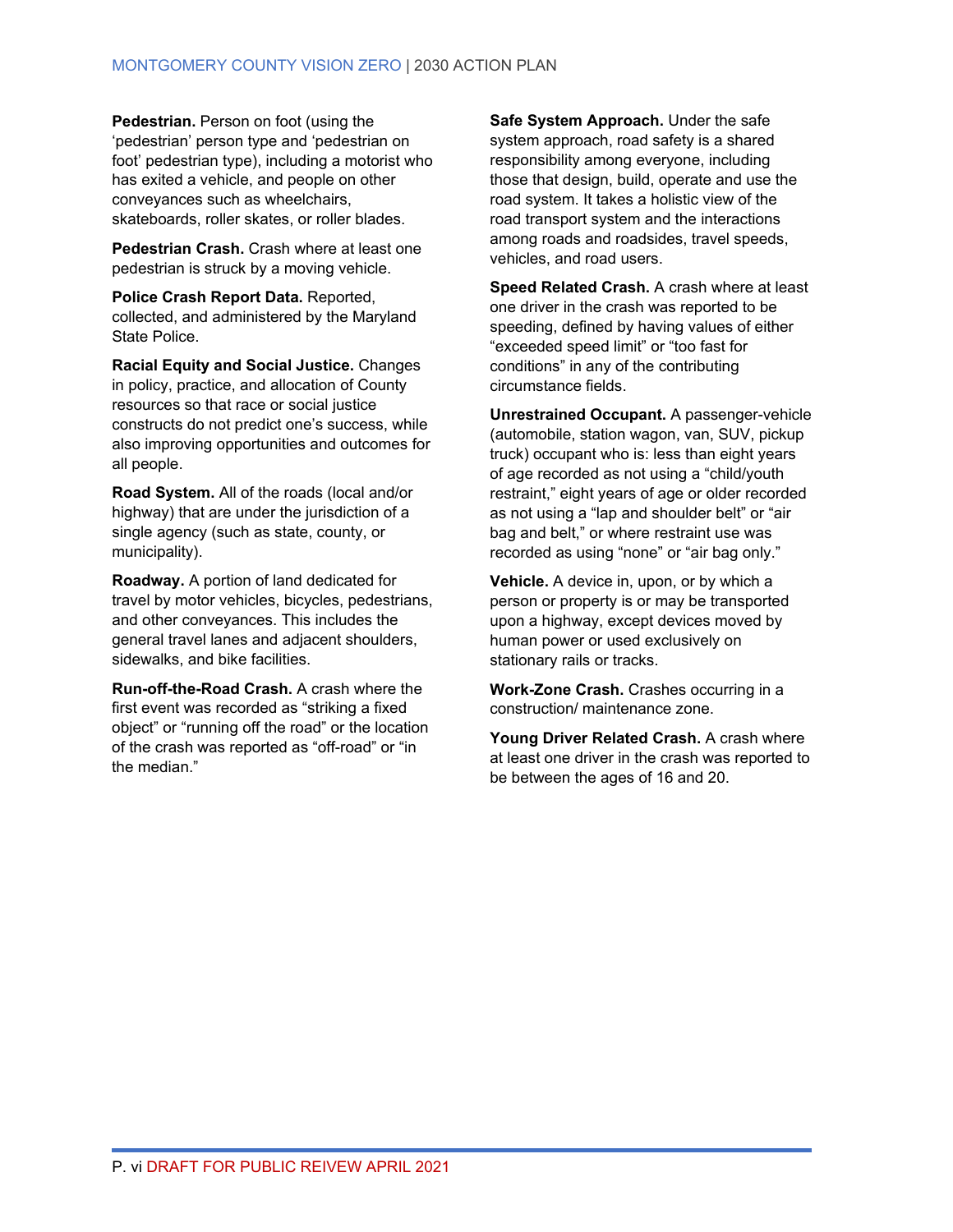**Pedestrian.** Person on foot (using the 'pedestrian' person type and 'pedestrian on foot' pedestrian type), including a motorist who has exited a vehicle, and people on other conveyances such as wheelchairs, skateboards, roller skates, or roller blades.

**Pedestrian Crash.** Crash where at least one pedestrian is struck by a moving vehicle.

**Police Crash Report Data.** Reported, collected, and administered by the Maryland State Police.

**Racial Equity and Social Justice.** Changes in policy, practice, and allocation of County resources so that race or social justice constructs do not predict one's success, while also improving opportunities and outcomes for all people.

**Road System.** All of the roads (local and/or highway) that are under the jurisdiction of a single agency (such as state, county, or municipality).

**Roadway.** A portion of land dedicated for travel by motor vehicles, bicycles, pedestrians, and other conveyances. This includes the general travel lanes and adjacent shoulders, sidewalks, and bike facilities.

**Run-off-the-Road Crash.** A crash where the first event was recorded as "striking a fixed object" or "running off the road" or the location of the crash was reported as "off-road" or "in the median."

**Safe System Approach.** Under the safe system approach, road safety is a shared responsibility among everyone, including those that design, build, operate and use the road system. It takes a holistic view of the road transport system and the interactions among roads and roadsides, travel speeds, vehicles, and road users.

**Speed Related Crash.** A crash where at least one driver in the crash was reported to be speeding, defined by having values of either "exceeded speed limit" or "too fast for conditions" in any of the contributing circumstance fields.

**Unrestrained Occupant.** A passenger-vehicle (automobile, station wagon, van, SUV, pickup truck) occupant who is: less than eight years of age recorded as not using a "child/youth restraint," eight years of age or older recorded as not using a "lap and shoulder belt" or "air bag and belt," or where restraint use was recorded as using "none" or "air bag only."

**Vehicle.** A device in, upon, or by which a person or property is or may be transported upon a highway, except devices moved by human power or used exclusively on stationary rails or tracks.

**Work-Zone Crash.** Crashes occurring in a construction/ maintenance zone.

**Young Driver Related Crash.** A crash where at least one driver in the crash was reported to be between the ages of 16 and 20.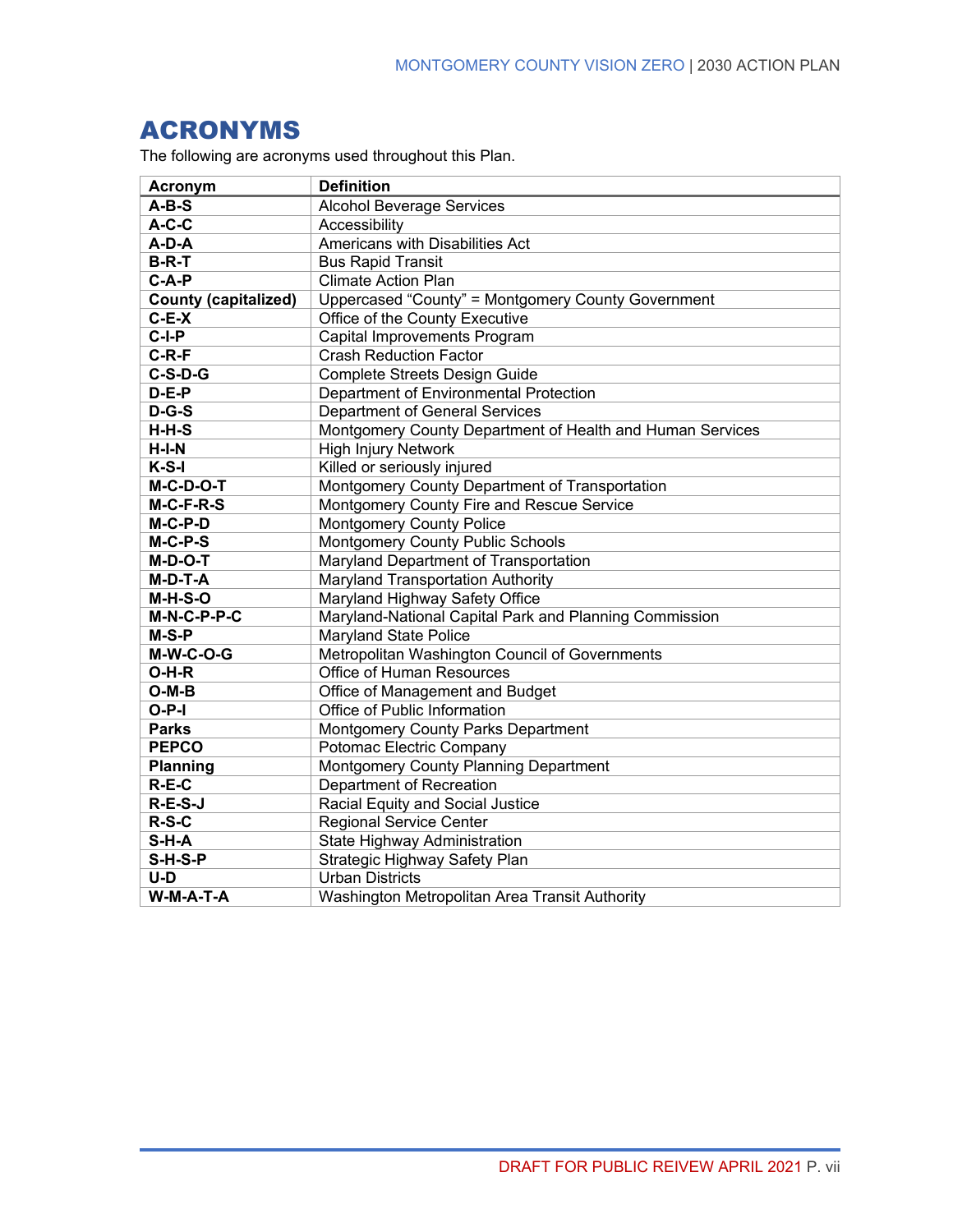# ACRONYMS

The following are acronyms used throughout this Plan.

| Acronym | Definition |
|---|---|
| **A-B-S** | Alcohol Beverage Services |
| **A-C-C** | Accessibility |
| **A-D-A** | Americans with Disabilities Act |
| **B-R-T** | Bus Rapid Transit |
| **C-A-P** | Climate Action Plan |
| **County (capitalized)** | Uppercased "County" = Montgomery County Government |
| **C-E-X** | Office of the County Executive |
| **C-I-P** | Capital Improvements Program |
| **C-R-F** | Crash Reduction Factor |
| **C-S-D-G** | Complete Streets Design Guide |
| **D-E-P** | Department of Environmental Protection |
| **D-G-S** | Department of General Services |
| **H-H-S** | Montgomery County Department of Health and Human Services |
| **H-I-N** | High Injury Network |
| **K-S-I** | Killed or seriously injured |
| **M-C-D-O-T** | Montgomery County Department of Transportation |
| **M-C-F-R-S** | Montgomery County Fire and Rescue Service |
| **M-C-P-D** | Montgomery County Police |
| **M-C-P-S** | Montgomery County Public Schools |
| **M-D-O-T** | Maryland Department of Transportation |
| **M-D-T-A** | Maryland Transportation Authority |
| **M-H-S-O** | Maryland Highway Safety Office |
| **M-N-C-P-P-C** | Maryland-National Capital Park and Planning Commission |
| **M-S-P** | Maryland State Police |
| **M-W-C-O-G** | Metropolitan Washington Council of Governments |
| **O-H-R** | Office of Human Resources |
| **O-M-B** | Office of Management and Budget |
| **O-P-I** | Office of Public Information |
| **Parks** | Montgomery County Parks Department |
| **PEPCO** | Potomac Electric Company |
| **Planning** | Montgomery County Planning Department |
| **R-E-C** | Department of Recreation |
| **R-E-S-J** | Racial Equity and Social Justice |
| **R-S-C** | Regional Service Center |
| **S-H-A** | State Highway Administration |
| **S-H-S-P** | Strategic Highway Safety Plan |
| **U-D** | Urban Districts |
| **W-M-A-T-A** | Washington Metropolitan Area Transit Authority |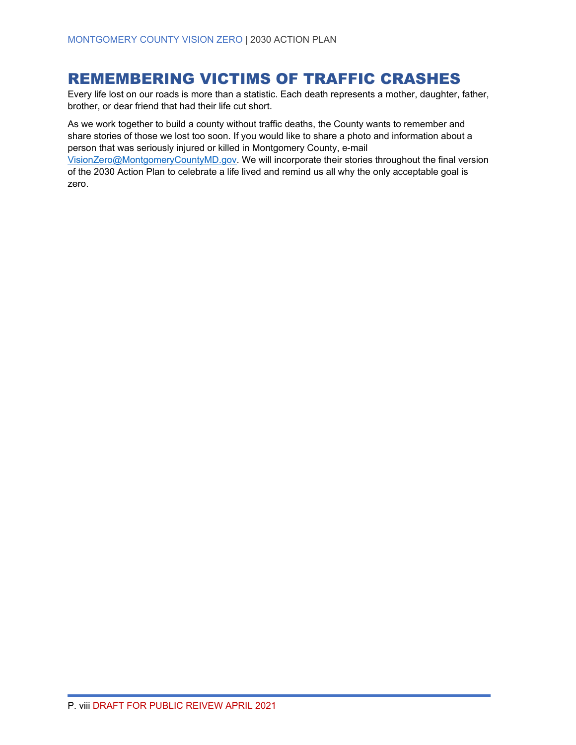# REMEMBERING VICTIMS OF TRAFFIC CRASHES

Every life lost on our roads is more than a statistic. Each death represents a mother, daughter, father, brother, or dear friend that had their life cut short.

As we work together to build a county without traffic deaths, the County wants to remember and share stories of those we lost too soon. If you would like to share a photo and information about a person that was seriously injured or killed in Montgomery County, e-mail VisionZero@MontgomeryCountyMD.gov. We will incorporate their stories throughout the final version of the 2030 Action Plan to celebrate a life lived and remind us all why the only acceptable goal is zero.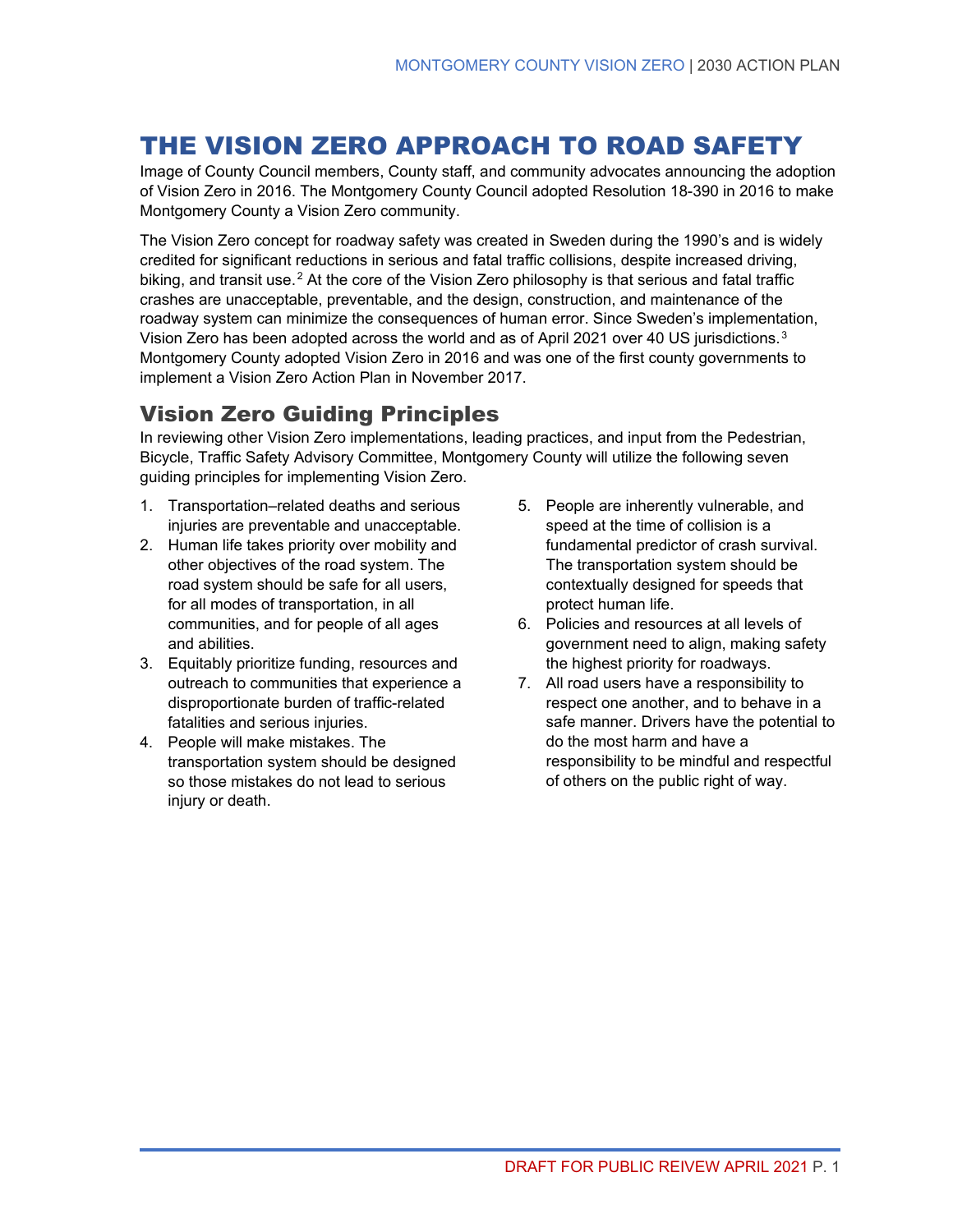# THE VISION ZERO APPROACH TO ROAD SAFETY

Image of County Council members, County staff, and community advocates announcing the adoption of Vision Zero in 2016. The Montgomery County Council adopted Resolution 18-390 in 2016 to make Montgomery County a Vision Zero community.

The Vision Zero concept for roadway safety was created in Sweden during the 1990's and is widely credited for significant reductions in serious and fatal traffic collisions, despite increased driving, biking, and transit use.[2] At the core of the Vision Zero philosophy is that serious and fatal traffic crashes are unacceptable, preventable, and the design, construction, and maintenance of the roadway system can minimize the consequences of human error. Since Sweden's implementation, Vision Zero has been adopted across the world and as of April 2021 over 40 US jurisdictions.[3] Montgomery County adopted Vision Zero in 2016 and was one of the first county governments to implement a Vision Zero Action Plan in November 2017.

## Vision Zero Guiding Principles

In reviewing other Vision Zero implementations, leading practices, and input from the Pedestrian, Bicycle, Traffic Safety Advisory Committee, Montgomery County will utilize the following seven guiding principles for implementing Vision Zero.

1. Transportation–related deaths and serious injuries are preventable and unacceptable.
2. Human life takes priority over mobility and other objectives of the road system. The road system should be safe for all users, for all modes of transportation, in all communities, and for people of all ages and abilities.
3. Equitably prioritize funding, resources and outreach to communities that experience a disproportionate burden of traffic-related fatalities and serious injuries.
4. People will make mistakes. The transportation system should be designed so those mistakes do not lead to serious injury or death.
5. People are inherently vulnerable, and speed at the time of collision is a fundamental predictor of crash survival. The transportation system should be contextually designed for speeds that protect human life.
6. Policies and resources at all levels of government need to align, making safety the highest priority for roadways.
7. All road users have a responsibility to respect one another, and to behave in a safe manner. Drivers have the potential to do the most harm and have a responsibility to be mindful and respectful of others on the public right of way.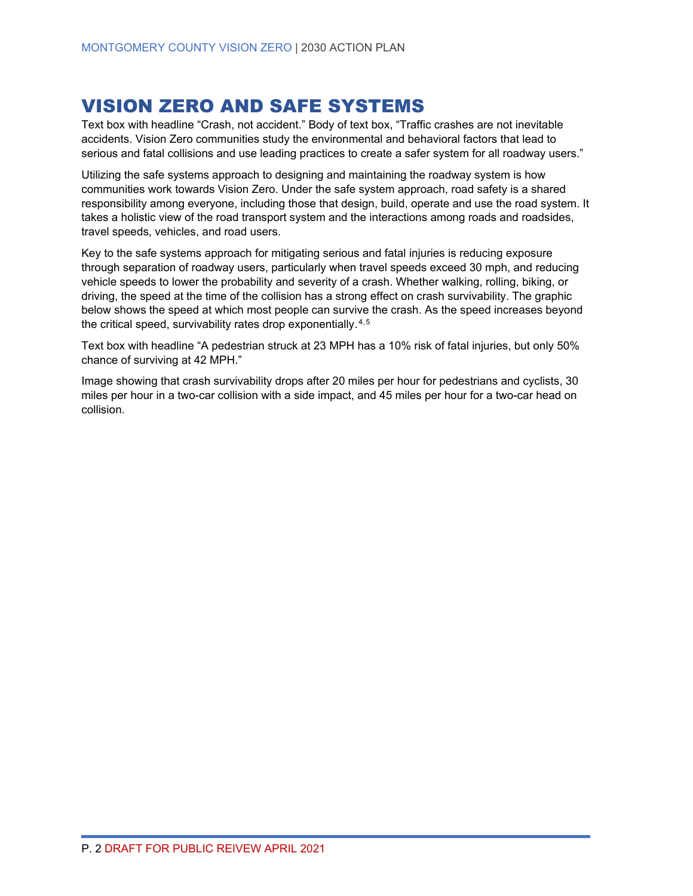# VISION ZERO AND SAFE SYSTEMS

Text box with headline “Crash, not accident.” Body of text box, “Traffic crashes are not inevitable accidents. Vision Zero communities study the environmental and behavioral factors that lead to serious and fatal collisions and use leading practices to create a safer system for all roadway users.”

Utilizing the safe systems approach to designing and maintaining the roadway system is how communities work towards Vision Zero. Under the safe system approach, road safety is a shared responsibility among everyone, including those that design, build, operate and use the road system. It takes a holistic view of the road transport system and the interactions among roads and roadsides, travel speeds, vehicles, and road users.

Key to the safe systems approach for mitigating serious and fatal injuries is reducing exposure through separation of roadway users, particularly when travel speeds exceed 30 mph, and reducing vehicle speeds to lower the probability and severity of a crash. Whether walking, rolling, biking, or driving, the speed at the time of the collision has a strong effect on crash survivability. The graphic below shows the speed at which most people can survive the crash. As the speed increases beyond the critical speed, survivability rates drop exponentially.[4, 5]

Text box with headline “A pedestrian struck at 23 MPH has a 10% risk of fatal injuries, but only 50% chance of surviving at 42 MPH.”

Image showing that crash survivability drops after 20 miles per hour for pedestrians and cyclists, 30 miles per hour in a two-car collision with a side impact, and 45 miles per hour for a two-car head on collision.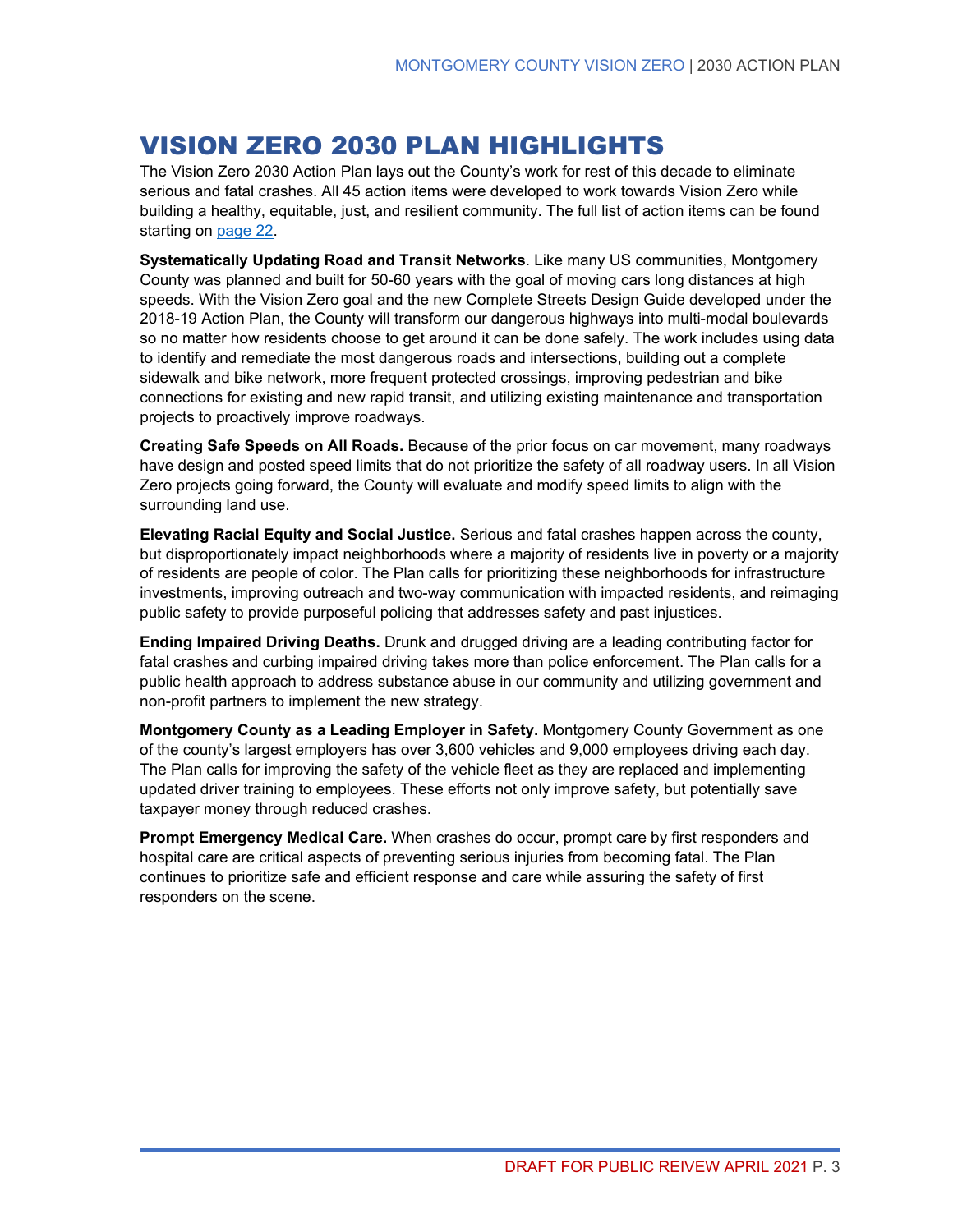# VISION ZERO 2030 PLAN HIGHLIGHTS

The Vision Zero 2030 Action Plan lays out the County's work for rest of this decade to eliminate serious and fatal crashes. All 45 action items were developed to work towards Vision Zero while building a healthy, equitable, just, and resilient community. The full list of action items can be found starting on page 22.

**Systematically Updating Road and Transit Networks**. Like many US communities, Montgomery County was planned and built for 50-60 years with the goal of moving cars long distances at high speeds. With the Vision Zero goal and the new Complete Streets Design Guide developed under the 2018-19 Action Plan, the County will transform our dangerous highways into multi-modal boulevards so no matter how residents choose to get around it can be done safely. The work includes using data to identify and remediate the most dangerous roads and intersections, building out a complete sidewalk and bike network, more frequent protected crossings, improving pedestrian and bike connections for existing and new rapid transit, and utilizing existing maintenance and transportation projects to proactively improve roadways.

**Creating Safe Speeds on All Roads.** Because of the prior focus on car movement, many roadways have design and posted speed limits that do not prioritize the safety of all roadway users. In all Vision Zero projects going forward, the County will evaluate and modify speed limits to align with the surrounding land use.

**Elevating Racial Equity and Social Justice.** Serious and fatal crashes happen across the county, but disproportionately impact neighborhoods where a majority of residents live in poverty or a majority of residents are people of color. The Plan calls for prioritizing these neighborhoods for infrastructure investments, improving outreach and two-way communication with impacted residents, and reimaging public safety to provide purposeful policing that addresses safety and past injustices.

**Ending Impaired Driving Deaths.** Drunk and drugged driving are a leading contributing factor for fatal crashes and curbing impaired driving takes more than police enforcement. The Plan calls for a public health approach to address substance abuse in our community and utilizing government and non-profit partners to implement the new strategy.

**Montgomery County as a Leading Employer in Safety.** Montgomery County Government as one of the county's largest employers has over 3,600 vehicles and 9,000 employees driving each day. The Plan calls for improving the safety of the vehicle fleet as they are replaced and implementing updated driver training to employees. These efforts not only improve safety, but potentially save taxpayer money through reduced crashes.

**Prompt Emergency Medical Care.** When crashes do occur, prompt care by first responders and hospital care are critical aspects of preventing serious injuries from becoming fatal. The Plan continues to prioritize safe and efficient response and care while assuring the safety of first responders on the scene.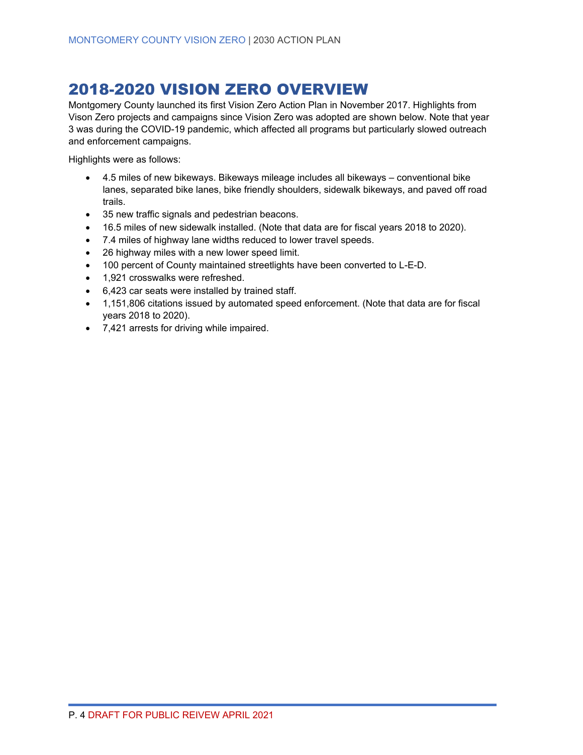# 2018-2020 VISION ZERO OVERVIEW

Montgomery County launched its first Vision Zero Action Plan in November 2017. Highlights from Vison Zero projects and campaigns since Vision Zero was adopted are shown below. Note that year 3 was during the COVID-19 pandemic, which affected all programs but particularly slowed outreach and enforcement campaigns.

Highlights were as follows:

- 4.5 miles of new bikeways. Bikeways mileage includes all bikeways – conventional bike lanes, separated bike lanes, bike friendly shoulders, sidewalk bikeways, and paved off road trails.
- 35 new traffic signals and pedestrian beacons.
- 16.5 miles of new sidewalk installed. (Note that data are for fiscal years 2018 to 2020).
- 7.4 miles of highway lane widths reduced to lower travel speeds.
- 26 highway miles with a new lower speed limit.
- 100 percent of County maintained streetlights have been converted to L-E-D.
- 1,921 crosswalks were refreshed.
- 6,423 car seats were installed by trained staff.
- 1,151,806 citations issued by automated speed enforcement. (Note that data are for fiscal years 2018 to 2020).
- 7,421 arrests for driving while impaired.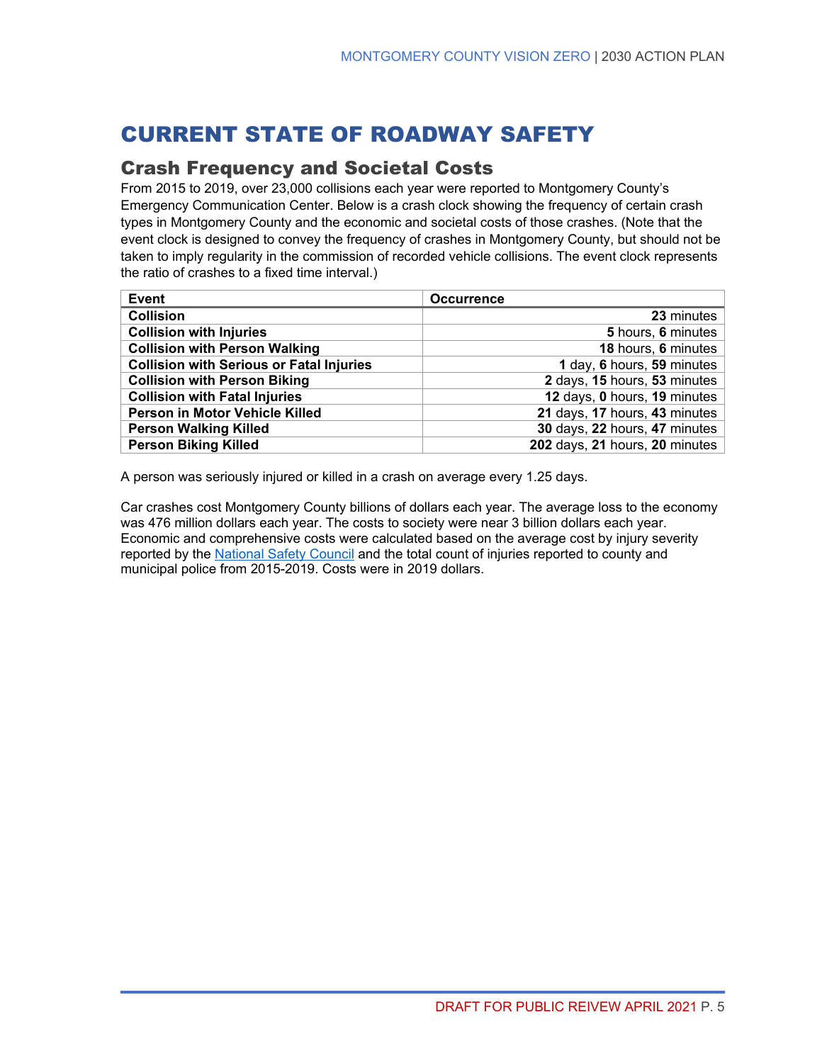# CURRENT STATE OF ROADWAY SAFETY

## Crash Frequency and Societal Costs

From 2015 to 2019, over 23,000 collisions each year were reported to Montgomery County's Emergency Communication Center. Below is a crash clock showing the frequency of certain crash types in Montgomery County and the economic and societal costs of those crashes. (Note that the event clock is designed to convey the frequency of crashes in Montgomery County, but should not be taken to imply regularity in the commission of recorded vehicle collisions. The event clock represents the ratio of crashes to a fixed time interval.)

| Event | Occurrence |
|---|---|
| **Collision** | **23** minutes |
| **Collision with Injuries** | **5** hours, **6** minutes |
| **Collision with Person Walking** | **18** hours, **6** minutes |
| **Collision with Serious or Fatal Injuries** | **1** day, **6** hours, **59** minutes |
| **Collision with Person Biking** | **2** days, **15** hours, **53** minutes |
| **Collision with Fatal Injuries** | **12** days, **0** hours, **19** minutes |
| **Person in Motor Vehicle Killed** | **21** days, **17** hours, **43** minutes |
| **Person Walking Killed** | **30** days, **22** hours, **47** minutes |
| **Person Biking Killed** | **202** days, **21** hours, **20** minutes |

A person was seriously injured or killed in a crash on average every 1.25 days.

Car crashes cost Montgomery County billions of dollars each year. The average loss to the economy was 476 million dollars each year. The costs to society were near 3 billion dollars each year. Economic and comprehensive costs were calculated based on the average cost by injury severity reported by the National Safety Council and the total count of injuries reported to county and municipal police from 2015-2019. Costs were in 2019 dollars.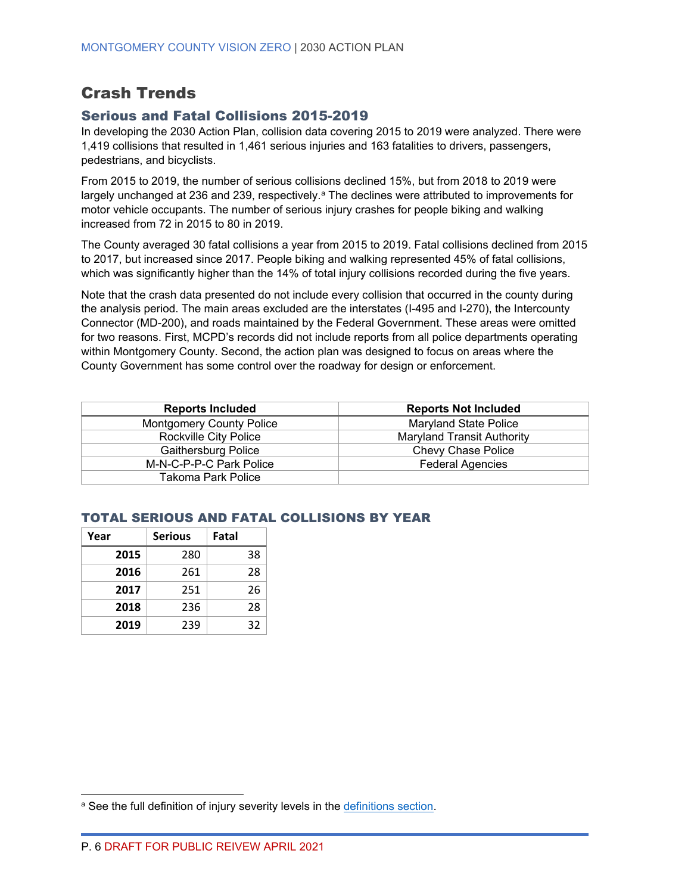# Crash Trends

## Serious and Fatal Collisions 2015-2019

In developing the 2030 Action Plan, collision data covering 2015 to 2019 were analyzed. There were 1,419 collisions that resulted in 1,461 serious injuries and 163 fatalities to drivers, passengers, pedestrians, and bicyclists.

From 2015 to 2019, the number of serious collisions declined 15%, but from 2018 to 2019 were largely unchanged at 236 and 239, respectively.[a] The declines were attributed to improvements for motor vehicle occupants. The number of serious injury crashes for people biking and walking increased from 72 in 2015 to 80 in 2019.

The County averaged 30 fatal collisions a year from 2015 to 2019. Fatal collisions declined from 2015 to 2017, but increased since 2017. People biking and walking represented 45% of fatal collisions, which was significantly higher than the 14% of total injury collisions recorded during the five years.

Note that the crash data presented do not include every collision that occurred in the county during the analysis period. The main areas excluded are the interstates (I-495 and I-270), the Intercounty Connector (MD-200), and roads maintained by the Federal Government. These areas were omitted for two reasons. First, MCPD's records did not include reports from all police departments operating within Montgomery County. Second, the action plan was designed to focus on areas where the County Government has some control over the roadway for design or enforcement.

| Reports Included | Reports Not Included |
|---|---|
| Montgomery County Police | Maryland State Police |
| Rockville City Police | Maryland Transit Authority |
| Gaithersburg Police | Chevy Chase Police |
| M-N-C-P-P-C Park Police | Federal Agencies |
| Takoma Park Police | |

### TOTAL SERIOUS AND FATAL COLLISIONS BY YEAR

| Year | Serious | Fatal |
|---|---|---|
| **2015** | 280 | 38 |
| **2016** | 261 | 28 |
| **2017** | 251 | 26 |
| **2018** | 236 | 28 |
| **2019** | 239 | 32 |

[a] See the full definition of injury severity levels in the definitions section.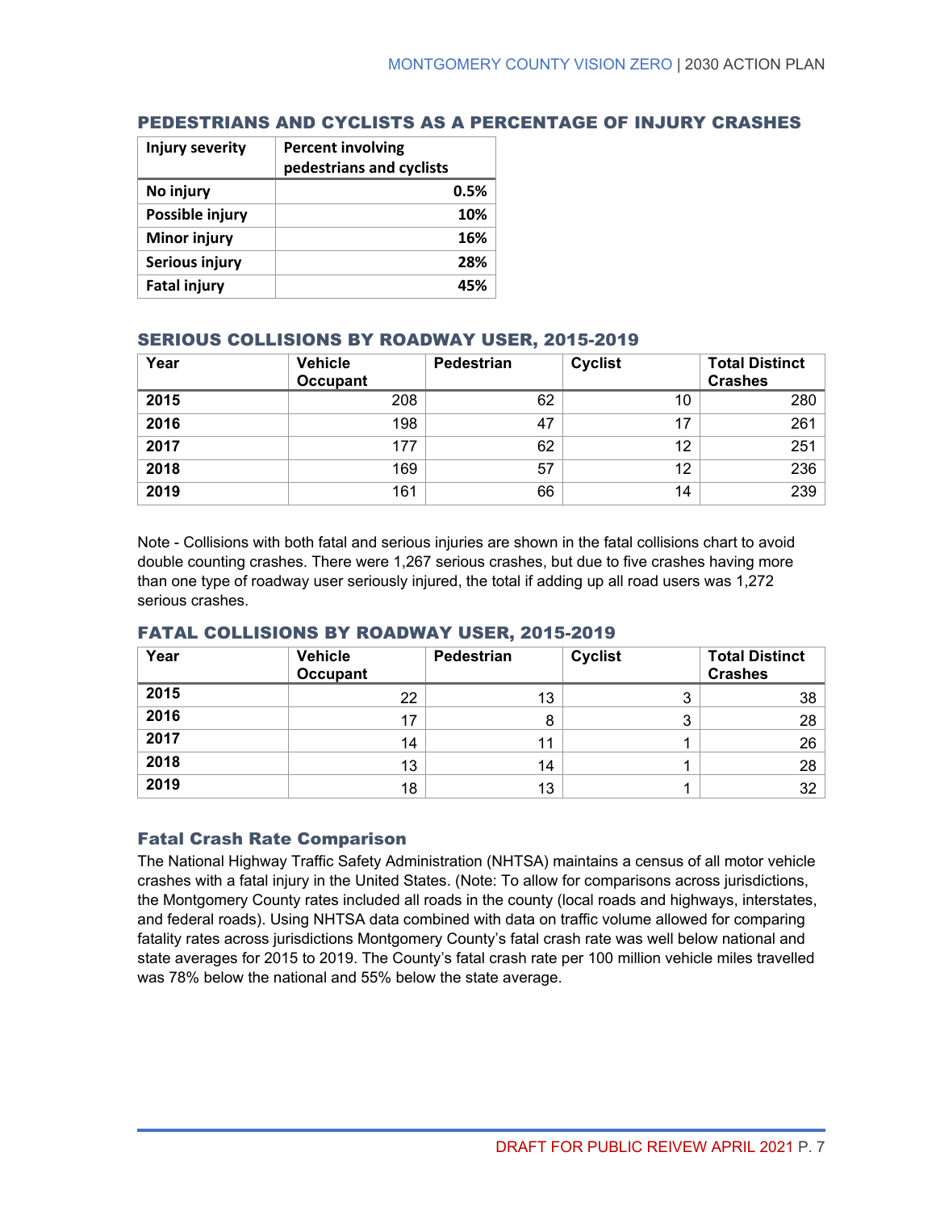## PEDESTRIANS AND CYCLISTS AS A PERCENTAGE OF INJURY CRASHES

| Injury severity | Percent involving pedestrians and cyclists |
|---|---|
| **No injury** | **0.5%** |
| **Possible injury** | **10%** |
| **Minor injury** | **16%** |
| **Serious injury** | **28%** |
| **Fatal injury** | **45%** |

## SERIOUS COLLISIONS BY ROADWAY USER, 2015-2019

| Year | Vehicle Occupant | Pedestrian | Cyclist | Total Distinct Crashes |
|---|---|---|---|---|
| **2015** | 208 | 62 | 10 | 280 |
| **2016** | 198 | 47 | 17 | 261 |
| **2017** | 177 | 62 | 12 | 251 |
| **2018** | 169 | 57 | 12 | 236 |
| **2019** | 161 | 66 | 14 | 239 |

Note - Collisions with both fatal and serious injuries are shown in the fatal collisions chart to avoid double counting crashes. There were 1,267 serious crashes, but due to five crashes having more than one type of roadway user seriously injured, the total if adding up all road users was 1,272 serious crashes.

## FATAL COLLISIONS BY ROADWAY USER, 2015-2019

| Year | Vehicle Occupant | Pedestrian | Cyclist | Total Distinct Crashes |
|---|---|---|---|---|
| **2015** | 22 | 13 | 3 | 38 |
| **2016** | 17 | 8 | 3 | 28 |
| **2017** | 14 | 11 | 1 | 26 |
| **2018** | 13 | 14 | 1 | 28 |
| **2019** | 18 | 13 | 1 | 32 |

### Fatal Crash Rate Comparison

The National Highway Traffic Safety Administration (NHTSA) maintains a census of all motor vehicle crashes with a fatal injury in the United States. (Note: To allow for comparisons across jurisdictions, the Montgomery County rates included all roads in the county (local roads and highways, interstates, and federal roads). Using NHTSA data combined with data on traffic volume allowed for comparing fatality rates across jurisdictions Montgomery County's fatal crash rate was well below national and state averages for 2015 to 2019. The County's fatal crash rate per 100 million vehicle miles travelled was 78% below the national and 55% below the state average.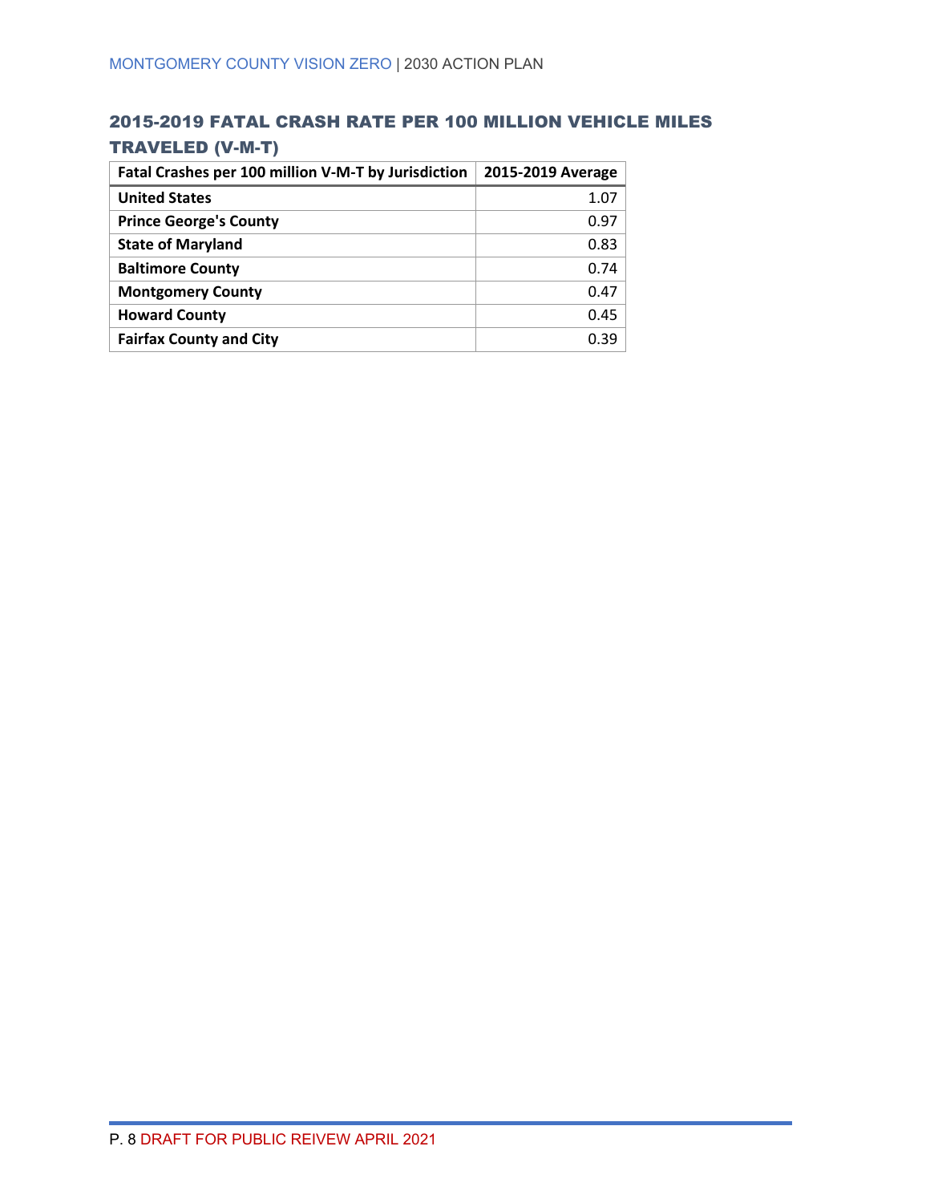## 2015-2019 FATAL CRASH RATE PER 100 MILLION VEHICLE MILES TRAVELED (V-M-T)

| Fatal Crashes per 100 million V-M-T by Jurisdiction | 2015-2019 Average |
|---|---|
| **United States** | 1.07 |
| **Prince George's County** | 0.97 |
| **State of Maryland** | 0.83 |
| **Baltimore County** | 0.74 |
| **Montgomery County** | 0.47 |
| **Howard County** | 0.45 |
| **Fairfax County and City** | 0.39 |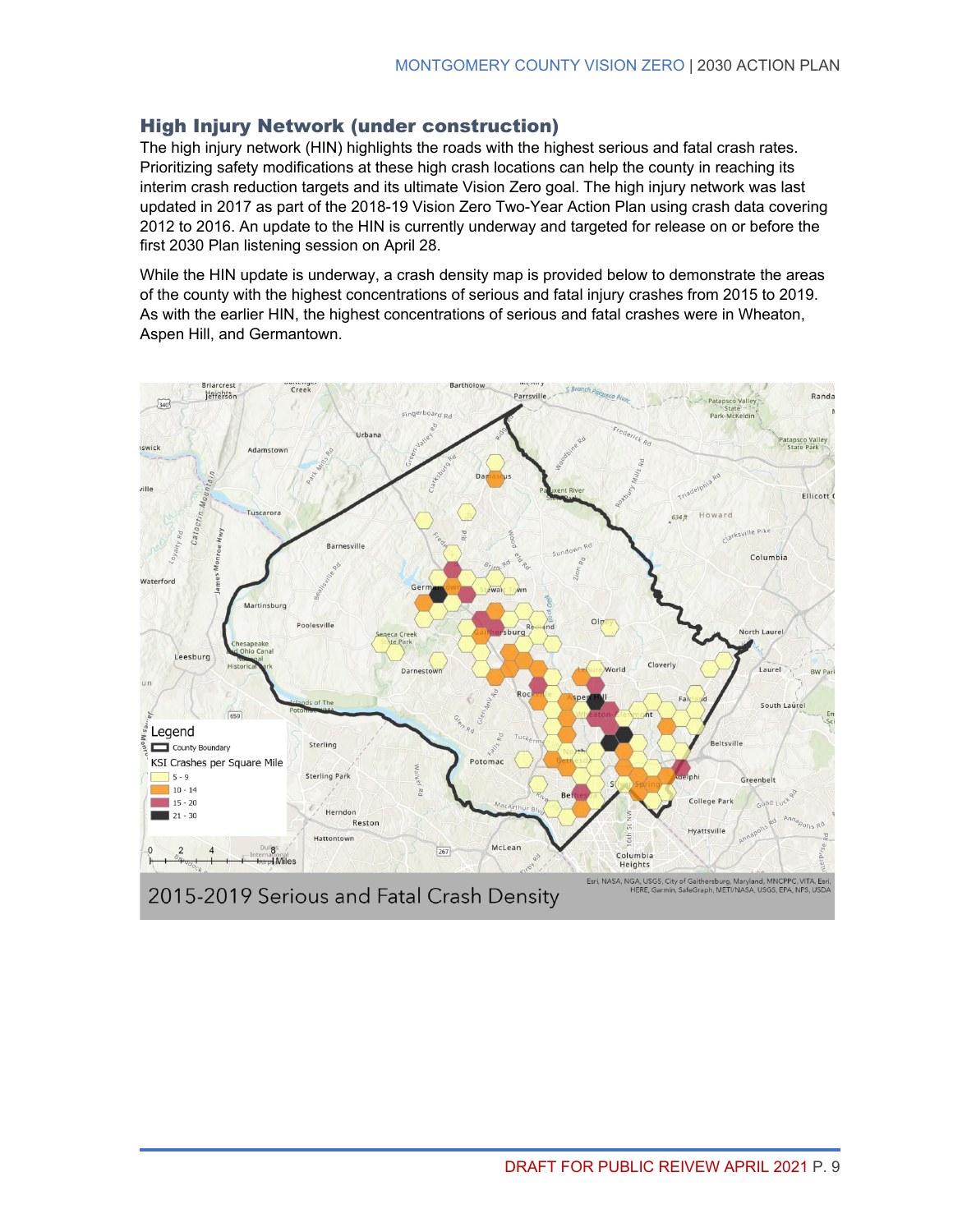## High Injury Network (under construction)

The high injury network (HIN) highlights the roads with the highest serious and fatal crash rates. Prioritizing safety modifications at these high crash locations can help the county in reaching its interim crash reduction targets and its ultimate Vision Zero goal. The high injury network was last updated in 2017 as part of the 2018-19 Vision Zero Two-Year Action Plan using crash data covering 2012 to 2016. An update to the HIN is currently underway and targeted for release on or before the first 2030 Plan listening session on April 28.

While the HIN update is underway, a crash density map is provided below to demonstrate the areas of the county with the highest concentrations of serious and fatal injury crashes from 2015 to 2019. As with the earlier HIN, the highest concentrations of serious and fatal crashes were in Wheaton, Aspen Hill, and Germantown.

2015-2019 Serious and Fatal Crash Density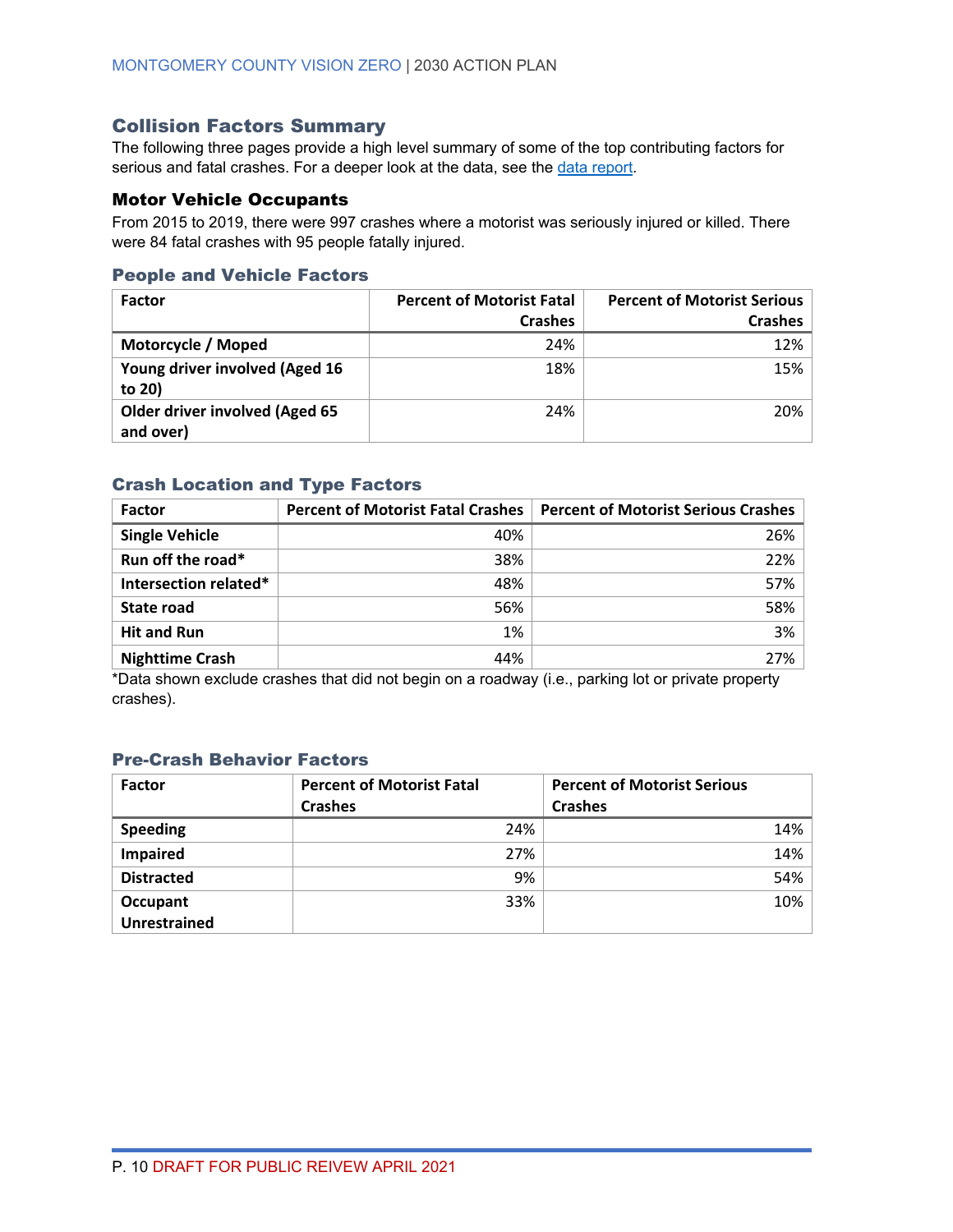## Collision Factors Summary

The following three pages provide a high level summary of some of the top contributing factors for serious and fatal crashes. For a deeper look at the data, see the data report.

### Motor Vehicle Occupants

From 2015 to 2019, there were 997 crashes where a motorist was seriously injured or killed. There were 84 fatal crashes with 95 people fatally injured.

#### People and Vehicle Factors

| Factor | Percent of Motorist Fatal Crashes | Percent of Motorist Serious Crashes |
|---|---|---|
| **Motorcycle / Moped** | 24% | 12% |
| **Young driver involved (Aged 16 to 20)** | 18% | 15% |
| **Older driver involved (Aged 65 and over)** | 24% | 20% |

#### Crash Location and Type Factors

| Factor | Percent of Motorist Fatal Crashes | Percent of Motorist Serious Crashes |
|---|---|---|
| **Single Vehicle** | 40% | 26% |
| **Run off the road*** | 38% | 22% |
| **Intersection related*** | 48% | 57% |
| **State road** | 56% | 58% |
| **Hit and Run** | 1% | 3% |
| **Nighttime Crash** | 44% | 27% |

*Data shown exclude crashes that did not begin on a roadway (i.e., parking lot or private property crashes).

#### Pre-Crash Behavior Factors

| Factor | Percent of Motorist Fatal Crashes | Percent of Motorist Serious Crashes |
|---|---|---|
| **Speeding** | 24% | 14% |
| **Impaired** | 27% | 14% |
| **Distracted** | 9% | 54% |
| **Occupant Unrestrained** | 33% | 10% |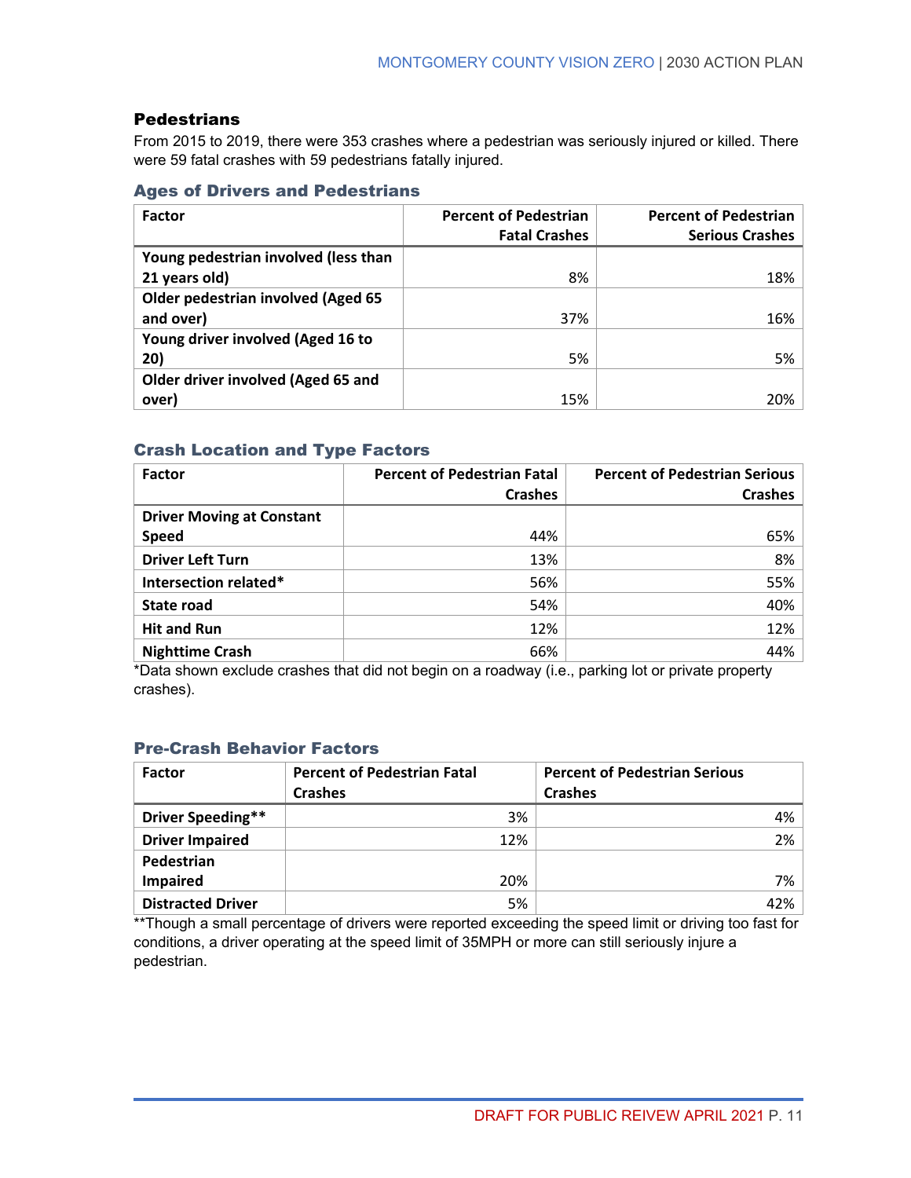## Pedestrians

From 2015 to 2019, there were 353 crashes where a pedestrian was seriously injured or killed. There were 59 fatal crashes with 59 pedestrians fatally injured.

### Ages of Drivers and Pedestrians

| Factor | Percent of Pedestrian Fatal Crashes | Percent of Pedestrian Serious Crashes |
|---|---|---|
| Young pedestrian involved (less than 21 years old) | 8% | 18% |
| Older pedestrian involved (Aged 65 and over) | 37% | 16% |
| Young driver involved (Aged 16 to 20) | 5% | 5% |
| Older driver involved (Aged 65 and over) | 15% | 20% |

### Crash Location and Type Factors

| Factor | Percent of Pedestrian Fatal Crashes | Percent of Pedestrian Serious Crashes |
|---|---|---|
| Driver Moving at Constant Speed | 44% | 65% |
| Driver Left Turn | 13% | 8% |
| Intersection related* | 56% | 55% |
| State road | 54% | 40% |
| Hit and Run | 12% | 12% |
| Nighttime Crash | 66% | 44% |

*Data shown exclude crashes that did not begin on a roadway (i.e., parking lot or private property crashes).

### Pre-Crash Behavior Factors

| Factor | Percent of Pedestrian Fatal Crashes | Percent of Pedestrian Serious Crashes |
|---|---|---|
| Driver Speeding** | 3% | 4% |
| Driver Impaired | 12% | 2% |
| Pedestrian Impaired | 20% | 7% |
| Distracted Driver | 5% | 42% |

**Though a small percentage of drivers were reported exceeding the speed limit or driving too fast for conditions, a driver operating at the speed limit of 35MPH or more can still seriously injure a pedestrian.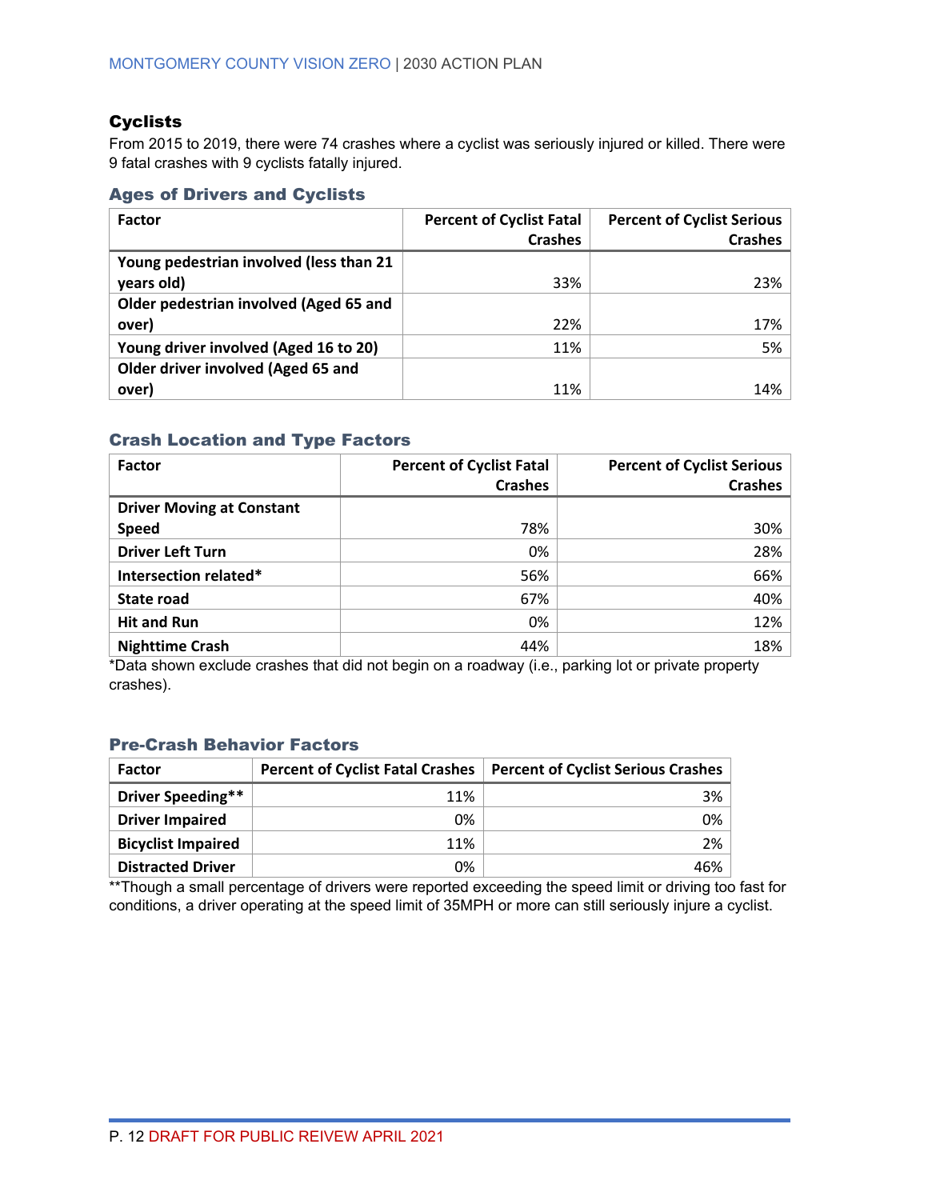## Cyclists

From 2015 to 2019, there were 74 crashes where a cyclist was seriously injured or killed. There were 9 fatal crashes with 9 cyclists fatally injured.

### Ages of Drivers and Cyclists

| Factor | Percent of Cyclist Fatal Crashes | Percent of Cyclist Serious Crashes |
|---|---|---|
| Young pedestrian involved (less than 21 years old) | 33% | 23% |
| Older pedestrian involved (Aged 65 and over) | 22% | 17% |
| Young driver involved (Aged 16 to 20) | 11% | 5% |
| Older driver involved (Aged 65 and over) | 11% | 14% |

### Crash Location and Type Factors

| Factor | Percent of Cyclist Fatal Crashes | Percent of Cyclist Serious Crashes |
|---|---|---|
| Driver Moving at Constant Speed | 78% | 30% |
| Driver Left Turn | 0% | 28% |
| Intersection related* | 56% | 66% |
| State road | 67% | 40% |
| Hit and Run | 0% | 12% |
| Nighttime Crash | 44% | 18% |

*Data shown exclude crashes that did not begin on a roadway (i.e., parking lot or private property crashes).

### Pre-Crash Behavior Factors

| Factor | Percent of Cyclist Fatal Crashes | Percent of Cyclist Serious Crashes |
|---|---|---|
| Driver Speeding** | 11% | 3% |
| Driver Impaired | 0% | 0% |
| Bicyclist Impaired | 11% | 2% |
| Distracted Driver | 0% | 46% |

**Though a small percentage of drivers were reported exceeding the speed limit or driving too fast for conditions, a driver operating at the speed limit of 35MPH or more can still seriously injure a cyclist.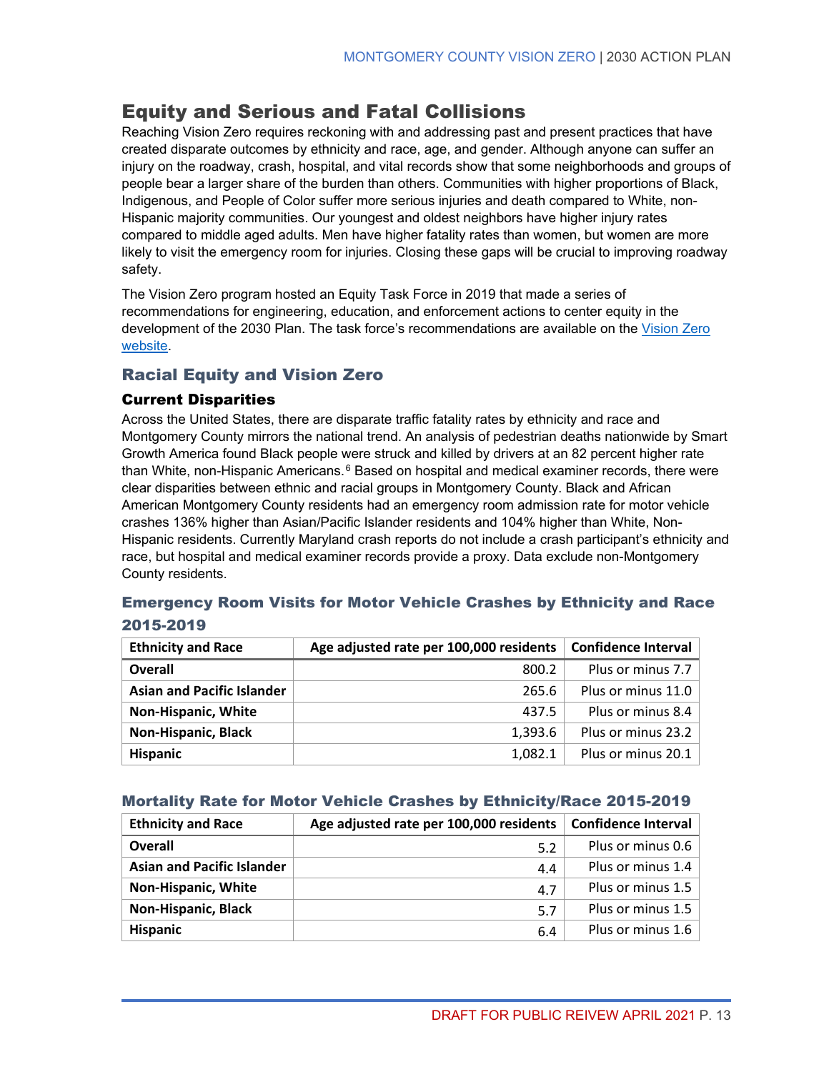## Equity and Serious and Fatal Collisions

Reaching Vision Zero requires reckoning with and addressing past and present practices that have created disparate outcomes by ethnicity and race, age, and gender. Although anyone can suffer an injury on the roadway, crash, hospital, and vital records show that some neighborhoods and groups of people bear a larger share of the burden than others. Communities with higher proportions of Black, Indigenous, and People of Color suffer more serious injuries and death compared to White, non-Hispanic majority communities. Our youngest and oldest neighbors have higher injury rates compared to middle aged adults. Men have higher fatality rates than women, but women are more likely to visit the emergency room for injuries. Closing these gaps will be crucial to improving roadway safety.

The Vision Zero program hosted an Equity Task Force in 2019 that made a series of recommendations for engineering, education, and enforcement actions to center equity in the development of the 2030 Plan. The task force's recommendations are available on the [Vision Zero website](Vision Zero website).

### Racial Equity and Vision Zero

#### Current Disparities

Across the United States, there are disparate traffic fatality rates by ethnicity and race and Montgomery County mirrors the national trend. An analysis of pedestrian deaths nationwide by Smart Growth America found Black people were struck and killed by drivers at an 82 percent higher rate than White, non-Hispanic Americans.[6] Based on hospital and medical examiner records, there were clear disparities between ethnic and racial groups in Montgomery County. Black and African American Montgomery County residents had an emergency room admission rate for motor vehicle crashes 136% higher than Asian/Pacific Islander residents and 104% higher than White, Non-Hispanic residents. Currently Maryland crash reports do not include a crash participant's ethnicity and race, but hospital and medical examiner records provide a proxy. Data exclude non-Montgomery County residents.

#### Emergency Room Visits for Motor Vehicle Crashes by Ethnicity and Race 2015-2019

| Ethnicity and Race | Age adjusted rate per 100,000 residents | Confidence Interval |
|---|---|---|
| **Overall** | 800.2 | Plus or minus 7.7 |
| **Asian and Pacific Islander** | 265.6 | Plus or minus 11.0 |
| **Non-Hispanic, White** | 437.5 | Plus or minus 8.4 |
| **Non-Hispanic, Black** | 1,393.6 | Plus or minus 23.2 |
| **Hispanic** | 1,082.1 | Plus or minus 20.1 |

#### Mortality Rate for Motor Vehicle Crashes by Ethnicity/Race 2015-2019

| Ethnicity and Race | Age adjusted rate per 100,000 residents | Confidence Interval |
|---|---|---|
| **Overall** | 5.2 | Plus or minus 0.6 |
| **Asian and Pacific Islander** | 4.4 | Plus or minus 1.4 |
| **Non-Hispanic, White** | 4.7 | Plus or minus 1.5 |
| **Non-Hispanic, Black** | 5.7 | Plus or minus 1.5 |
| **Hispanic** | 6.4 | Plus or minus 1.6 |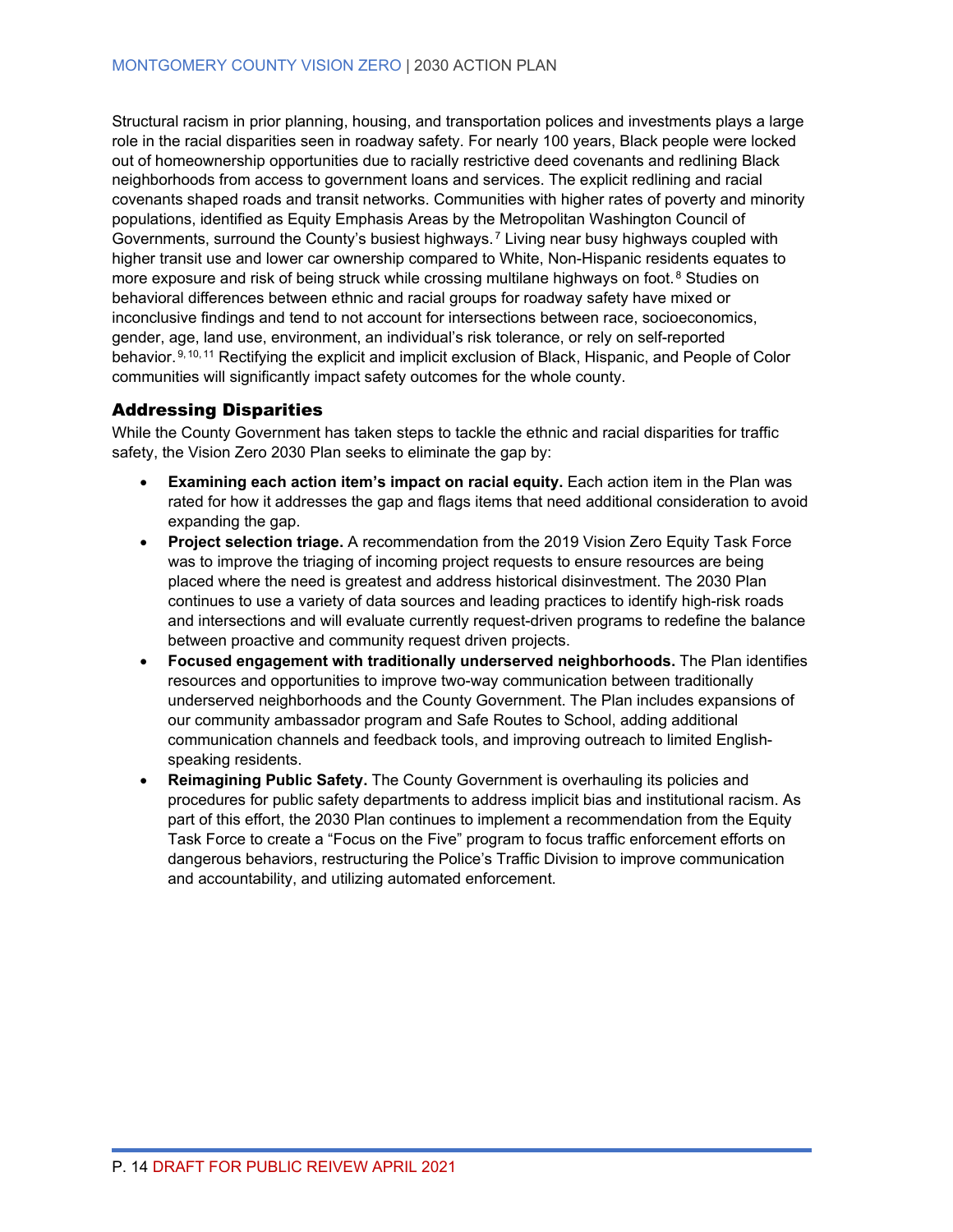Structural racism in prior planning, housing, and transportation polices and investments plays a large role in the racial disparities seen in roadway safety. For nearly 100 years, Black people were locked out of homeownership opportunities due to racially restrictive deed covenants and redlining Black neighborhoods from access to government loans and services. The explicit redlining and racial covenants shaped roads and transit networks. Communities with higher rates of poverty and minority populations, identified as Equity Emphasis Areas by the Metropolitan Washington Council of Governments, surround the County's busiest highways.[7] Living near busy highways coupled with higher transit use and lower car ownership compared to White, Non-Hispanic residents equates to more exposure and risk of being struck while crossing multilane highways on foot.[8] Studies on behavioral differences between ethnic and racial groups for roadway safety have mixed or inconclusive findings and tend to not account for intersections between race, socioeconomics, gender, age, land use, environment, an individual's risk tolerance, or rely on self-reported behavior.[9, 10, 11] Rectifying the explicit and implicit exclusion of Black, Hispanic, and People of Color communities will significantly impact safety outcomes for the whole county.

## Addressing Disparities

While the County Government has taken steps to tackle the ethnic and racial disparities for traffic safety, the Vision Zero 2030 Plan seeks to eliminate the gap by:

- **Examining each action item's impact on racial equity.** Each action item in the Plan was rated for how it addresses the gap and flags items that need additional consideration to avoid expanding the gap.
- **Project selection triage.** A recommendation from the 2019 Vision Zero Equity Task Force was to improve the triaging of incoming project requests to ensure resources are being placed where the need is greatest and address historical disinvestment. The 2030 Plan continues to use a variety of data sources and leading practices to identify high-risk roads and intersections and will evaluate currently request-driven programs to redefine the balance between proactive and community request driven projects.
- **Focused engagement with traditionally underserved neighborhoods.** The Plan identifies resources and opportunities to improve two-way communication between traditionally underserved neighborhoods and the County Government. The Plan includes expansions of our community ambassador program and Safe Routes to School, adding additional communication channels and feedback tools, and improving outreach to limited English-speaking residents.
- **Reimagining Public Safety.** The County Government is overhauling its policies and procedures for public safety departments to address implicit bias and institutional racism. As part of this effort, the 2030 Plan continues to implement a recommendation from the Equity Task Force to create a "Focus on the Five" program to focus traffic enforcement efforts on dangerous behaviors, restructuring the Police's Traffic Division to improve communication and accountability, and utilizing automated enforcement.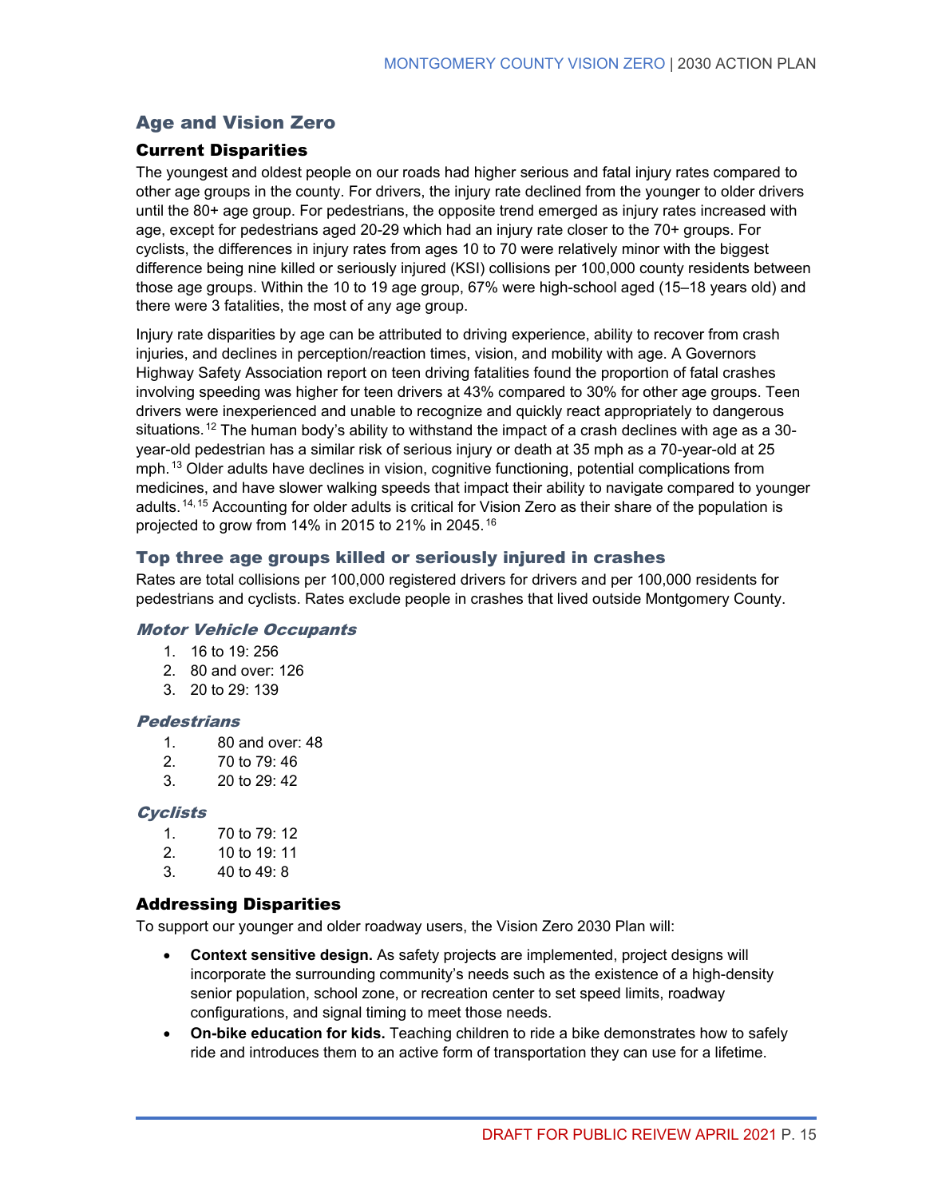## Age and Vision Zero

### Current Disparities

The youngest and oldest people on our roads had higher serious and fatal injury rates compared to other age groups in the county. For drivers, the injury rate declined from the younger to older drivers until the 80+ age group. For pedestrians, the opposite trend emerged as injury rates increased with age, except for pedestrians aged 20-29 which had an injury rate closer to the 70+ groups. For cyclists, the differences in injury rates from ages 10 to 70 were relatively minor with the biggest difference being nine killed or seriously injured (KSI) collisions per 100,000 county residents between those age groups. Within the 10 to 19 age group, 67% were high-school aged (15–18 years old) and there were 3 fatalities, the most of any age group.

Injury rate disparities by age can be attributed to driving experience, ability to recover from crash injuries, and declines in perception/reaction times, vision, and mobility with age. A Governors Highway Safety Association report on teen driving fatalities found the proportion of fatal crashes involving speeding was higher for teen drivers at 43% compared to 30% for other age groups. Teen drivers were inexperienced and unable to recognize and quickly react appropriately to dangerous situations.[12] The human body's ability to withstand the impact of a crash declines with age as a 30-year-old pedestrian has a similar risk of serious injury or death at 35 mph as a 70-year-old at 25 mph.[13] Older adults have declines in vision, cognitive functioning, potential complications from medicines, and have slower walking speeds that impact their ability to navigate compared to younger adults.[14, 15] Accounting for older adults is critical for Vision Zero as their share of the population is projected to grow from 14% in 2015 to 21% in 2045.[16]

### Top three age groups killed or seriously injured in crashes

Rates are total collisions per 100,000 registered drivers for drivers and per 100,000 residents for pedestrians and cyclists. Rates exclude people in crashes that lived outside Montgomery County.

#### *Motor Vehicle Occupants*

1. 16 to 19: 256
2. 80 and over: 126
3. 20 to 29: 139

#### *Pedestrians*

1. 80 and over: 48
2. 70 to 79: 46
3. 20 to 29: 42

#### *Cyclists*

1. 70 to 79: 12
2. 10 to 19: 11
3. 40 to 49: 8

### Addressing Disparities

To support our younger and older roadway users, the Vision Zero 2030 Plan will:

- **Context sensitive design.** As safety projects are implemented, project designs will incorporate the surrounding community's needs such as the existence of a high-density senior population, school zone, or recreation center to set speed limits, roadway configurations, and signal timing to meet those needs.
- **On-bike education for kids.** Teaching children to ride a bike demonstrates how to safely ride and introduces them to an active form of transportation they can use for a lifetime.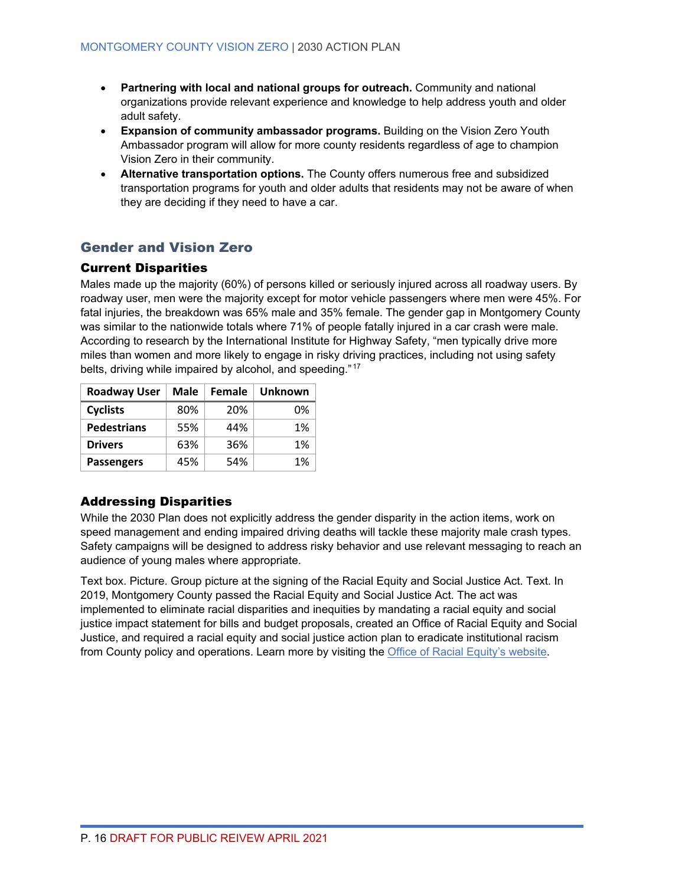- **Partnering with local and national groups for outreach.** Community and national organizations provide relevant experience and knowledge to help address youth and older adult safety.
- **Expansion of community ambassador programs.** Building on the Vision Zero Youth Ambassador program will allow for more county residents regardless of age to champion Vision Zero in their community.
- **Alternative transportation options.** The County offers numerous free and subsidized transportation programs for youth and older adults that residents may not be aware of when they are deciding if they need to have a car.

## Gender and Vision Zero

### Current Disparities

Males made up the majority (60%) of persons killed or seriously injured across all roadway users. By roadway user, men were the majority except for motor vehicle passengers where men were 45%. For fatal injuries, the breakdown was 65% male and 35% female. The gender gap in Montgomery County was similar to the nationwide totals where 71% of people fatally injured in a car crash were male. According to research by the International Institute for Highway Safety, "men typically drive more miles than women and more likely to engage in risky driving practices, including not using safety belts, driving while impaired by alcohol, and speeding."[17]

| Roadway User | Male | Female | Unknown |
|---|---|---|---|
| **Cyclists** | 80% | 20% | 0% |
| **Pedestrians** | 55% | 44% | 1% |
| **Drivers** | 63% | 36% | 1% |
| **Passengers** | 45% | 54% | 1% |

### Addressing Disparities

While the 2030 Plan does not explicitly address the gender disparity in the action items, work on speed management and ending impaired driving deaths will tackle these majority male crash types. Safety campaigns will be designed to address risky behavior and use relevant messaging to reach an audience of young males where appropriate.

Text box. Picture. Group picture at the signing of the Racial Equity and Social Justice Act. Text. In 2019, Montgomery County passed the Racial Equity and Social Justice Act. The act was implemented to eliminate racial disparities and inequities by mandating a racial equity and social justice impact statement for bills and budget proposals, created an Office of Racial Equity and Social Justice, and required a racial equity and social justice action plan to eradicate institutional racism from County policy and operations. Learn more by visiting the Office of Racial Equity's website.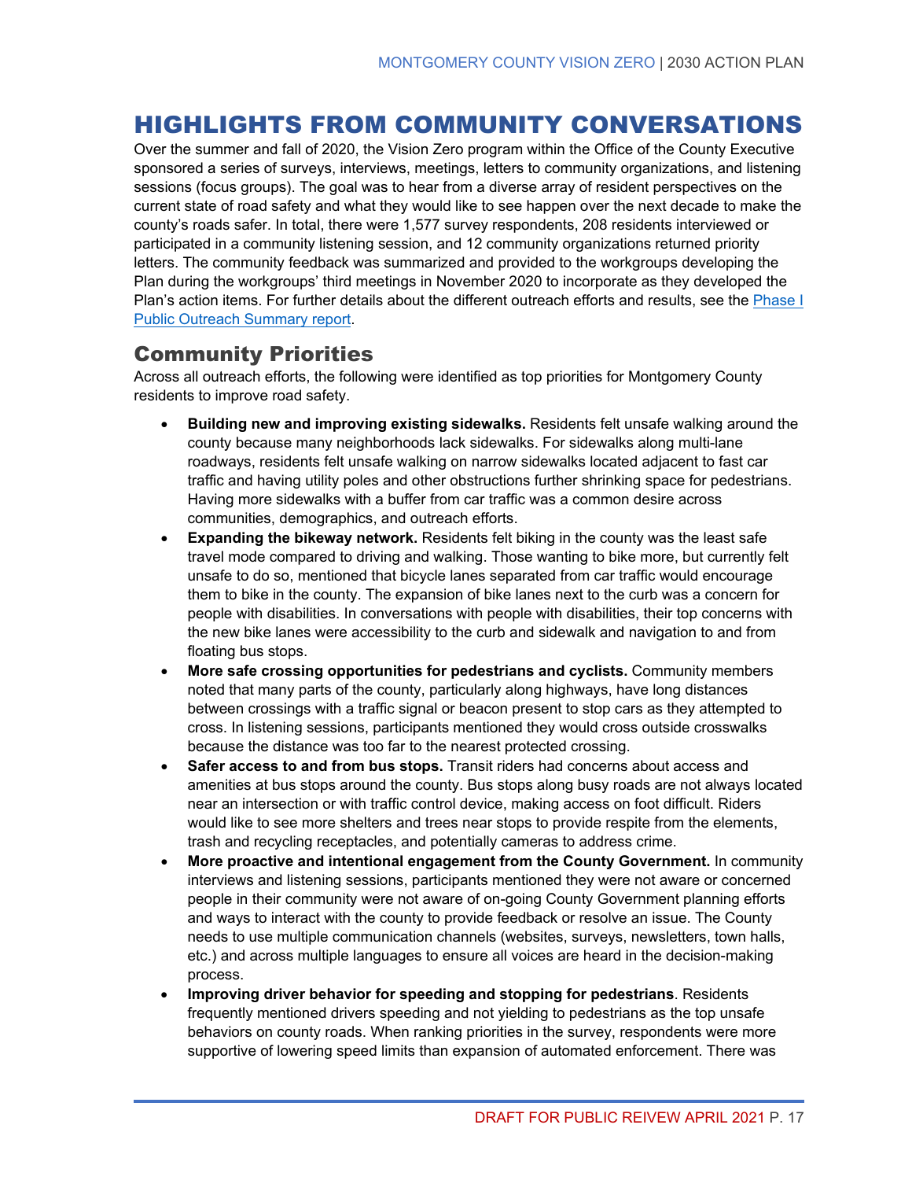# HIGHLIGHTS FROM COMMUNITY CONVERSATIONS

Over the summer and fall of 2020, the Vision Zero program within the Office of the County Executive sponsored a series of surveys, interviews, meetings, letters to community organizations, and listening sessions (focus groups). The goal was to hear from a diverse array of resident perspectives on the current state of road safety and what they would like to see happen over the next decade to make the county's roads safer. In total, there were 1,577 survey respondents, 208 residents interviewed or participated in a community listening session, and 12 community organizations returned priority letters. The community feedback was summarized and provided to the workgroups developing the Plan during the workgroups' third meetings in November 2020 to incorporate as they developed the Plan's action items. For further details about the different outreach efforts and results, see the Phase I Public Outreach Summary report.

## Community Priorities

Across all outreach efforts, the following were identified as top priorities for Montgomery County residents to improve road safety.

- **Building new and improving existing sidewalks.** Residents felt unsafe walking around the county because many neighborhoods lack sidewalks. For sidewalks along multi-lane roadways, residents felt unsafe walking on narrow sidewalks located adjacent to fast car traffic and having utility poles and other obstructions further shrinking space for pedestrians. Having more sidewalks with a buffer from car traffic was a common desire across communities, demographics, and outreach efforts.
- **Expanding the bikeway network.** Residents felt biking in the county was the least safe travel mode compared to driving and walking. Those wanting to bike more, but currently felt unsafe to do so, mentioned that bicycle lanes separated from car traffic would encourage them to bike in the county. The expansion of bike lanes next to the curb was a concern for people with disabilities. In conversations with people with disabilities, their top concerns with the new bike lanes were accessibility to the curb and sidewalk and navigation to and from floating bus stops.
- **More safe crossing opportunities for pedestrians and cyclists.** Community members noted that many parts of the county, particularly along highways, have long distances between crossings with a traffic signal or beacon present to stop cars as they attempted to cross. In listening sessions, participants mentioned they would cross outside crosswalks because the distance was too far to the nearest protected crossing.
- **Safer access to and from bus stops.** Transit riders had concerns about access and amenities at bus stops around the county. Bus stops along busy roads are not always located near an intersection or with traffic control device, making access on foot difficult. Riders would like to see more shelters and trees near stops to provide respite from the elements, trash and recycling receptacles, and potentially cameras to address crime.
- **More proactive and intentional engagement from the County Government.** In community interviews and listening sessions, participants mentioned they were not aware or concerned people in their community were not aware of on-going County Government planning efforts and ways to interact with the county to provide feedback or resolve an issue. The County needs to use multiple communication channels (websites, surveys, newsletters, town halls, etc.) and across multiple languages to ensure all voices are heard in the decision-making process.
- **Improving driver behavior for speeding and stopping for pedestrians**. Residents frequently mentioned drivers speeding and not yielding to pedestrians as the top unsafe behaviors on county roads. When ranking priorities in the survey, respondents were more supportive of lowering speed limits than expansion of automated enforcement. There was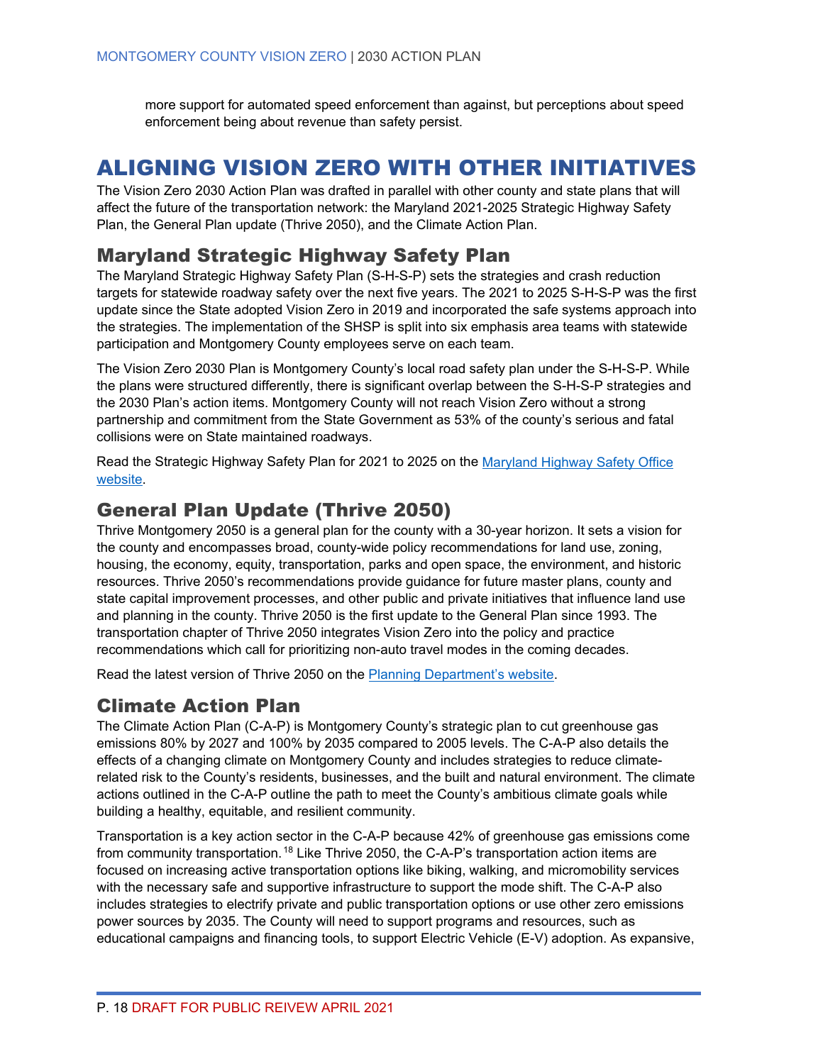more support for automated speed enforcement than against, but perceptions about speed enforcement being about revenue than safety persist.

# ALIGNING VISION ZERO WITH OTHER INITIATIVES

The Vision Zero 2030 Action Plan was drafted in parallel with other county and state plans that will affect the future of the transportation network: the Maryland 2021-2025 Strategic Highway Safety Plan, the General Plan update (Thrive 2050), and the Climate Action Plan.

## Maryland Strategic Highway Safety Plan

The Maryland Strategic Highway Safety Plan (S-H-S-P) sets the strategies and crash reduction targets for statewide roadway safety over the next five years. The 2021 to 2025 S-H-S-P was the first update since the State adopted Vision Zero in 2019 and incorporated the safe systems approach into the strategies. The implementation of the SHSP is split into six emphasis area teams with statewide participation and Montgomery County employees serve on each team.

The Vision Zero 2030 Plan is Montgomery County's local road safety plan under the S-H-S-P. While the plans were structured differently, there is significant overlap between the S-H-S-P strategies and the 2030 Plan's action items. Montgomery County will not reach Vision Zero without a strong partnership and commitment from the State Government as 53% of the county's serious and fatal collisions were on State maintained roadways.

Read the Strategic Highway Safety Plan for 2021 to 2025 on the Maryland Highway Safety Office website.

## General Plan Update (Thrive 2050)

Thrive Montgomery 2050 is a general plan for the county with a 30-year horizon. It sets a vision for the county and encompasses broad, county-wide policy recommendations for land use, zoning, housing, the economy, equity, transportation, parks and open space, the environment, and historic resources. Thrive 2050's recommendations provide guidance for future master plans, county and state capital improvement processes, and other public and private initiatives that influence land use and planning in the county. Thrive 2050 is the first update to the General Plan since 1993. The transportation chapter of Thrive 2050 integrates Vision Zero into the policy and practice recommendations which call for prioritizing non-auto travel modes in the coming decades.

Read the latest version of Thrive 2050 on the Planning Department's website.

## Climate Action Plan

The Climate Action Plan (C-A-P) is Montgomery County's strategic plan to cut greenhouse gas emissions 80% by 2027 and 100% by 2035 compared to 2005 levels. The C-A-P also details the effects of a changing climate on Montgomery County and includes strategies to reduce climate-related risk to the County's residents, businesses, and the built and natural environment. The climate actions outlined in the C-A-P outline the path to meet the County's ambitious climate goals while building a healthy, equitable, and resilient community.

Transportation is a key action sector in the C-A-P because 42% of greenhouse gas emissions come from community transportation.[18] Like Thrive 2050, the C-A-P's transportation action items are focused on increasing active transportation options like biking, walking, and micromobility services with the necessary safe and supportive infrastructure to support the mode shift. The C-A-P also includes strategies to electrify private and public transportation options or use other zero emissions power sources by 2035. The County will need to support programs and resources, such as educational campaigns and financing tools, to support Electric Vehicle (E-V) adoption. As expansive,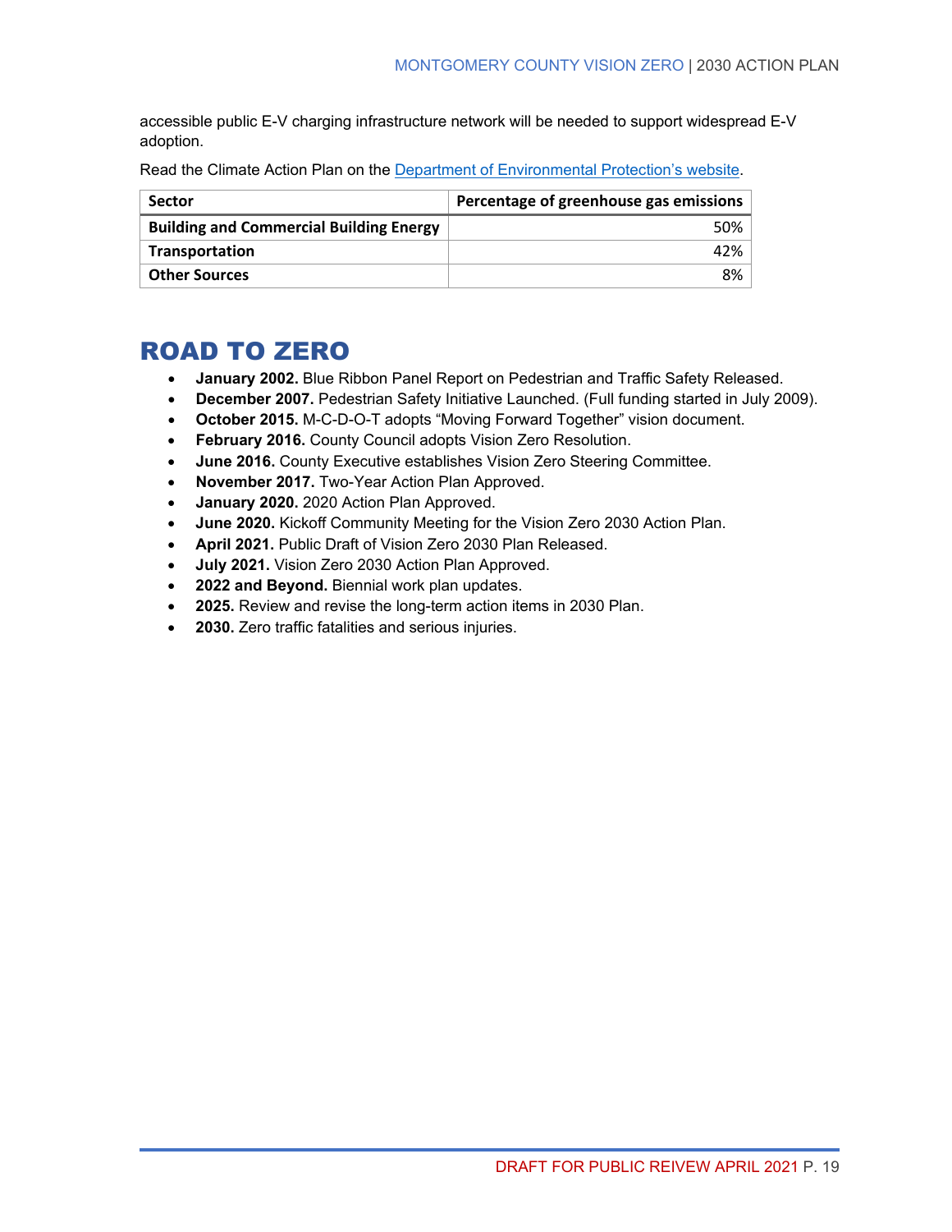accessible public E-V charging infrastructure network will be needed to support widespread E-V adoption.

Read the Climate Action Plan on the [Department of Environmental Protection's website](#).

| Sector | Percentage of greenhouse gas emissions |
|---|---|
| Building and Commercial Building Energy | 50% |
| Transportation | 42% |
| Other Sources | 8% |

# ROAD TO ZERO

- **January 2002.** Blue Ribbon Panel Report on Pedestrian and Traffic Safety Released.
- **December 2007.** Pedestrian Safety Initiative Launched. (Full funding started in July 2009).
- **October 2015.** M-C-D-O-T adopts "Moving Forward Together" vision document.
- **February 2016.** County Council adopts Vision Zero Resolution.
- **June 2016.** County Executive establishes Vision Zero Steering Committee.
- **November 2017.** Two-Year Action Plan Approved.
- **January 2020.** 2020 Action Plan Approved.
- **June 2020.** Kickoff Community Meeting for the Vision Zero 2030 Action Plan.
- **April 2021.** Public Draft of Vision Zero 2030 Plan Released.
- **July 2021.** Vision Zero 2030 Action Plan Approved.
- **2022 and Beyond.** Biennial work plan updates.
- **2025.** Review and revise the long-term action items in 2030 Plan.
- **2030.** Zero traffic fatalities and serious injuries.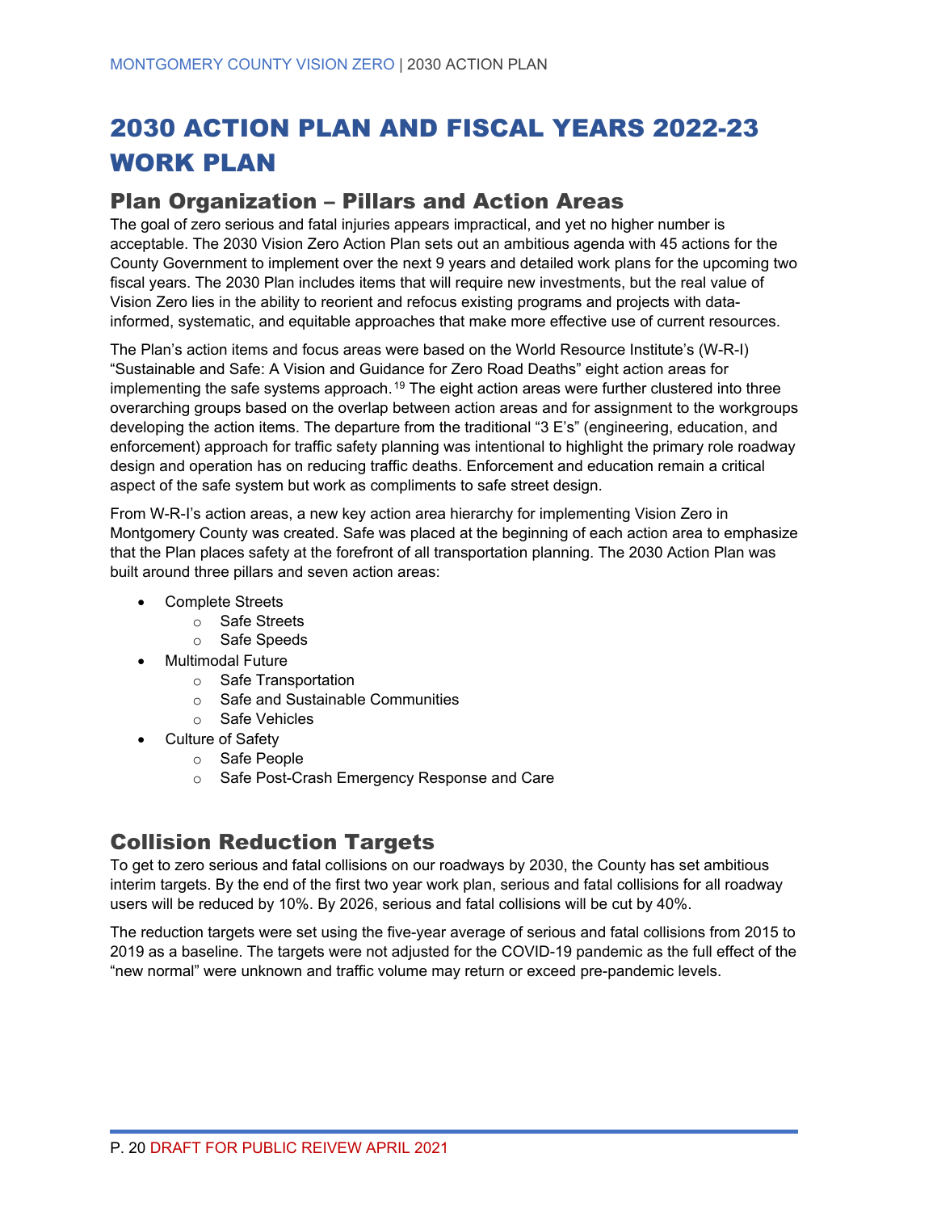# 2030 ACTION PLAN AND FISCAL YEARS 2022-23 WORK PLAN

## Plan Organization – Pillars and Action Areas

The goal of zero serious and fatal injuries appears impractical, and yet no higher number is acceptable. The 2030 Vision Zero Action Plan sets out an ambitious agenda with 45 actions for the County Government to implement over the next 9 years and detailed work plans for the upcoming two fiscal years. The 2030 Plan includes items that will require new investments, but the real value of Vision Zero lies in the ability to reorient and refocus existing programs and projects with data-informed, systematic, and equitable approaches that make more effective use of current resources.

The Plan's action items and focus areas were based on the World Resource Institute's (W-R-I) "Sustainable and Safe: A Vision and Guidance for Zero Road Deaths" eight action areas for implementing the safe systems approach.[19] The eight action areas were further clustered into three overarching groups based on the overlap between action areas and for assignment to the workgroups developing the action items. The departure from the traditional "3 E's" (engineering, education, and enforcement) approach for traffic safety planning was intentional to highlight the primary role roadway design and operation has on reducing traffic deaths. Enforcement and education remain a critical aspect of the safe system but work as compliments to safe street design.

From W-R-I's action areas, a new key action area hierarchy for implementing Vision Zero in Montgomery County was created. Safe was placed at the beginning of each action area to emphasize that the Plan places safety at the forefront of all transportation planning. The 2030 Action Plan was built around three pillars and seven action areas:

- Complete Streets
  - Safe Streets
  - Safe Speeds
- Multimodal Future
  - Safe Transportation
  - Safe and Sustainable Communities
  - Safe Vehicles
- Culture of Safety
  - Safe People
  - Safe Post-Crash Emergency Response and Care

## Collision Reduction Targets

To get to zero serious and fatal collisions on our roadways by 2030, the County has set ambitious interim targets. By the end of the first two year work plan, serious and fatal collisions for all roadway users will be reduced by 10%. By 2026, serious and fatal collisions will be cut by 40%.

The reduction targets were set using the five-year average of serious and fatal collisions from 2015 to 2019 as a baseline. The targets were not adjusted for the COVID-19 pandemic as the full effect of the "new normal" were unknown and traffic volume may return or exceed pre-pandemic levels.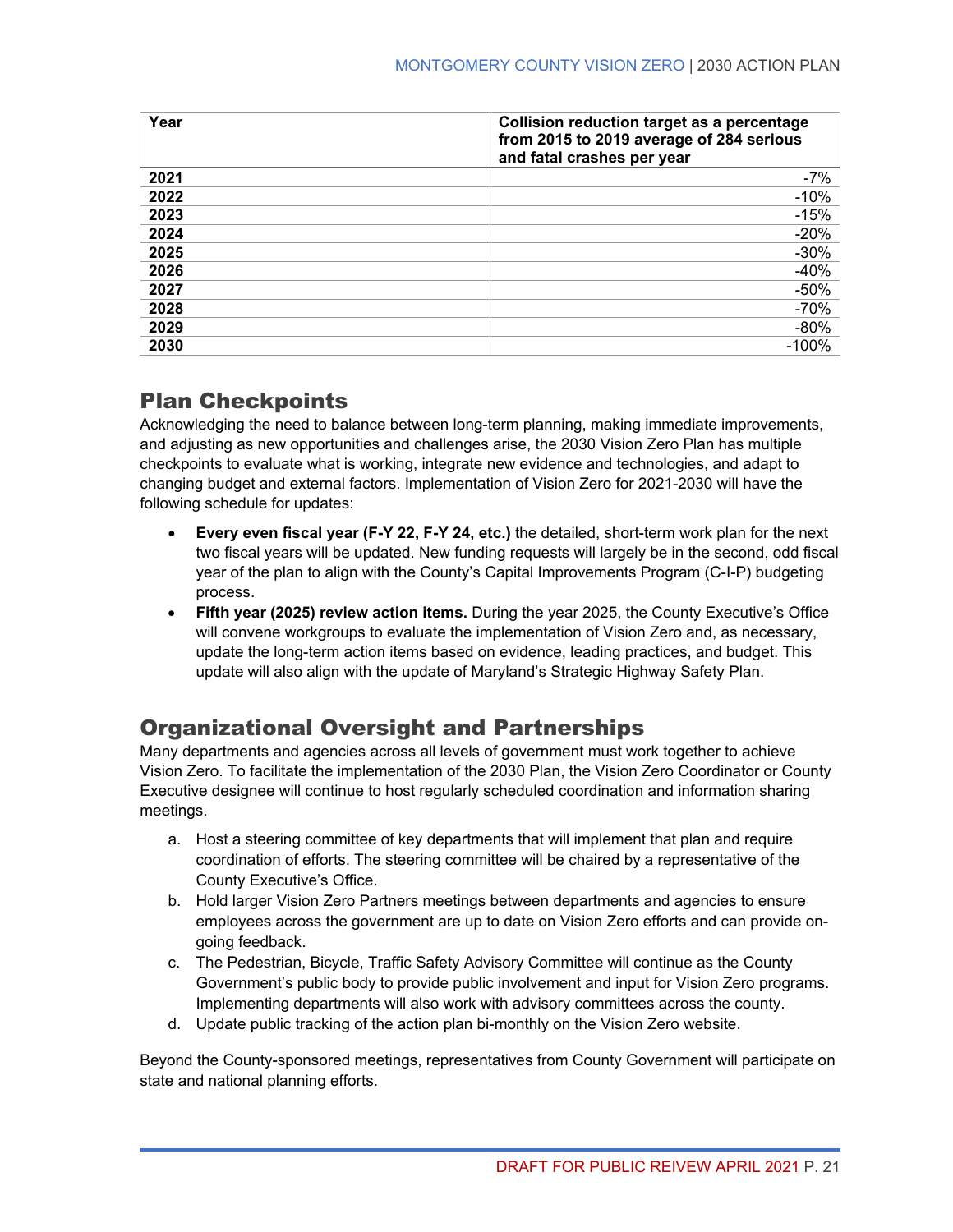| Year | Collision reduction target as a percentage from 2015 to 2019 average of 284 serious and fatal crashes per year |
|---|---|
| **2021** | -7% |
| **2022** | -10% |
| **2023** | -15% |
| **2024** | -20% |
| **2025** | -30% |
| **2026** | -40% |
| **2027** | -50% |
| **2028** | -70% |
| **2029** | -80% |
| **2030** | -100% |

## Plan Checkpoints

Acknowledging the need to balance between long-term planning, making immediate improvements, and adjusting as new opportunities and challenges arise, the 2030 Vision Zero Plan has multiple checkpoints to evaluate what is working, integrate new evidence and technologies, and adapt to changing budget and external factors. Implementation of Vision Zero for 2021-2030 will have the following schedule for updates:

- **Every even fiscal year (F-Y 22, F-Y 24, etc.)** the detailed, short-term work plan for the next two fiscal years will be updated. New funding requests will largely be in the second, odd fiscal year of the plan to align with the County's Capital Improvements Program (C-I-P) budgeting process.
- **Fifth year (2025) review action items.** During the year 2025, the County Executive's Office will convene workgroups to evaluate the implementation of Vision Zero and, as necessary, update the long-term action items based on evidence, leading practices, and budget. This update will also align with the update of Maryland's Strategic Highway Safety Plan.

## Organizational Oversight and Partnerships

Many departments and agencies across all levels of government must work together to achieve Vision Zero. To facilitate the implementation of the 2030 Plan, the Vision Zero Coordinator or County Executive designee will continue to host regularly scheduled coordination and information sharing meetings.

a. Host a steering committee of key departments that will implement that plan and require coordination of efforts. The steering committee will be chaired by a representative of the County Executive's Office.
b. Hold larger Vision Zero Partners meetings between departments and agencies to ensure employees across the government are up to date on Vision Zero efforts and can provide on-going feedback.
c. The Pedestrian, Bicycle, Traffic Safety Advisory Committee will continue as the County Government's public body to provide public involvement and input for Vision Zero programs. Implementing departments will also work with advisory committees across the county.
d. Update public tracking of the action plan bi-monthly on the Vision Zero website.

Beyond the County-sponsored meetings, representatives from County Government will participate on state and national planning efforts.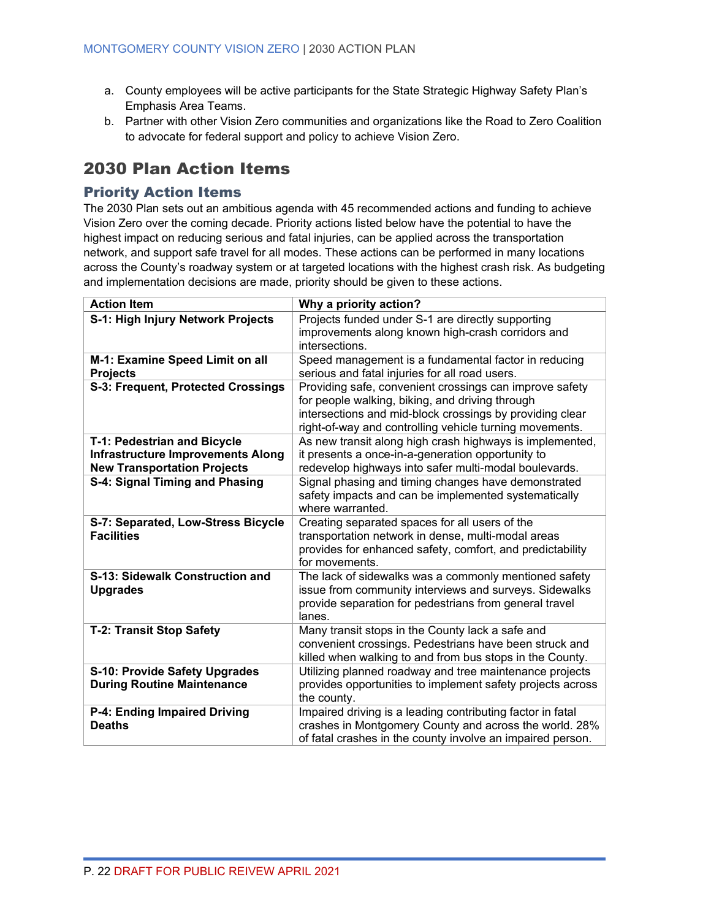a. County employees will be active participants for the State Strategic Highway Safety Plan's Emphasis Area Teams.
b. Partner with other Vision Zero communities and organizations like the Road to Zero Coalition to advocate for federal support and policy to achieve Vision Zero.

## 2030 Plan Action Items

### Priority Action Items

The 2030 Plan sets out an ambitious agenda with 45 recommended actions and funding to achieve Vision Zero over the coming decade. Priority actions listed below have the potential to have the highest impact on reducing serious and fatal injuries, can be applied across the transportation network, and support safe travel for all modes. These actions can be performed in many locations across the County's roadway system or at targeted locations with the highest crash risk. As budgeting and implementation decisions are made, priority should be given to these actions.

| Action Item | Why a priority action? |
|---|---|
| **S-1: High Injury Network Projects** | Projects funded under S-1 are directly supporting improvements along known high-crash corridors and intersections. |
| **M-1: Examine Speed Limit on all Projects** | Speed management is a fundamental factor in reducing serious and fatal injuries for all road users. |
| **S-3: Frequent, Protected Crossings** | Providing safe, convenient crossings can improve safety for people walking, biking, and driving through intersections and mid-block crossings by providing clear right-of-way and controlling vehicle turning movements. |
| **T-1: Pedestrian and Bicycle Infrastructure Improvements Along New Transportation Projects** | As new transit along high crash highways is implemented, it presents a once-in-a-generation opportunity to redevelop highways into safer multi-modal boulevards. |
| **S-4: Signal Timing and Phasing** | Signal phasing and timing changes have demonstrated safety impacts and can be implemented systematically where warranted. |
| **S-7: Separated, Low-Stress Bicycle Facilities** | Creating separated spaces for all users of the transportation network in dense, multi-modal areas provides for enhanced safety, comfort, and predictability for movements. |
| **S-13: Sidewalk Construction and Upgrades** | The lack of sidewalks was a commonly mentioned safety issue from community interviews and surveys. Sidewalks provide separation for pedestrians from general travel lanes. |
| **T-2: Transit Stop Safety** | Many transit stops in the County lack a safe and convenient crossings. Pedestrians have been struck and killed when walking to and from bus stops in the County. |
| **S-10: Provide Safety Upgrades During Routine Maintenance** | Utilizing planned roadway and tree maintenance projects provides opportunities to implement safety projects across the county. |
| **P-4: Ending Impaired Driving Deaths** | Impaired driving is a leading contributing factor in fatal crashes in Montgomery County and across the world. 28% of fatal crashes in the county involve an impaired person. |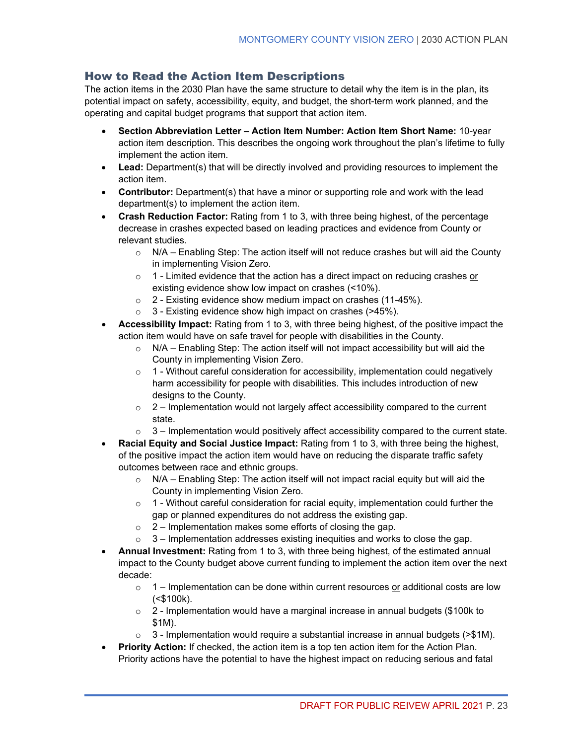## How to Read the Action Item Descriptions

The action items in the 2030 Plan have the same structure to detail why the item is in the plan, its potential impact on safety, accessibility, equity, and budget, the short-term work planned, and the operating and capital budget programs that support that action item.

- **Section Abbreviation Letter – Action Item Number: Action Item Short Name:** 10-year action item description. This describes the ongoing work throughout the plan's lifetime to fully implement the action item.
- **Lead:** Department(s) that will be directly involved and providing resources to implement the action item.
- **Contributor:** Department(s) that have a minor or supporting role and work with the lead department(s) to implement the action item.
- **Crash Reduction Factor:** Rating from 1 to 3, with three being highest, of the percentage decrease in crashes expected based on leading practices and evidence from County or relevant studies.
  - N/A – Enabling Step: The action itself will not reduce crashes but will aid the County in implementing Vision Zero.
  - 1 - Limited evidence that the action has a direct impact on reducing crashes or existing evidence show low impact on crashes (<10%).
  - 2 - Existing evidence show medium impact on crashes (11-45%).
  - 3 - Existing evidence show high impact on crashes (>45%).
- **Accessibility Impact:** Rating from 1 to 3, with three being highest, of the positive impact the action item would have on safe travel for people with disabilities in the County.
  - N/A – Enabling Step: The action itself will not impact accessibility but will aid the County in implementing Vision Zero.
  - 1 - Without careful consideration for accessibility, implementation could negatively harm accessibility for people with disabilities. This includes introduction of new designs to the County.
  - 2 – Implementation would not largely affect accessibility compared to the current state.
  - 3 – Implementation would positively affect accessibility compared to the current state.
- **Racial Equity and Social Justice Impact:** Rating from 1 to 3, with three being the highest, of the positive impact the action item would have on reducing the disparate traffic safety outcomes between race and ethnic groups.
  - N/A – Enabling Step: The action itself will not impact racial equity but will aid the County in implementing Vision Zero.
  - 1 - Without careful consideration for racial equity, implementation could further the gap or planned expenditures do not address the existing gap.
  - 2 – Implementation makes some efforts of closing the gap.
  - 3 – Implementation addresses existing inequities and works to close the gap.
- **Annual Investment:** Rating from 1 to 3, with three being highest, of the estimated annual impact to the County budget above current funding to implement the action item over the next decade:
  - 1 – Implementation can be done within current resources or additional costs are low (<$100k).
  - 2 - Implementation would have a marginal increase in annual budgets ($100k to $1M).
  - 3 - Implementation would require a substantial increase in annual budgets (>$1M).
- **Priority Action:** If checked, the action item is a top ten action item for the Action Plan. Priority actions have the potential to have the highest impact on reducing serious and fatal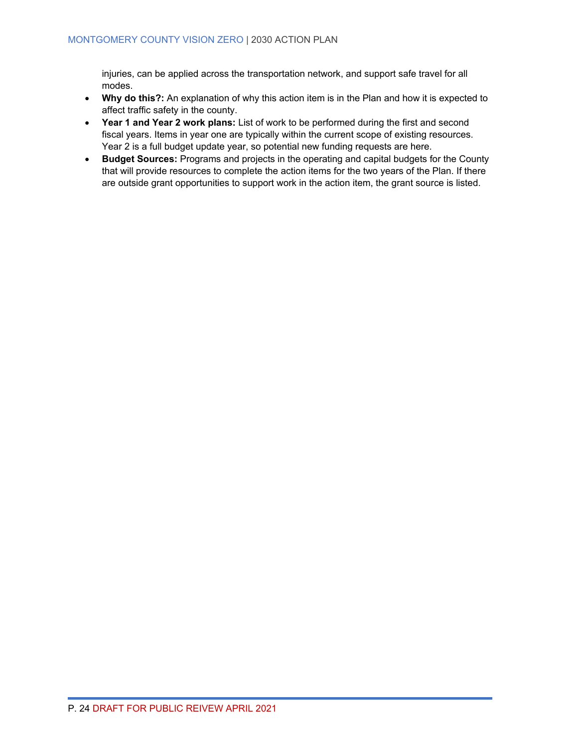injuries, can be applied across the transportation network, and support safe travel for all modes.

- **Why do this?:** An explanation of why this action item is in the Plan and how it is expected to affect traffic safety in the county.
- **Year 1 and Year 2 work plans:** List of work to be performed during the first and second fiscal years. Items in year one are typically within the current scope of existing resources. Year 2 is a full budget update year, so potential new funding requests are here.
- **Budget Sources:** Programs and projects in the operating and capital budgets for the County that will provide resources to complete the action items for the two years of the Plan. If there are outside grant opportunities to support work in the action item, the grant source is listed.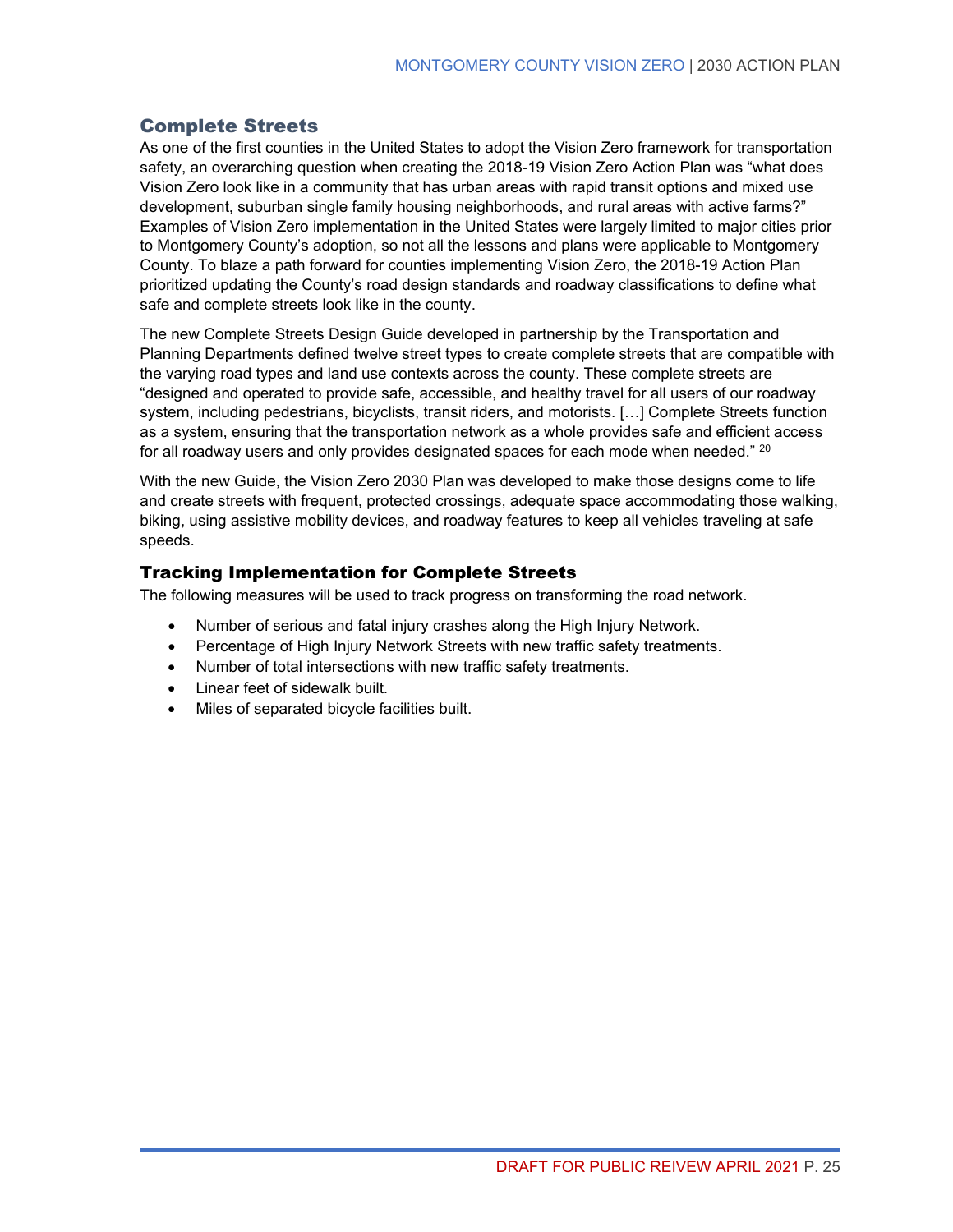## Complete Streets

As one of the first counties in the United States to adopt the Vision Zero framework for transportation safety, an overarching question when creating the 2018-19 Vision Zero Action Plan was "what does Vision Zero look like in a community that has urban areas with rapid transit options and mixed use development, suburban single family housing neighborhoods, and rural areas with active farms?" Examples of Vision Zero implementation in the United States were largely limited to major cities prior to Montgomery County's adoption, so not all the lessons and plans were applicable to Montgomery County. To blaze a path forward for counties implementing Vision Zero, the 2018-19 Action Plan prioritized updating the County's road design standards and roadway classifications to define what safe and complete streets look like in the county.

The new Complete Streets Design Guide developed in partnership by the Transportation and Planning Departments defined twelve street types to create complete streets that are compatible with the varying road types and land use contexts across the county. These complete streets are "designed and operated to provide safe, accessible, and healthy travel for all users of our roadway system, including pedestrians, bicyclists, transit riders, and motorists. […] Complete Streets function as a system, ensuring that the transportation network as a whole provides safe and efficient access for all roadway users and only provides designated spaces for each mode when needed." [20]

With the new Guide, the Vision Zero 2030 Plan was developed to make those designs come to life and create streets with frequent, protected crossings, adequate space accommodating those walking, biking, using assistive mobility devices, and roadway features to keep all vehicles traveling at safe speeds.

### Tracking Implementation for Complete Streets

The following measures will be used to track progress on transforming the road network.

- Number of serious and fatal injury crashes along the High Injury Network.
- Percentage of High Injury Network Streets with new traffic safety treatments.
- Number of total intersections with new traffic safety treatments.
- Linear feet of sidewalk built.
- Miles of separated bicycle facilities built.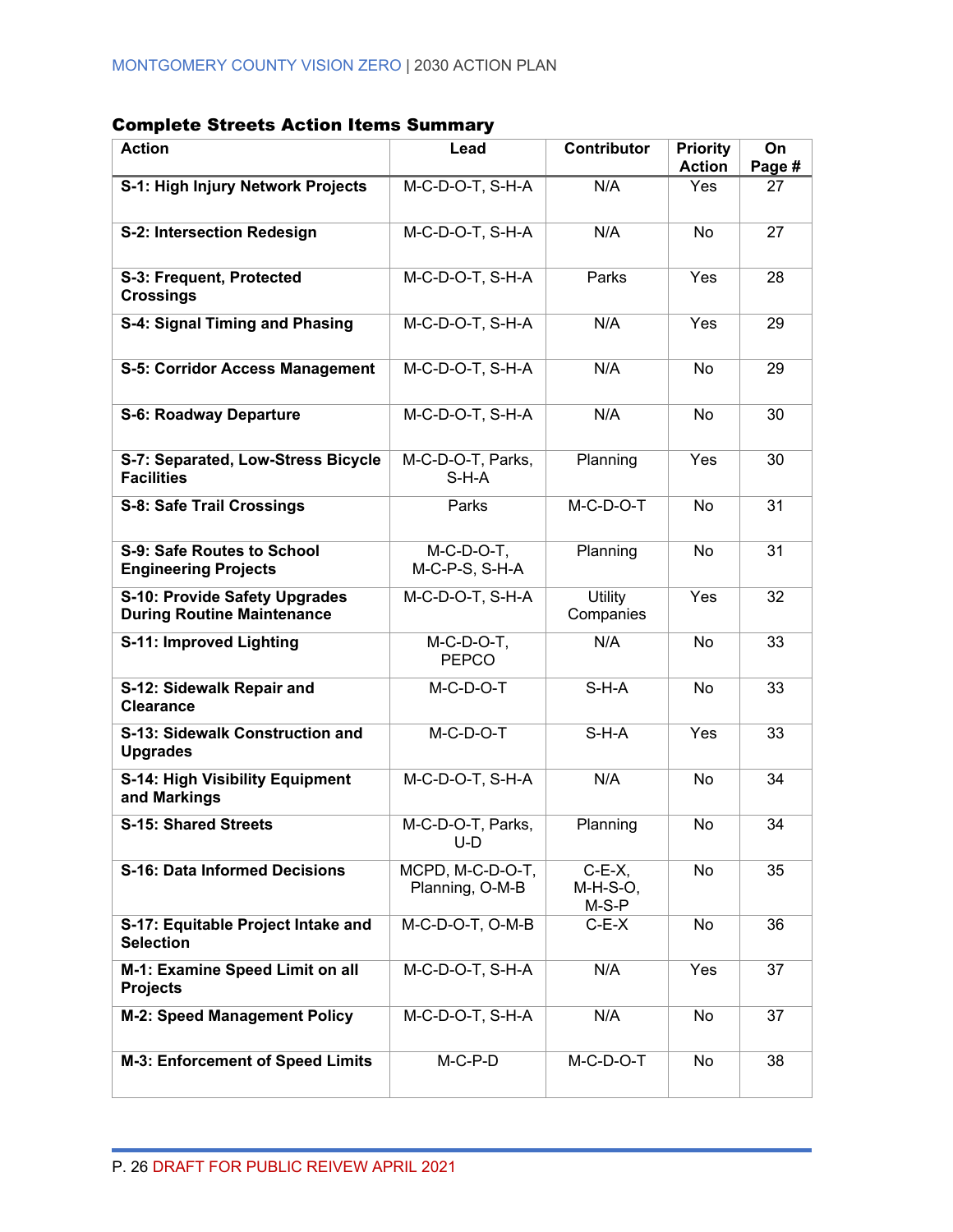### Complete Streets Action Items Summary

| Action | Lead | Contributor | Priority Action | On Page # |
|---|---|---|---|---|
| **S-1: High Injury Network Projects** | M-C-D-O-T, S-H-A | N/A | Yes | 27 |
| **S-2: Intersection Redesign** | M-C-D-O-T, S-H-A | N/A | No | 27 |
| **S-3: Frequent, Protected Crossings** | M-C-D-O-T, S-H-A | Parks | Yes | 28 |
| **S-4: Signal Timing and Phasing** | M-C-D-O-T, S-H-A | N/A | Yes | 29 |
| **S-5: Corridor Access Management** | M-C-D-O-T, S-H-A | N/A | No | 29 |
| **S-6: Roadway Departure** | M-C-D-O-T, S-H-A | N/A | No | 30 |
| **S-7: Separated, Low-Stress Bicycle Facilities** | M-C-D-O-T, Parks, S-H-A | Planning | Yes | 30 |
| **S-8: Safe Trail Crossings** | Parks | M-C-D-O-T | No | 31 |
| **S-9: Safe Routes to School Engineering Projects** | M-C-D-O-T, M-C-P-S, S-H-A | Planning | No | 31 |
| **S-10: Provide Safety Upgrades During Routine Maintenance** | M-C-D-O-T, S-H-A | Utility Companies | Yes | 32 |
| **S-11: Improved Lighting** | M-C-D-O-T, PEPCO | N/A | No | 33 |
| **S-12: Sidewalk Repair and Clearance** | M-C-D-O-T | S-H-A | No | 33 |
| **S-13: Sidewalk Construction and Upgrades** | M-C-D-O-T | S-H-A | Yes | 33 |
| **S-14: High Visibility Equipment and Markings** | M-C-D-O-T, S-H-A | N/A | No | 34 |
| **S-15: Shared Streets** | M-C-D-O-T, Parks, U-D | Planning | No | 34 |
| **S-16: Data Informed Decisions** | MCPD, M-C-D-O-T, Planning, O-M-B | C-E-X, M-H-S-O, M-S-P | No | 35 |
| **S-17: Equitable Project Intake and Selection** | M-C-D-O-T, O-M-B | C-E-X | No | 36 |
| **M-1: Examine Speed Limit on all Projects** | M-C-D-O-T, S-H-A | N/A | Yes | 37 |
| **M-2: Speed Management Policy** | M-C-D-O-T, S-H-A | N/A | No | 37 |
| **M-3: Enforcement of Speed Limits** | M-C-P-D | M-C-D-O-T | No | 38 |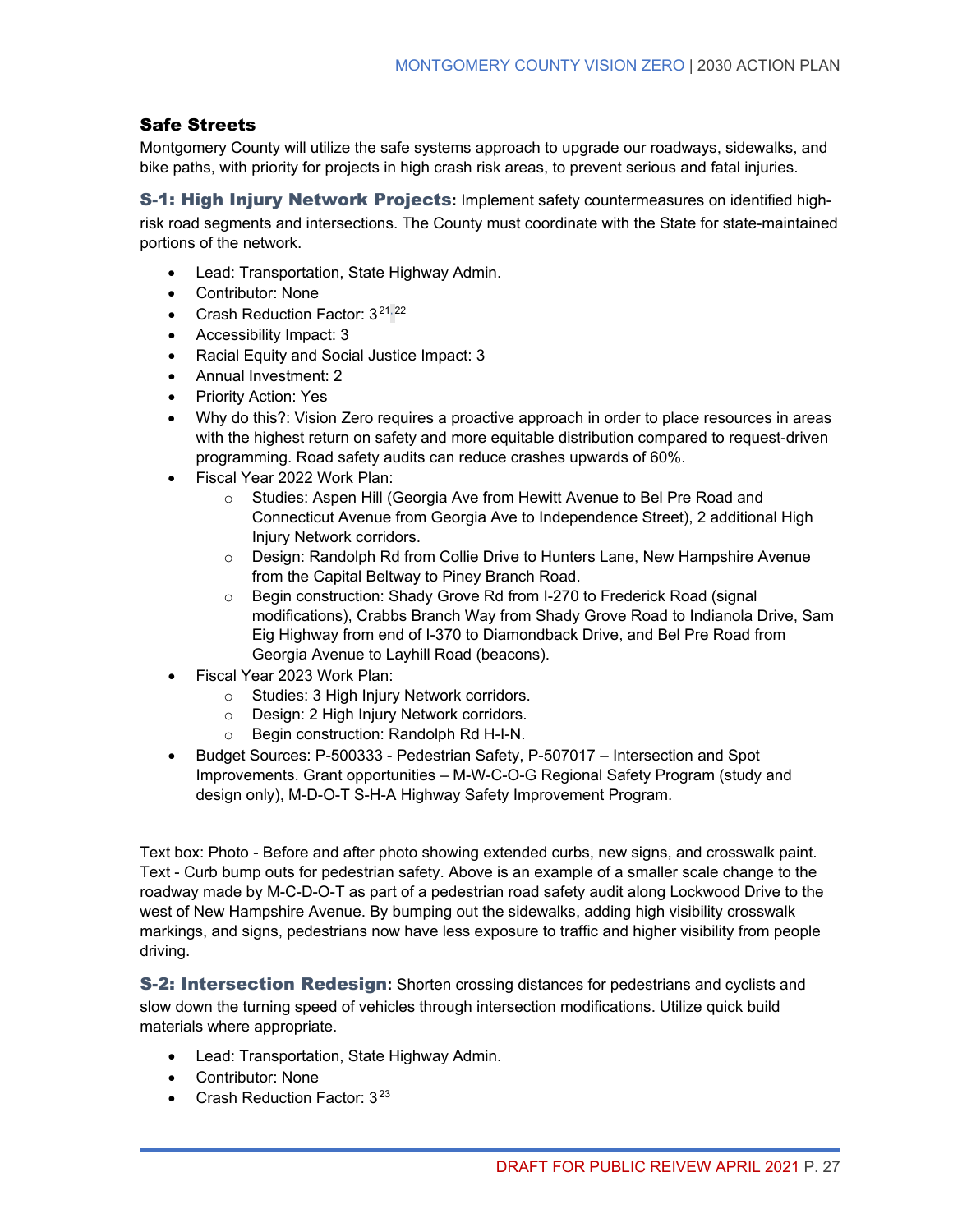## Safe Streets

Montgomery County will utilize the safe systems approach to upgrade our roadways, sidewalks, and bike paths, with priority for projects in high crash risk areas, to prevent serious and fatal injuries.

**S-1: High Injury Network Projects:** Implement safety countermeasures on identified high-risk road segments and intersections. The County must coordinate with the State for state-maintained portions of the network.

- Lead: Transportation, State Highway Admin.
- Contributor: None
- Crash Reduction Factor: 3[21,22]
- Accessibility Impact: 3
- Racial Equity and Social Justice Impact: 3
- Annual Investment: 2
- Priority Action: Yes
- Why do this?: Vision Zero requires a proactive approach in order to place resources in areas with the highest return on safety and more equitable distribution compared to request-driven programming. Road safety audits can reduce crashes upwards of 60%.
- Fiscal Year 2022 Work Plan:
  - Studies: Aspen Hill (Georgia Ave from Hewitt Avenue to Bel Pre Road and Connecticut Avenue from Georgia Ave to Independence Street), 2 additional High Injury Network corridors.
  - Design: Randolph Rd from Collie Drive to Hunters Lane, New Hampshire Avenue from the Capital Beltway to Piney Branch Road.
  - Begin construction: Shady Grove Rd from I-270 to Frederick Road (signal modifications), Crabbs Branch Way from Shady Grove Road to Indianola Drive, Sam Eig Highway from end of I-370 to Diamondback Drive, and Bel Pre Road from Georgia Avenue to Layhill Road (beacons).
- Fiscal Year 2023 Work Plan:
  - Studies: 3 High Injury Network corridors.
  - Design: 2 High Injury Network corridors.
  - Begin construction: Randolph Rd H-I-N.
- Budget Sources: P-500333 - Pedestrian Safety, P-507017 – Intersection and Spot Improvements. Grant opportunities – M-W-C-O-G Regional Safety Program (study and design only), M-D-O-T S-H-A Highway Safety Improvement Program.

Text box: Photo - Before and after photo showing extended curbs, new signs, and crosswalk paint. Text - Curb bump outs for pedestrian safety. Above is an example of a smaller scale change to the roadway made by M-C-D-O-T as part of a pedestrian road safety audit along Lockwood Drive to the west of New Hampshire Avenue. By bumping out the sidewalks, adding high visibility crosswalk markings, and signs, pedestrians now have less exposure to traffic and higher visibility from people driving.

**S-2: Intersection Redesign:** Shorten crossing distances for pedestrians and cyclists and slow down the turning speed of vehicles through intersection modifications. Utilize quick build materials where appropriate.

- Lead: Transportation, State Highway Admin.
- Contributor: None
- Crash Reduction Factor: 3[23]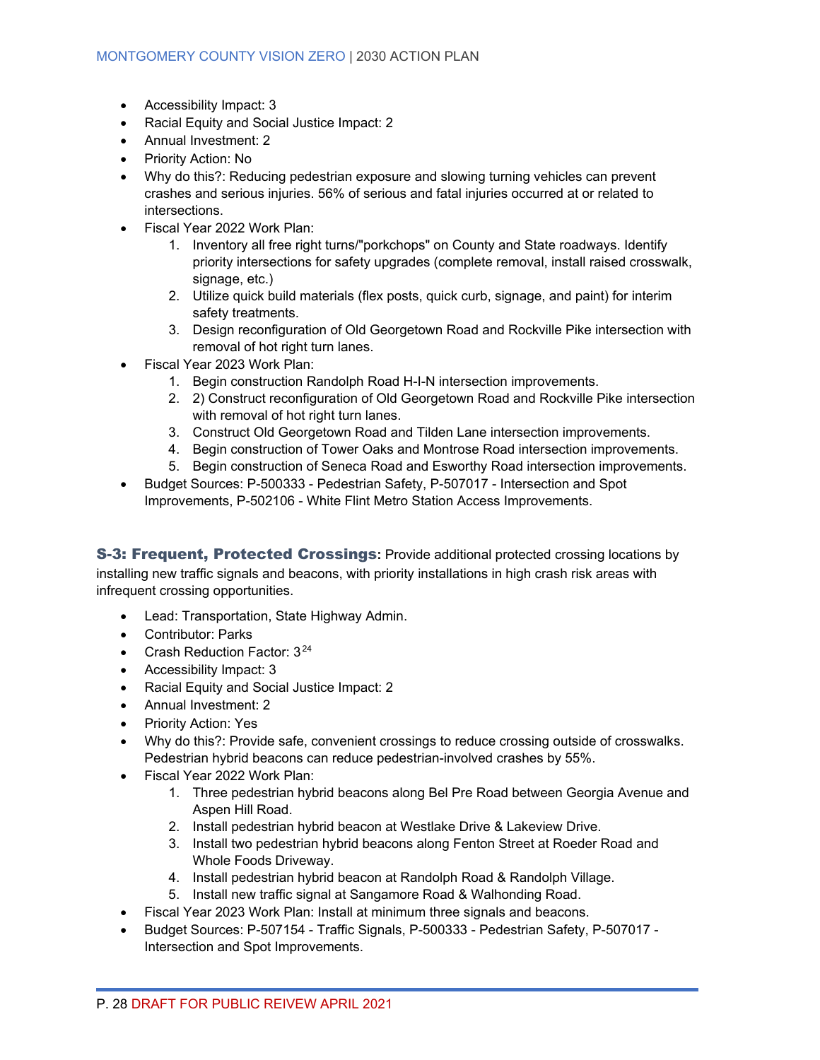- Accessibility Impact: 3
- Racial Equity and Social Justice Impact: 2
- Annual Investment: 2
- Priority Action: No
- Why do this?: Reducing pedestrian exposure and slowing turning vehicles can prevent crashes and serious injuries. 56% of serious and fatal injuries occurred at or related to intersections.
- Fiscal Year 2022 Work Plan:
    1. Inventory all free right turns/"porkchops" on County and State roadways. Identify priority intersections for safety upgrades (complete removal, install raised crosswalk, signage, etc.)
    2. Utilize quick build materials (flex posts, quick curb, signage, and paint) for interim safety treatments.
    3. Design reconfiguration of Old Georgetown Road and Rockville Pike intersection with removal of hot right turn lanes.
- Fiscal Year 2023 Work Plan:
    1. Begin construction Randolph Road H-I-N intersection improvements.
    2. 2) Construct reconfiguration of Old Georgetown Road and Rockville Pike intersection with removal of hot right turn lanes.
    3. Construct Old Georgetown Road and Tilden Lane intersection improvements.
    4. Begin construction of Tower Oaks and Montrose Road intersection improvements.
    5. Begin construction of Seneca Road and Esworthy Road intersection improvements.
- Budget Sources: P-500333 - Pedestrian Safety, P-507017 - Intersection and Spot Improvements, P-502106 - White Flint Metro Station Access Improvements.

**S-3: Frequent, Protected Crossings:** Provide additional protected crossing locations by installing new traffic signals and beacons, with priority installations in high crash risk areas with infrequent crossing opportunities.

- Lead: Transportation, State Highway Admin.
- Contributor: Parks
- Crash Reduction Factor: 3[24]
- Accessibility Impact: 3
- Racial Equity and Social Justice Impact: 2
- Annual Investment: 2
- Priority Action: Yes
- Why do this?: Provide safe, convenient crossings to reduce crossing outside of crosswalks. Pedestrian hybrid beacons can reduce pedestrian-involved crashes by 55%.
- Fiscal Year 2022 Work Plan:
    1. Three pedestrian hybrid beacons along Bel Pre Road between Georgia Avenue and Aspen Hill Road.
    2. Install pedestrian hybrid beacon at Westlake Drive & Lakeview Drive.
    3. Install two pedestrian hybrid beacons along Fenton Street at Roeder Road and Whole Foods Driveway.
    4. Install pedestrian hybrid beacon at Randolph Road & Randolph Village.
    5. Install new traffic signal at Sangamore Road & Walhonding Road.
- Fiscal Year 2023 Work Plan: Install at minimum three signals and beacons.
- Budget Sources: P-507154 - Traffic Signals, P-500333 - Pedestrian Safety, P-507017 - Intersection and Spot Improvements.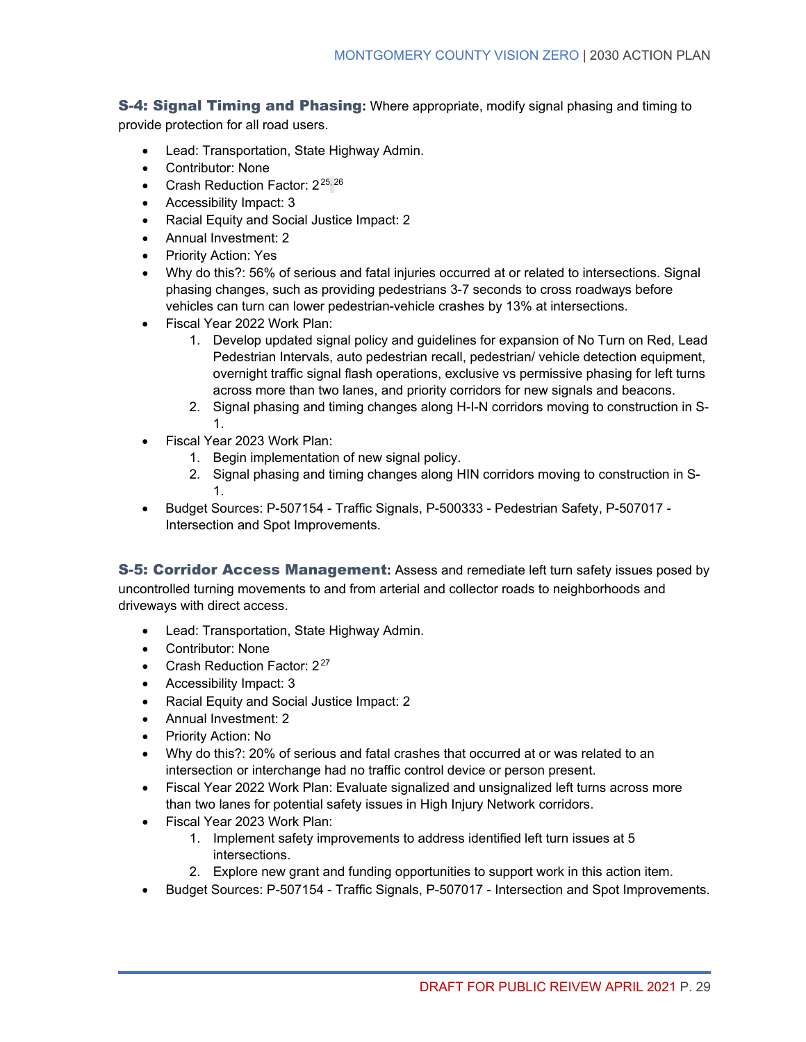**S-4: Signal Timing and Phasing:** Where appropriate, modify signal phasing and timing to provide protection for all road users.

- Lead: Transportation, State Highway Admin.
- Contributor: None
- Crash Reduction Factor: 2[25,26]
- Accessibility Impact: 3
- Racial Equity and Social Justice Impact: 2
- Annual Investment: 2
- Priority Action: Yes
- Why do this?: 56% of serious and fatal injuries occurred at or related to intersections. Signal phasing changes, such as providing pedestrians 3-7 seconds to cross roadways before vehicles can turn can lower pedestrian-vehicle crashes by 13% at intersections.
- Fiscal Year 2022 Work Plan:
    1. Develop updated signal policy and guidelines for expansion of No Turn on Red, Lead Pedestrian Intervals, auto pedestrian recall, pedestrian/ vehicle detection equipment, overnight traffic signal flash operations, exclusive vs permissive phasing for left turns across more than two lanes, and priority corridors for new signals and beacons.
    2. Signal phasing and timing changes along H-I-N corridors moving to construction in S-1.
- Fiscal Year 2023 Work Plan:
    1. Begin implementation of new signal policy.
    2. Signal phasing and timing changes along HIN corridors moving to construction in S-1.
- Budget Sources: P-507154 - Traffic Signals, P-500333 - Pedestrian Safety, P-507017 - Intersection and Spot Improvements.

**S-5: Corridor Access Management:** Assess and remediate left turn safety issues posed by uncontrolled turning movements to and from arterial and collector roads to neighborhoods and driveways with direct access.

- Lead: Transportation, State Highway Admin.
- Contributor: None
- Crash Reduction Factor: 2[27]
- Accessibility Impact: 3
- Racial Equity and Social Justice Impact: 2
- Annual Investment: 2
- Priority Action: No
- Why do this?: 20% of serious and fatal crashes that occurred at or was related to an intersection or interchange had no traffic control device or person present.
- Fiscal Year 2022 Work Plan: Evaluate signalized and unsignalized left turns across more than two lanes for potential safety issues in High Injury Network corridors.
- Fiscal Year 2023 Work Plan:
    1. Implement safety improvements to address identified left turn issues at 5 intersections.
    2. Explore new grant and funding opportunities to support work in this action item.
- Budget Sources: P-507154 - Traffic Signals, P-507017 - Intersection and Spot Improvements.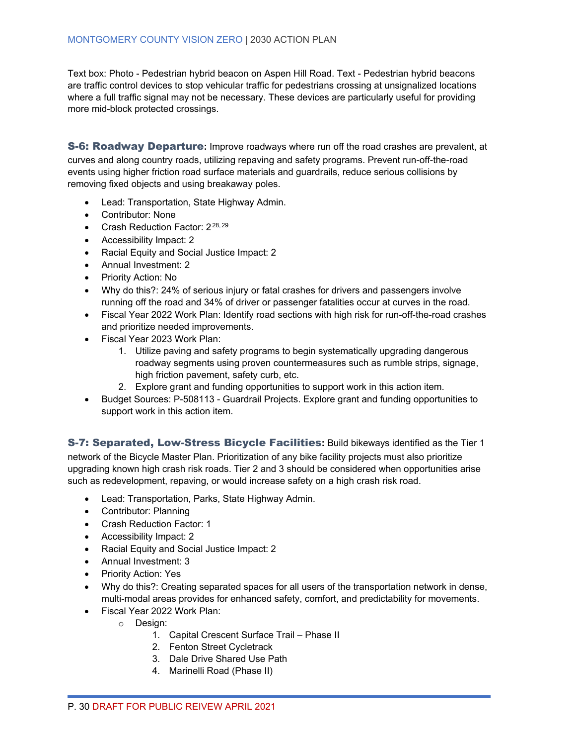Text box: Photo - Pedestrian hybrid beacon on Aspen Hill Road. Text - Pedestrian hybrid beacons are traffic control devices to stop vehicular traffic for pedestrians crossing at unsignalized locations where a full traffic signal may not be necessary. These devices are particularly useful for providing more mid-block protected crossings.

**S-6: Roadway Departure:** Improve roadways where run off the road crashes are prevalent, at curves and along country roads, utilizing repaving and safety programs. Prevent run-off-the-road events using higher friction road surface materials and guardrails, reduce serious collisions by removing fixed objects and using breakaway poles.

- Lead: Transportation, State Highway Admin.
- Contributor: None
- Crash Reduction Factor: 2 [28, 29]
- Accessibility Impact: 2
- Racial Equity and Social Justice Impact: 2
- Annual Investment: 2
- Priority Action: No
- Why do this?: 24% of serious injury or fatal crashes for drivers and passengers involve running off the road and 34% of driver or passenger fatalities occur at curves in the road.
- Fiscal Year 2022 Work Plan: Identify road sections with high risk for run-off-the-road crashes and prioritize needed improvements.
- Fiscal Year 2023 Work Plan:
    1. Utilize paving and safety programs to begin systematically upgrading dangerous roadway segments using proven countermeasures such as rumble strips, signage, high friction pavement, safety curb, etc.
    2. Explore grant and funding opportunities to support work in this action item.
- Budget Sources: P-508113 - Guardrail Projects. Explore grant and funding opportunities to support work in this action item.

**S-7: Separated, Low-Stress Bicycle Facilities:** Build bikeways identified as the Tier 1 network of the Bicycle Master Plan. Prioritization of any bike facility projects must also prioritize upgrading known high crash risk roads. Tier 2 and 3 should be considered when opportunities arise such as redevelopment, repaving, or would increase safety on a high crash risk road.

- Lead: Transportation, Parks, State Highway Admin.
- Contributor: Planning
- Crash Reduction Factor: 1
- Accessibility Impact: 2
- Racial Equity and Social Justice Impact: 2
- Annual Investment: 3
- Priority Action: Yes
- Why do this?: Creating separated spaces for all users of the transportation network in dense, multi-modal areas provides for enhanced safety, comfort, and predictability for movements.
- Fiscal Year 2022 Work Plan:
    - Design:
        1. Capital Crescent Surface Trail – Phase II
        2. Fenton Street Cycletrack
        3. Dale Drive Shared Use Path
        4. Marinelli Road (Phase II)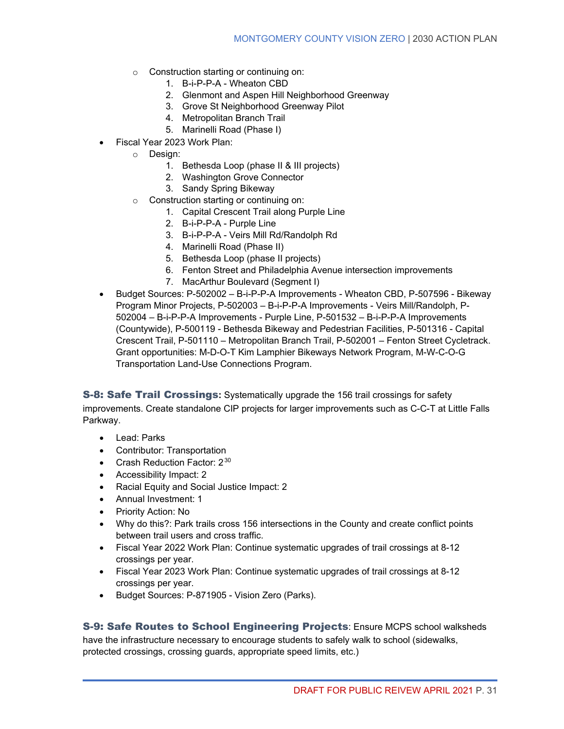- Construction starting or continuing on:
    1. B-i-P-P-A - Wheaton CBD
    2. Glenmont and Aspen Hill Neighborhood Greenway
    3. Grove St Neighborhood Greenway Pilot
    4. Metropolitan Branch Trail
    5. Marinelli Road (Phase I)

- Fiscal Year 2023 Work Plan:
  - Design:
    1. Bethesda Loop (phase II & III projects)
    2. Washington Grove Connector
    3. Sandy Spring Bikeway
  - Construction starting or continuing on:
    1. Capital Crescent Trail along Purple Line
    2. B-i-P-P-A - Purple Line
    3. B-i-P-P-A - Veirs Mill Rd/Randolph Rd
    4. Marinelli Road (Phase II)
    5. Bethesda Loop (phase II projects)
    6. Fenton Street and Philadelphia Avenue intersection improvements
    7. MacArthur Boulevard (Segment I)
- Budget Sources: P-502002 – B-i-P-P-A Improvements - Wheaton CBD, P-507596 - Bikeway Program Minor Projects, P-502003 – B-i-P-P-A Improvements - Veirs Mill/Randolph, P-502004 – B-i-P-P-A Improvements - Purple Line, P-501532 – B-i-P-P-A Improvements (Countywide), P-500119 - Bethesda Bikeway and Pedestrian Facilities, P-501316 - Capital Crescent Trail, P-501110 – Metropolitan Branch Trail, P-502001 – Fenton Street Cycletrack. Grant opportunities: M-D-O-T Kim Lamphier Bikeways Network Program, M-W-C-O-G Transportation Land-Use Connections Program.

**S-8: Safe Trail Crossings:** Systematically upgrade the 156 trail crossings for safety improvements. Create standalone CIP projects for larger improvements such as C-C-T at Little Falls Parkway.

- Lead: Parks
- Contributor: Transportation
- Crash Reduction Factor: 2[30]
- Accessibility Impact: 2
- Racial Equity and Social Justice Impact: 2
- Annual Investment: 1
- Priority Action: No
- Why do this?: Park trails cross 156 intersections in the County and create conflict points between trail users and cross traffic.
- Fiscal Year 2022 Work Plan: Continue systematic upgrades of trail crossings at 8-12 crossings per year.
- Fiscal Year 2023 Work Plan: Continue systematic upgrades of trail crossings at 8-12 crossings per year.
- Budget Sources: P-871905 - Vision Zero (Parks).

**S-9: Safe Routes to School Engineering Projects**: Ensure MCPS school walksheds have the infrastructure necessary to encourage students to safely walk to school (sidewalks, protected crossings, crossing guards, appropriate speed limits, etc.)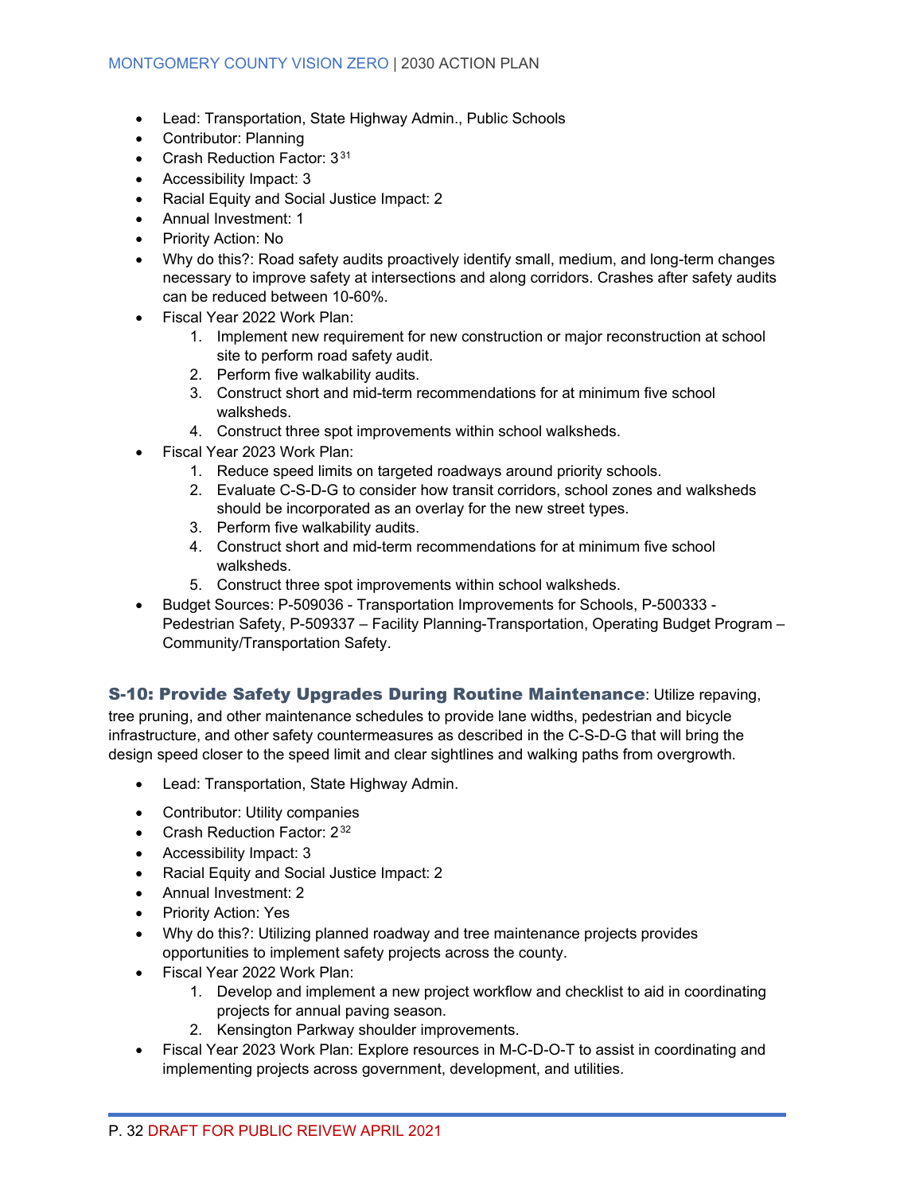- Lead: Transportation, State Highway Admin., Public Schools
- Contributor: Planning
- Crash Reduction Factor: 3[31]
- Accessibility Impact: 3
- Racial Equity and Social Justice Impact: 2
- Annual Investment: 1
- Priority Action: No
- Why do this?: Road safety audits proactively identify small, medium, and long-term changes necessary to improve safety at intersections and along corridors. Crashes after safety audits can be reduced between 10-60%.
- Fiscal Year 2022 Work Plan:
    1. Implement new requirement for new construction or major reconstruction at school site to perform road safety audit.
    2. Perform five walkability audits.
    3. Construct short and mid-term recommendations for at minimum five school walksheds.
    4. Construct three spot improvements within school walksheds.
- Fiscal Year 2023 Work Plan:
    1. Reduce speed limits on targeted roadways around priority schools.
    2. Evaluate C-S-D-G to consider how transit corridors, school zones and walksheds should be incorporated as an overlay for the new street types.
    3. Perform five walkability audits.
    4. Construct short and mid-term recommendations for at minimum five school walksheds.
    5. Construct three spot improvements within school walksheds.
- Budget Sources: P-509036 - Transportation Improvements for Schools, P-500333 - Pedestrian Safety, P-509337 – Facility Planning-Transportation, Operating Budget Program – Community/Transportation Safety.

### S-10: Provide Safety Upgrades During Routine Maintenance

**S-10: Provide Safety Upgrades During Routine Maintenance**: Utilize repaving, tree pruning, and other maintenance schedules to provide lane widths, pedestrian and bicycle infrastructure, and other safety countermeasures as described in the C-S-D-G that will bring the design speed closer to the speed limit and clear sightlines and walking paths from overgrowth.

- Lead: Transportation, State Highway Admin.
- Contributor: Utility companies
- Crash Reduction Factor: 2[32]
- Accessibility Impact: 3
- Racial Equity and Social Justice Impact: 2
- Annual Investment: 2
- Priority Action: Yes
- Why do this?: Utilizing planned roadway and tree maintenance projects provides opportunities to implement safety projects across the county.
- Fiscal Year 2022 Work Plan:
    1. Develop and implement a new project workflow and checklist to aid in coordinating projects for annual paving season.
    2. Kensington Parkway shoulder improvements.
- Fiscal Year 2023 Work Plan: Explore resources in M-C-D-O-T to assist in coordinating and implementing projects across government, development, and utilities.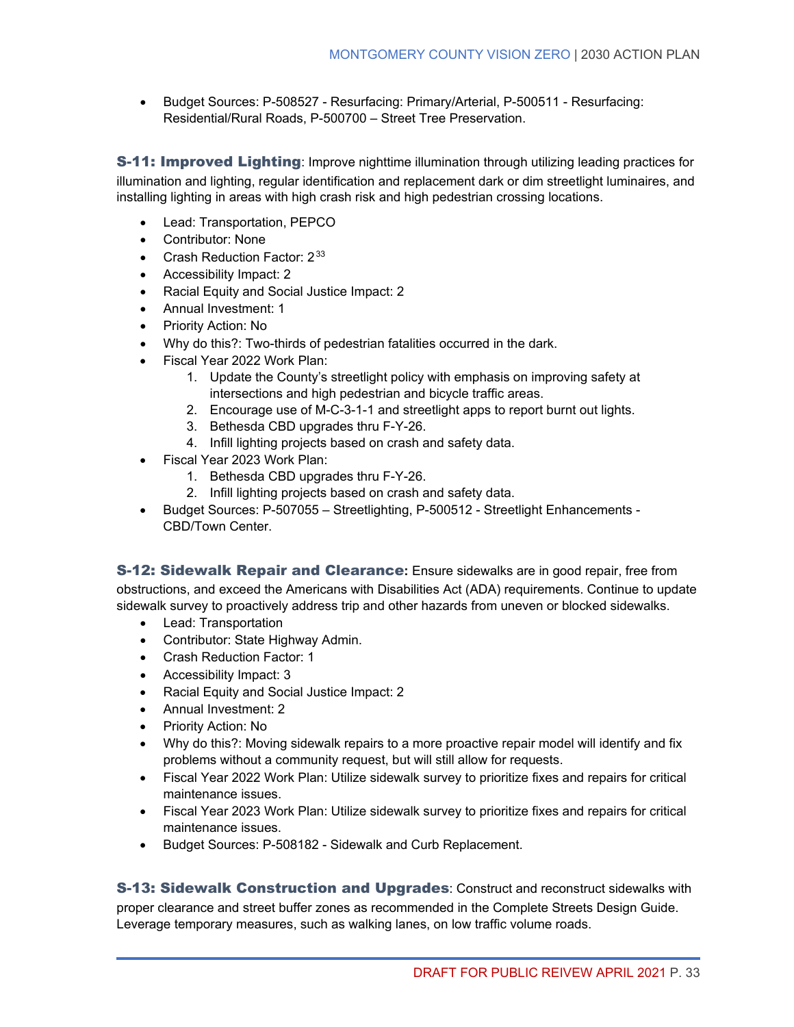- Budget Sources: P-508527 - Resurfacing: Primary/Arterial, P-500511 - Resurfacing: Residential/Rural Roads, P-500700 – Street Tree Preservation.

**S-11: Improved Lighting**: Improve nighttime illumination through utilizing leading practices for illumination and lighting, regular identification and replacement dark or dim streetlight luminaires, and installing lighting in areas with high crash risk and high pedestrian crossing locations.

- Lead: Transportation, PEPCO
- Contributor: None
- Crash Reduction Factor: 2[33]
- Accessibility Impact: 2
- Racial Equity and Social Justice Impact: 2
- Annual Investment: 1
- Priority Action: No
- Why do this?: Two-thirds of pedestrian fatalities occurred in the dark.
- Fiscal Year 2022 Work Plan:
  1. Update the County's streetlight policy with emphasis on improving safety at intersections and high pedestrian and bicycle traffic areas.
  2. Encourage use of M-C-3-1-1 and streetlight apps to report burnt out lights.
  3. Bethesda CBD upgrades thru F-Y-26.
  4. Infill lighting projects based on crash and safety data.
- Fiscal Year 2023 Work Plan:
  1. Bethesda CBD upgrades thru F-Y-26.
  2. Infill lighting projects based on crash and safety data.
- Budget Sources: P-507055 – Streetlighting, P-500512 - Streetlight Enhancements - CBD/Town Center.

**S-12: Sidewalk Repair and Clearance:** Ensure sidewalks are in good repair, free from obstructions, and exceed the Americans with Disabilities Act (ADA) requirements. Continue to update sidewalk survey to proactively address trip and other hazards from uneven or blocked sidewalks.

- Lead: Transportation
- Contributor: State Highway Admin.
- Crash Reduction Factor: 1
- Accessibility Impact: 3
- Racial Equity and Social Justice Impact: 2
- Annual Investment: 2
- Priority Action: No
- Why do this?: Moving sidewalk repairs to a more proactive repair model will identify and fix problems without a community request, but will still allow for requests.
- Fiscal Year 2022 Work Plan: Utilize sidewalk survey to prioritize fixes and repairs for critical maintenance issues.
- Fiscal Year 2023 Work Plan: Utilize sidewalk survey to prioritize fixes and repairs for critical maintenance issues.
- Budget Sources: P-508182 - Sidewalk and Curb Replacement.

**S-13: Sidewalk Construction and Upgrades**: Construct and reconstruct sidewalks with proper clearance and street buffer zones as recommended in the Complete Streets Design Guide. Leverage temporary measures, such as walking lanes, on low traffic volume roads.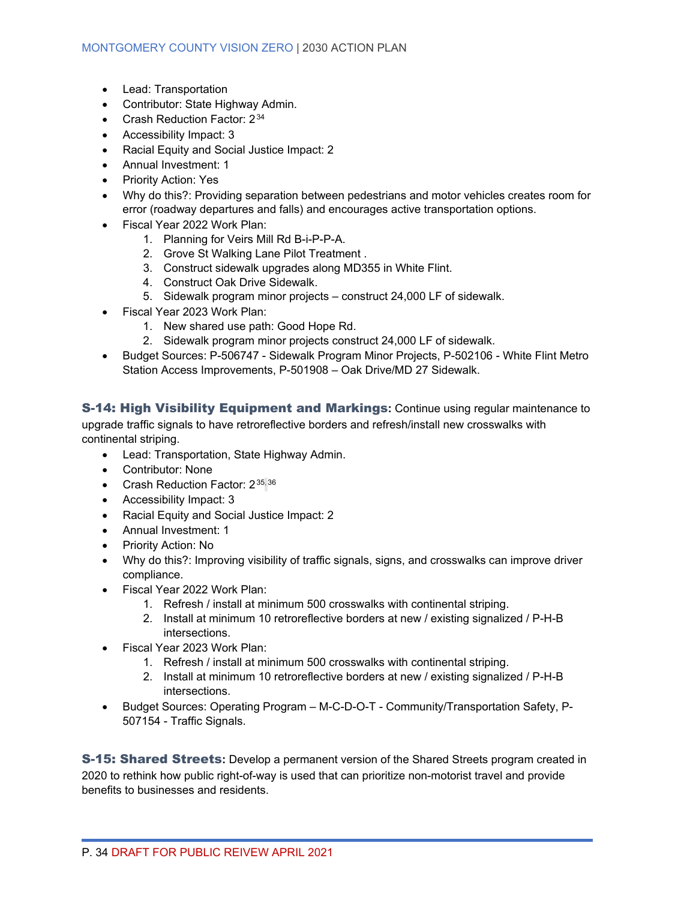- Lead: Transportation
- Contributor: State Highway Admin.
- Crash Reduction Factor: 2[34]
- Accessibility Impact: 3
- Racial Equity and Social Justice Impact: 2
- Annual Investment: 1
- Priority Action: Yes
- Why do this?: Providing separation between pedestrians and motor vehicles creates room for error (roadway departures and falls) and encourages active transportation options.
- Fiscal Year 2022 Work Plan:
    1. Planning for Veirs Mill Rd B-i-P-P-A.
    2. Grove St Walking Lane Pilot Treatment .
    3. Construct sidewalk upgrades along MD355 in White Flint.
    4. Construct Oak Drive Sidewalk.
    5. Sidewalk program minor projects – construct 24,000 LF of sidewalk.
- Fiscal Year 2023 Work Plan:
    1. New shared use path: Good Hope Rd.
    2. Sidewalk program minor projects construct 24,000 LF of sidewalk.
- Budget Sources: P-506747 - Sidewalk Program Minor Projects, P-502106 - White Flint Metro Station Access Improvements, P-501908 – Oak Drive/MD 27 Sidewalk.

**S-14: High Visibility Equipment and Markings**: Continue using regular maintenance to upgrade traffic signals to have retroreflective borders and refresh/install new crosswalks with continental striping.

- Lead: Transportation, State Highway Admin.
- Contributor: None
- Crash Reduction Factor: 2[35,36]
- Accessibility Impact: 3
- Racial Equity and Social Justice Impact: 2
- Annual Investment: 1
- Priority Action: No
- Why do this?: Improving visibility of traffic signals, signs, and crosswalks can improve driver compliance.
- Fiscal Year 2022 Work Plan:
    1. Refresh / install at minimum 500 crosswalks with continental striping.
    2. Install at minimum 10 retroreflective borders at new / existing signalized / P-H-B intersections.
- Fiscal Year 2023 Work Plan:
    1. Refresh / install at minimum 500 crosswalks with continental striping.
    2. Install at minimum 10 retroreflective borders at new / existing signalized / P-H-B intersections.
- Budget Sources: Operating Program – M-C-D-O-T - Community/Transportation Safety, P-507154 - Traffic Signals.

**S-15: Shared Streets**: Develop a permanent version of the Shared Streets program created in 2020 to rethink how public right-of-way is used that can prioritize non-motorist travel and provide benefits to businesses and residents.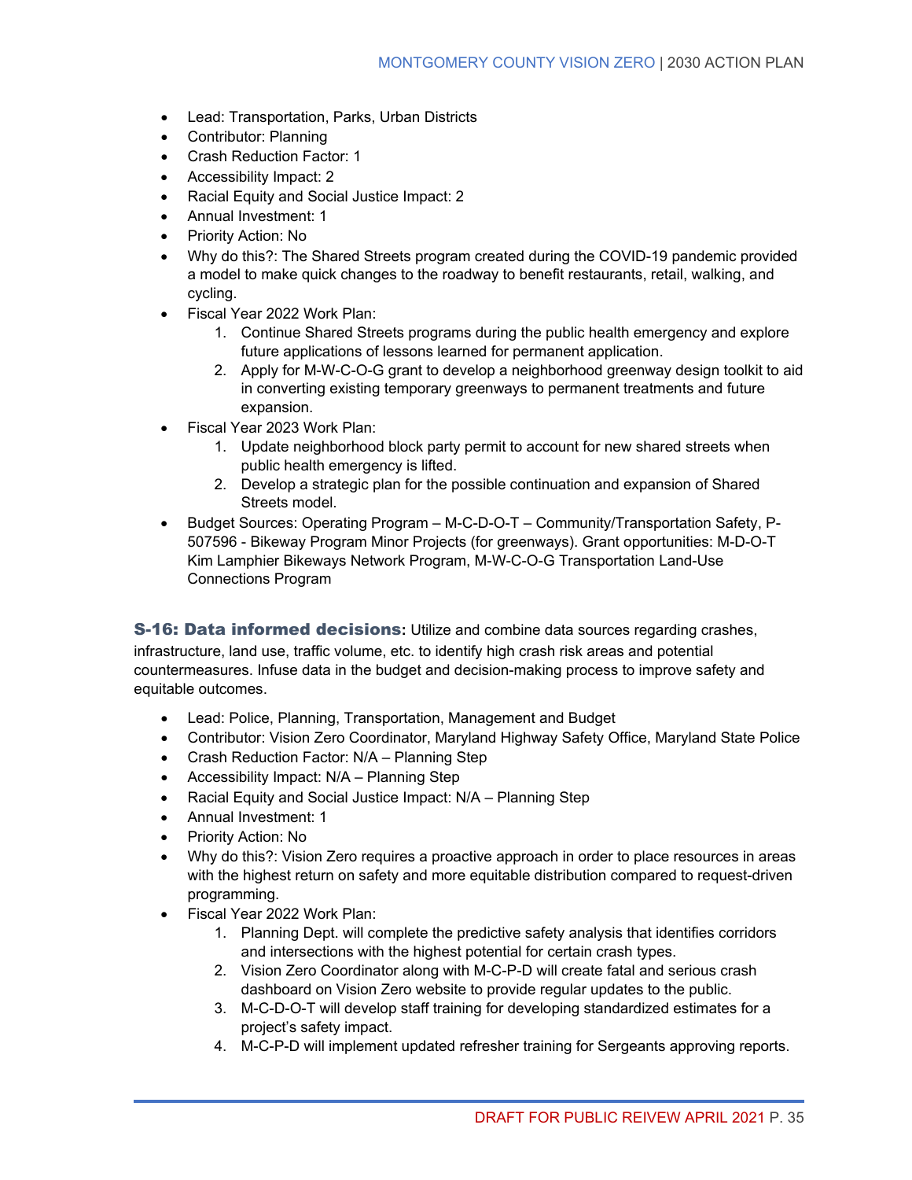- Lead: Transportation, Parks, Urban Districts
- Contributor: Planning
- Crash Reduction Factor: 1
- Accessibility Impact: 2
- Racial Equity and Social Justice Impact: 2
- Annual Investment: 1
- Priority Action: No
- Why do this?: The Shared Streets program created during the COVID-19 pandemic provided a model to make quick changes to the roadway to benefit restaurants, retail, walking, and cycling.
- Fiscal Year 2022 Work Plan:
    1. Continue Shared Streets programs during the public health emergency and explore future applications of lessons learned for permanent application.
    2. Apply for M-W-C-O-G grant to develop a neighborhood greenway design toolkit to aid in converting existing temporary greenways to permanent treatments and future expansion.
- Fiscal Year 2023 Work Plan:
    1. Update neighborhood block party permit to account for new shared streets when public health emergency is lifted.
    2. Develop a strategic plan for the possible continuation and expansion of Shared Streets model.
- Budget Sources: Operating Program – M-C-D-O-T – Community/Transportation Safety, P-507596 - Bikeway Program Minor Projects (for greenways). Grant opportunities: M-D-O-T Kim Lamphier Bikeways Network Program, M-W-C-O-G Transportation Land-Use Connections Program

**S-16: Data informed decisions:** Utilize and combine data sources regarding crashes, infrastructure, land use, traffic volume, etc. to identify high crash risk areas and potential countermeasures. Infuse data in the budget and decision-making process to improve safety and equitable outcomes.

- Lead: Police, Planning, Transportation, Management and Budget
- Contributor: Vision Zero Coordinator, Maryland Highway Safety Office, Maryland State Police
- Crash Reduction Factor: N/A – Planning Step
- Accessibility Impact: N/A – Planning Step
- Racial Equity and Social Justice Impact: N/A – Planning Step
- Annual Investment: 1
- Priority Action: No
- Why do this?: Vision Zero requires a proactive approach in order to place resources in areas with the highest return on safety and more equitable distribution compared to request-driven programming.
- Fiscal Year 2022 Work Plan:
    1. Planning Dept. will complete the predictive safety analysis that identifies corridors and intersections with the highest potential for certain crash types.
    2. Vision Zero Coordinator along with M-C-P-D will create fatal and serious crash dashboard on Vision Zero website to provide regular updates to the public.
    3. M-C-D-O-T will develop staff training for developing standardized estimates for a project's safety impact.
    4. M-C-P-D will implement updated refresher training for Sergeants approving reports.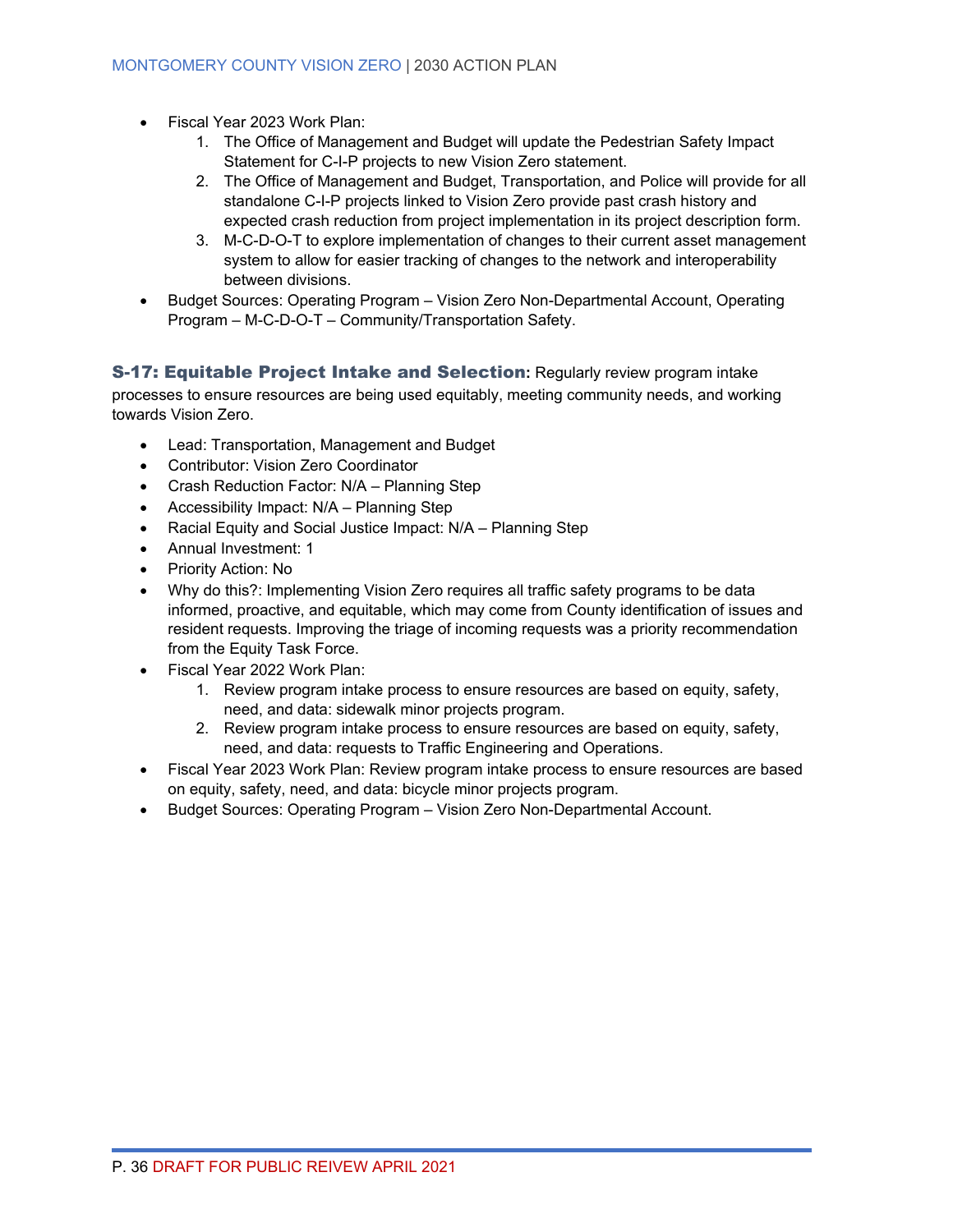- Fiscal Year 2023 Work Plan:
    1. The Office of Management and Budget will update the Pedestrian Safety Impact Statement for C-I-P projects to new Vision Zero statement.
    2. The Office of Management and Budget, Transportation, and Police will provide for all standalone C-I-P projects linked to Vision Zero provide past crash history and expected crash reduction from project implementation in its project description form.
    3. M-C-D-O-T to explore implementation of changes to their current asset management system to allow for easier tracking of changes to the network and interoperability between divisions.
- Budget Sources: Operating Program – Vision Zero Non-Departmental Account, Operating Program – M-C-D-O-T – Community/Transportation Safety.

**S-17: Equitable Project Intake and Selection:** Regularly review program intake processes to ensure resources are being used equitably, meeting community needs, and working towards Vision Zero.

- Lead: Transportation, Management and Budget
- Contributor: Vision Zero Coordinator
- Crash Reduction Factor: N/A – Planning Step
- Accessibility Impact: N/A – Planning Step
- Racial Equity and Social Justice Impact: N/A – Planning Step
- Annual Investment: 1
- Priority Action: No
- Why do this?: Implementing Vision Zero requires all traffic safety programs to be data informed, proactive, and equitable, which may come from County identification of issues and resident requests. Improving the triage of incoming requests was a priority recommendation from the Equity Task Force.
- Fiscal Year 2022 Work Plan:
    1. Review program intake process to ensure resources are based on equity, safety, need, and data: sidewalk minor projects program.
    2. Review program intake process to ensure resources are based on equity, safety, need, and data: requests to Traffic Engineering and Operations.
- Fiscal Year 2023 Work Plan: Review program intake process to ensure resources are based on equity, safety, need, and data: bicycle minor projects program.
- Budget Sources: Operating Program – Vision Zero Non-Departmental Account.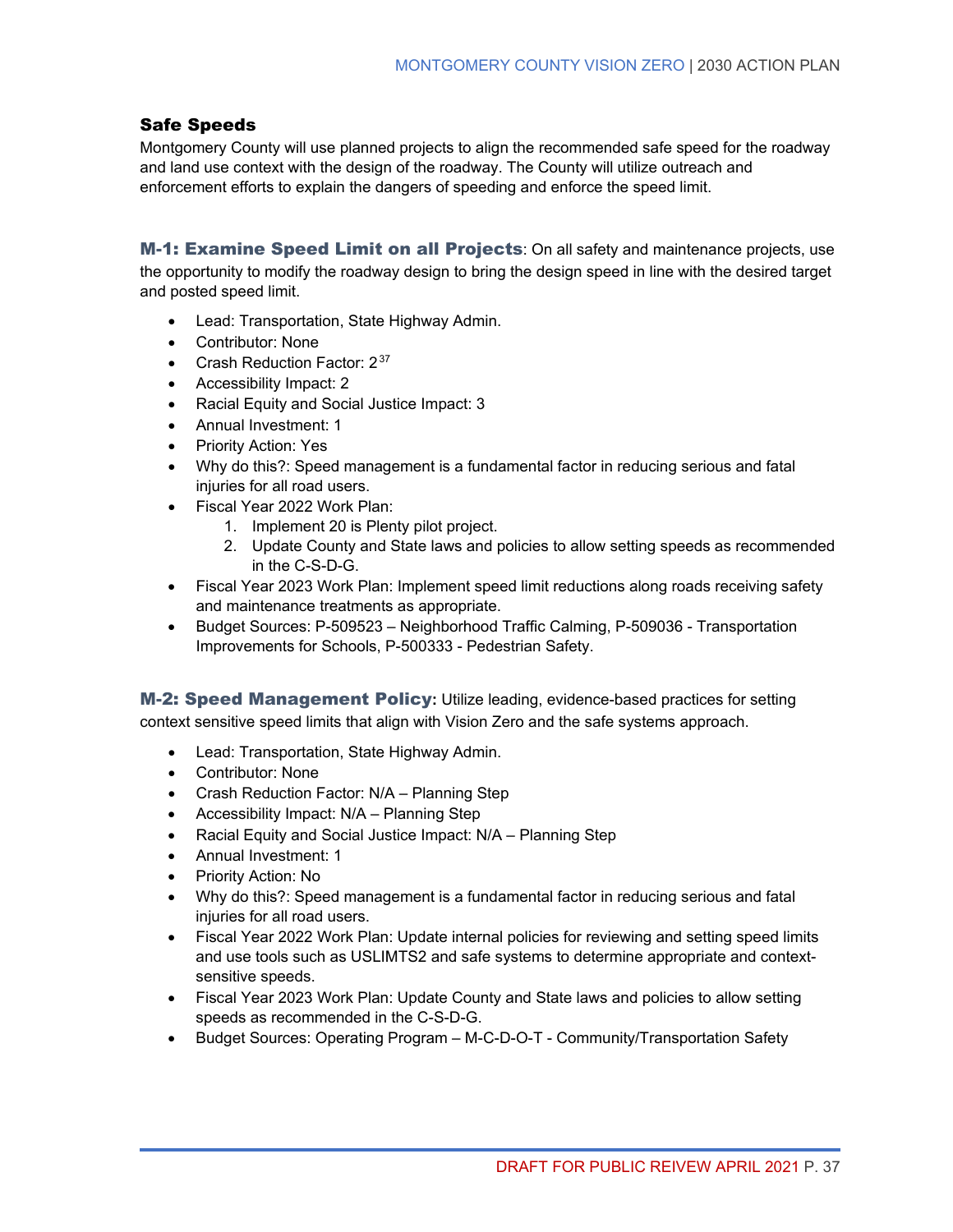## Safe Speeds

Montgomery County will use planned projects to align the recommended safe speed for the roadway and land use context with the design of the roadway. The County will utilize outreach and enforcement efforts to explain the dangers of speeding and enforce the speed limit.

**M-1: Examine Speed Limit on all Projects**: On all safety and maintenance projects, use the opportunity to modify the roadway design to bring the design speed in line with the desired target and posted speed limit.

- Lead: Transportation, State Highway Admin.
- Contributor: None
- Crash Reduction Factor: 2[37]
- Accessibility Impact: 2
- Racial Equity and Social Justice Impact: 3
- Annual Investment: 1
- Priority Action: Yes
- Why do this?: Speed management is a fundamental factor in reducing serious and fatal injuries for all road users.
- Fiscal Year 2022 Work Plan:
  1. Implement 20 is Plenty pilot project.
  2. Update County and State laws and policies to allow setting speeds as recommended in the C-S-D-G.
- Fiscal Year 2023 Work Plan: Implement speed limit reductions along roads receiving safety and maintenance treatments as appropriate.
- Budget Sources: P-509523 – Neighborhood Traffic Calming, P-509036 - Transportation Improvements for Schools, P-500333 - Pedestrian Safety.

**M-2: Speed Management Policy:** Utilize leading, evidence-based practices for setting context sensitive speed limits that align with Vision Zero and the safe systems approach.

- Lead: Transportation, State Highway Admin.
- Contributor: None
- Crash Reduction Factor: N/A – Planning Step
- Accessibility Impact: N/A – Planning Step
- Racial Equity and Social Justice Impact: N/A – Planning Step
- Annual Investment: 1
- Priority Action: No
- Why do this?: Speed management is a fundamental factor in reducing serious and fatal injuries for all road users.
- Fiscal Year 2022 Work Plan: Update internal policies for reviewing and setting speed limits and use tools such as USLIMTS2 and safe systems to determine appropriate and context-sensitive speeds.
- Fiscal Year 2023 Work Plan: Update County and State laws and policies to allow setting speeds as recommended in the C-S-D-G.
- Budget Sources: Operating Program – M-C-D-O-T - Community/Transportation Safety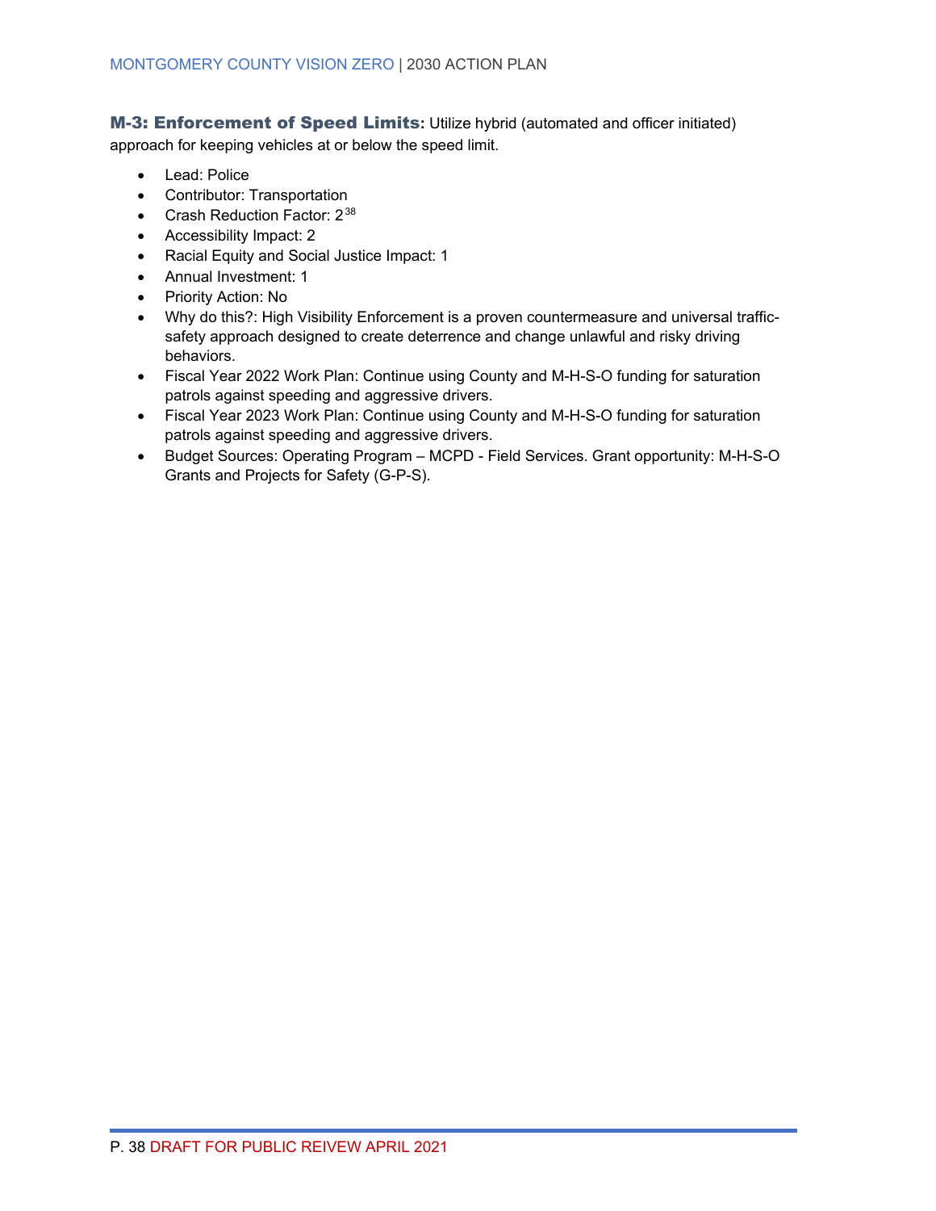**M-3: Enforcement of Speed Limits:** Utilize hybrid (automated and officer initiated) approach for keeping vehicles at or below the speed limit.

- Lead: Police
- Contributor: Transportation
- Crash Reduction Factor: 2[38]
- Accessibility Impact: 2
- Racial Equity and Social Justice Impact: 1
- Annual Investment: 1
- Priority Action: No
- Why do this?: High Visibility Enforcement is a proven countermeasure and universal traffic-safety approach designed to create deterrence and change unlawful and risky driving behaviors.
- Fiscal Year 2022 Work Plan: Continue using County and M-H-S-O funding for saturation patrols against speeding and aggressive drivers.
- Fiscal Year 2023 Work Plan: Continue using County and M-H-S-O funding for saturation patrols against speeding and aggressive drivers.
- Budget Sources: Operating Program – MCPD - Field Services. Grant opportunity: M-H-S-O Grants and Projects for Safety (G-P-S).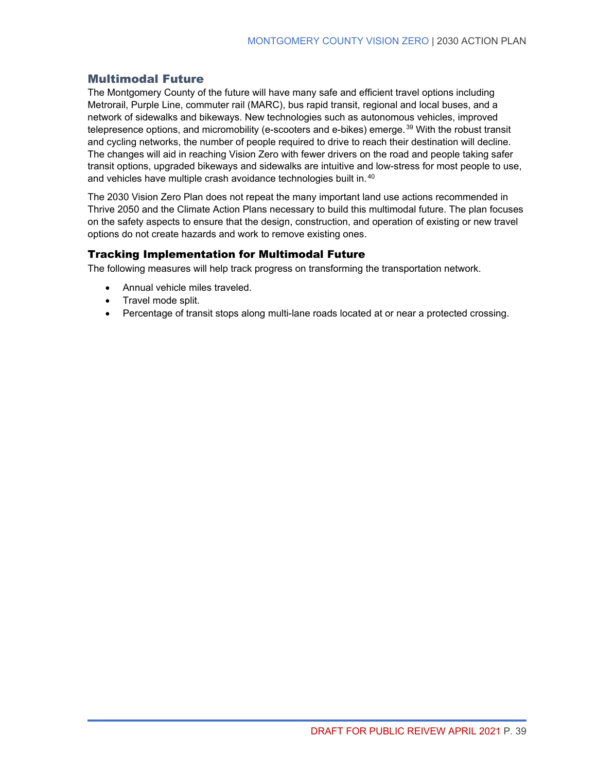## Multimodal Future

The Montgomery County of the future will have many safe and efficient travel options including Metrorail, Purple Line, commuter rail (MARC), bus rapid transit, regional and local buses, and a network of sidewalks and bikeways. New technologies such as autonomous vehicles, improved telepresence options, and micromobility (e-scooters and e-bikes) emerge.[39] With the robust transit and cycling networks, the number of people required to drive to reach their destination will decline. The changes will aid in reaching Vision Zero with fewer drivers on the road and people taking safer transit options, upgraded bikeways and sidewalks are intuitive and low-stress for most people to use, and vehicles have multiple crash avoidance technologies built in.[40]

The 2030 Vision Zero Plan does not repeat the many important land use actions recommended in Thrive 2050 and the Climate Action Plans necessary to build this multimodal future. The plan focuses on the safety aspects to ensure that the design, construction, and operation of existing or new travel options do not create hazards and work to remove existing ones.

### Tracking Implementation for Multimodal Future

The following measures will help track progress on transforming the transportation network.

- Annual vehicle miles traveled.
- Travel mode split.
- Percentage of transit stops along multi-lane roads located at or near a protected crossing.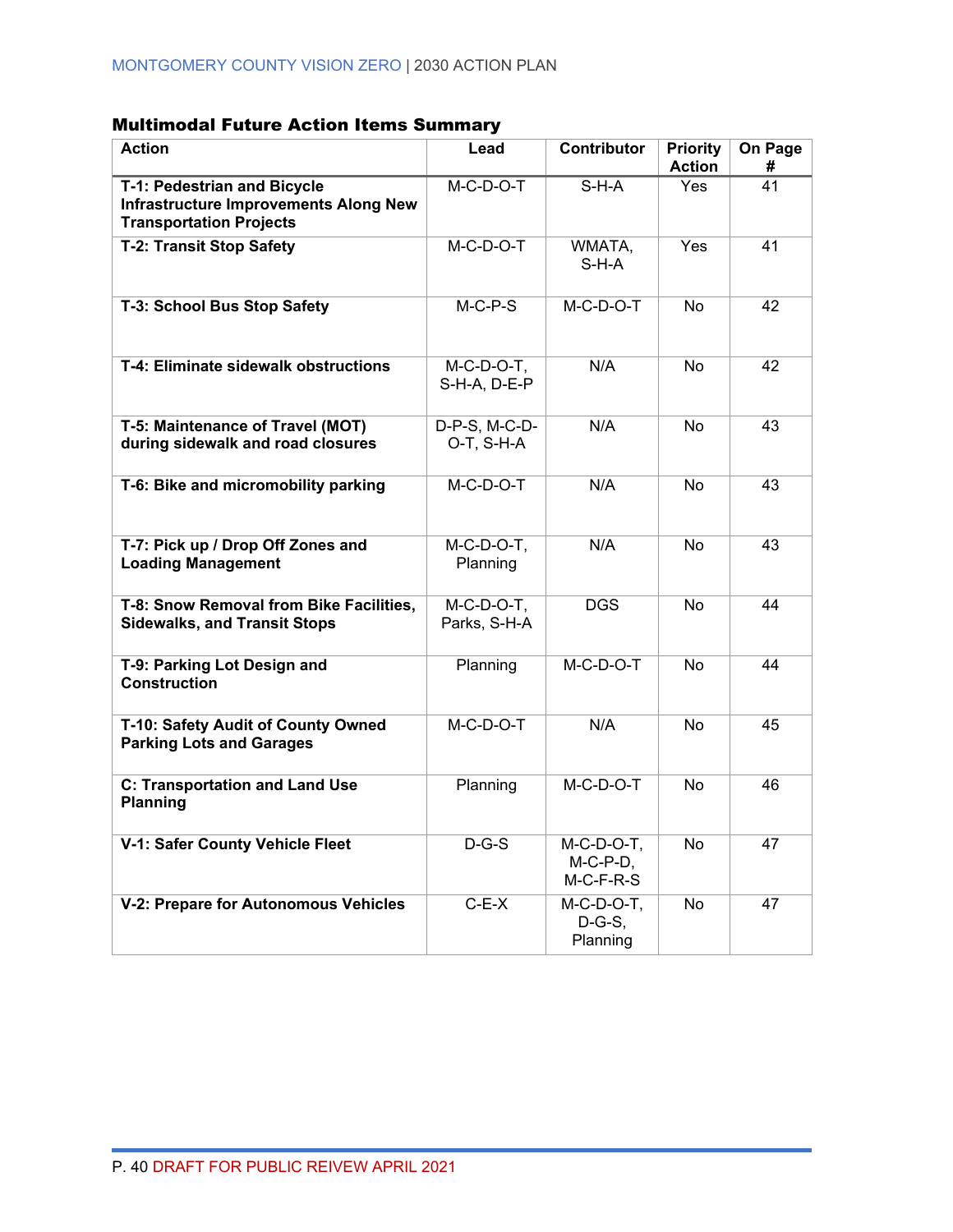## Multimodal Future Action Items Summary

| Action | Lead | Contributor | Priority Action | On Page # |
|---|---|---|---|---|
| **T-1: Pedestrian and Bicycle Infrastructure Improvements Along New Transportation Projects** | M-C-D-O-T | S-H-A | Yes | 41 |
| **T-2: Transit Stop Safety** | M-C-D-O-T | WMATA, S-H-A | Yes | 41 |
| **T-3: School Bus Stop Safety** | M-C-P-S | M-C-D-O-T | No | 42 |
| **T-4: Eliminate sidewalk obstructions** | M-C-D-O-T, S-H-A, D-E-P | N/A | No | 42 |
| **T-5: Maintenance of Travel (MOT) during sidewalk and road closures** | D-P-S, M-C-D-O-T, S-H-A | N/A | No | 43 |
| **T-6: Bike and micromobility parking** | M-C-D-O-T | N/A | No | 43 |
| **T-7: Pick up / Drop Off Zones and Loading Management** | M-C-D-O-T, Planning | N/A | No | 43 |
| **T-8: Snow Removal from Bike Facilities, Sidewalks, and Transit Stops** | M-C-D-O-T, Parks, S-H-A | DGS | No | 44 |
| **T-9: Parking Lot Design and Construction** | Planning | M-C-D-O-T | No | 44 |
| **T-10: Safety Audit of County Owned Parking Lots and Garages** | M-C-D-O-T | N/A | No | 45 |
| **C: Transportation and Land Use Planning** | Planning | M-C-D-O-T | No | 46 |
| **V-1: Safer County Vehicle Fleet** | D-G-S | M-C-D-O-T, M-C-P-D, M-C-F-R-S | No | 47 |
| **V-2: Prepare for Autonomous Vehicles** | C-E-X | M-C-D-O-T, D-G-S, Planning | No | 47 |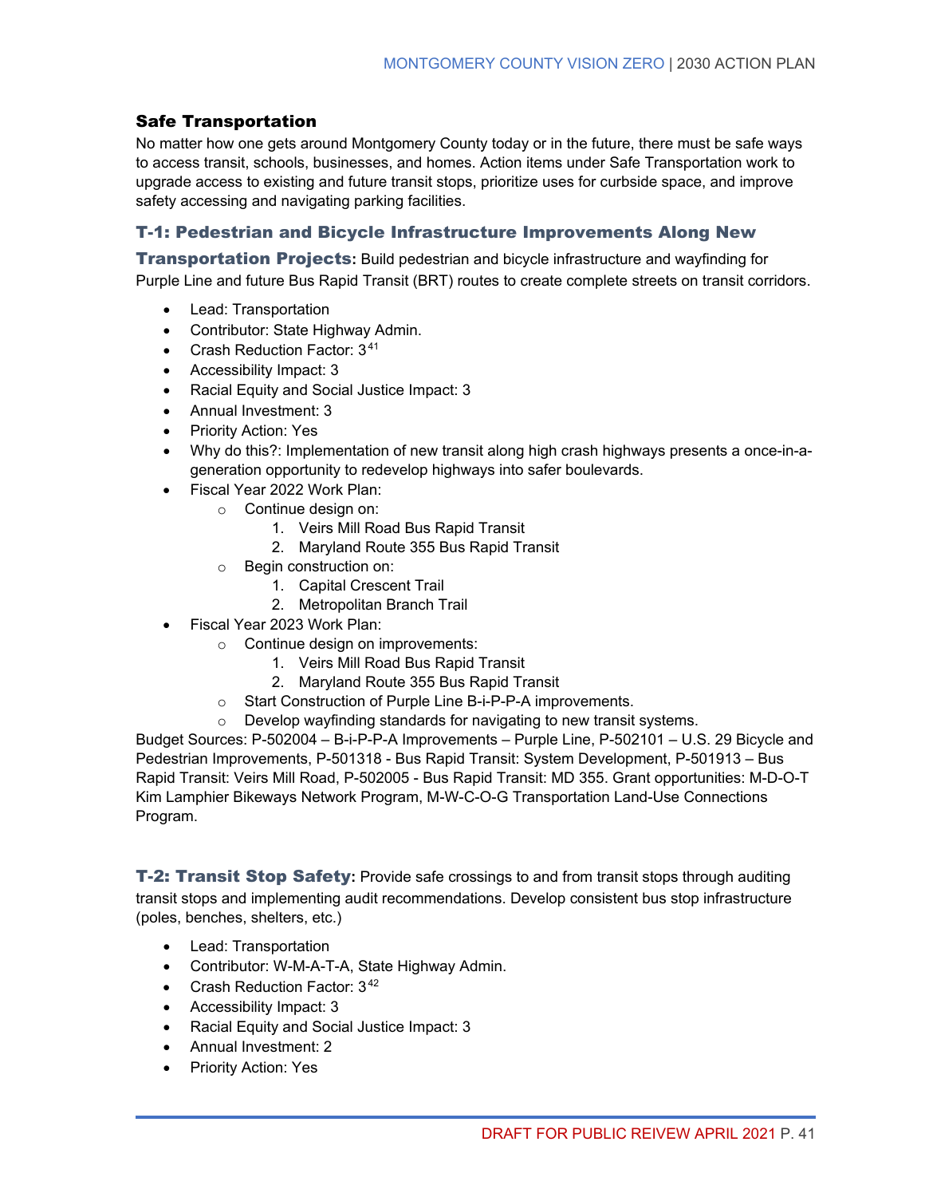## Safe Transportation

No matter how one gets around Montgomery County today or in the future, there must be safe ways to access transit, schools, businesses, and homes. Action items under Safe Transportation work to upgrade access to existing and future transit stops, prioritize uses for curbside space, and improve safety accessing and navigating parking facilities.

### T-1: Pedestrian and Bicycle Infrastructure Improvements Along New Transportation Projects:

Build pedestrian and bicycle infrastructure and wayfinding for Purple Line and future Bus Rapid Transit (BRT) routes to create complete streets on transit corridors.

- Lead: Transportation
- Contributor: State Highway Admin.
- Crash Reduction Factor: 3[41]
- Accessibility Impact: 3
- Racial Equity and Social Justice Impact: 3
- Annual Investment: 3
- Priority Action: Yes
- Why do this?: Implementation of new transit along high crash highways presents a once-in-a-generation opportunity to redevelop highways into safer boulevards.
- Fiscal Year 2022 Work Plan:
  - Continue design on:
    1. Veirs Mill Road Bus Rapid Transit
    2. Maryland Route 355 Bus Rapid Transit
  - Begin construction on:
    1. Capital Crescent Trail
    2. Metropolitan Branch Trail
- Fiscal Year 2023 Work Plan:
  - Continue design on improvements:
    1. Veirs Mill Road Bus Rapid Transit
    2. Maryland Route 355 Bus Rapid Transit
  - Start Construction of Purple Line B-i-P-P-A improvements.
  - Develop wayfinding standards for navigating to new transit systems.

Budget Sources: P-502004 – B-i-P-P-A Improvements – Purple Line, P-502101 – U.S. 29 Bicycle and Pedestrian Improvements, P-501318 - Bus Rapid Transit: System Development, P-501913 – Bus Rapid Transit: Veirs Mill Road, P-502005 - Bus Rapid Transit: MD 355. Grant opportunities: M-D-O-T Kim Lamphier Bikeways Network Program, M-W-C-O-G Transportation Land-Use Connections Program.

### T-2: Transit Stop Safety:

Provide safe crossings to and from transit stops through auditing transit stops and implementing audit recommendations. Develop consistent bus stop infrastructure (poles, benches, shelters, etc.)

- Lead: Transportation
- Contributor: W-M-A-T-A, State Highway Admin.
- Crash Reduction Factor: 3[42]
- Accessibility Impact: 3
- Racial Equity and Social Justice Impact: 3
- Annual Investment: 2
- Priority Action: Yes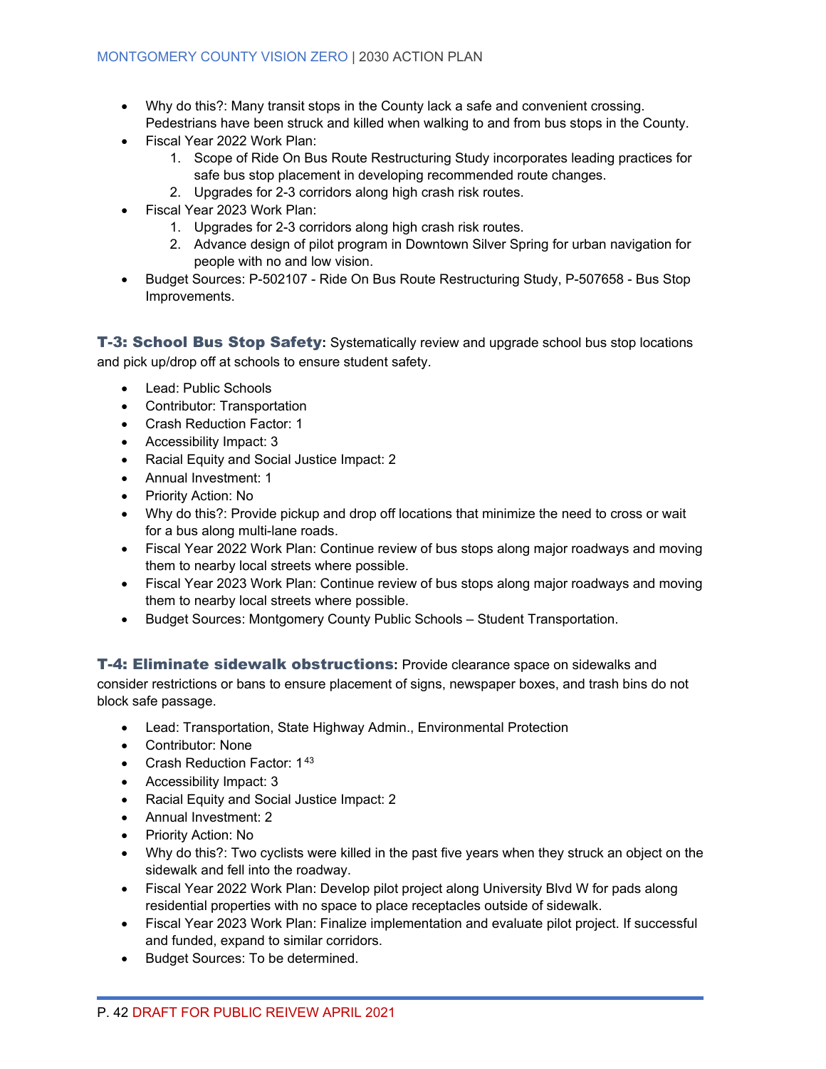- Why do this?: Many transit stops in the County lack a safe and convenient crossing. Pedestrians have been struck and killed when walking to and from bus stops in the County.
- Fiscal Year 2022 Work Plan:
    1. Scope of Ride On Bus Route Restructuring Study incorporates leading practices for safe bus stop placement in developing recommended route changes.
    2. Upgrades for 2-3 corridors along high crash risk routes.
- Fiscal Year 2023 Work Plan:
    1. Upgrades for 2-3 corridors along high crash risk routes.
    2. Advance design of pilot program in Downtown Silver Spring for urban navigation for people with no and low vision.
- Budget Sources: P-502107 - Ride On Bus Route Restructuring Study, P-507658 - Bus Stop Improvements.

**T-3: School Bus Stop Safety**: Systematically review and upgrade school bus stop locations and pick up/drop off at schools to ensure student safety.

- Lead: Public Schools
- Contributor: Transportation
- Crash Reduction Factor: 1
- Accessibility Impact: 3
- Racial Equity and Social Justice Impact: 2
- Annual Investment: 1
- Priority Action: No
- Why do this?: Provide pickup and drop off locations that minimize the need to cross or wait for a bus along multi-lane roads.
- Fiscal Year 2022 Work Plan: Continue review of bus stops along major roadways and moving them to nearby local streets where possible.
- Fiscal Year 2023 Work Plan: Continue review of bus stops along major roadways and moving them to nearby local streets where possible.
- Budget Sources: Montgomery County Public Schools – Student Transportation.

**T-4: Eliminate sidewalk obstructions**: Provide clearance space on sidewalks and consider restrictions or bans to ensure placement of signs, newspaper boxes, and trash bins do not block safe passage.

- Lead: Transportation, State Highway Admin., Environmental Protection
- Contributor: None
- Crash Reduction Factor: 1[43]
- Accessibility Impact: 3
- Racial Equity and Social Justice Impact: 2
- Annual Investment: 2
- Priority Action: No
- Why do this?: Two cyclists were killed in the past five years when they struck an object on the sidewalk and fell into the roadway.
- Fiscal Year 2022 Work Plan: Develop pilot project along University Blvd W for pads along residential properties with no space to place receptacles outside of sidewalk.
- Fiscal Year 2023 Work Plan: Finalize implementation and evaluate pilot project. If successful and funded, expand to similar corridors.
- Budget Sources: To be determined.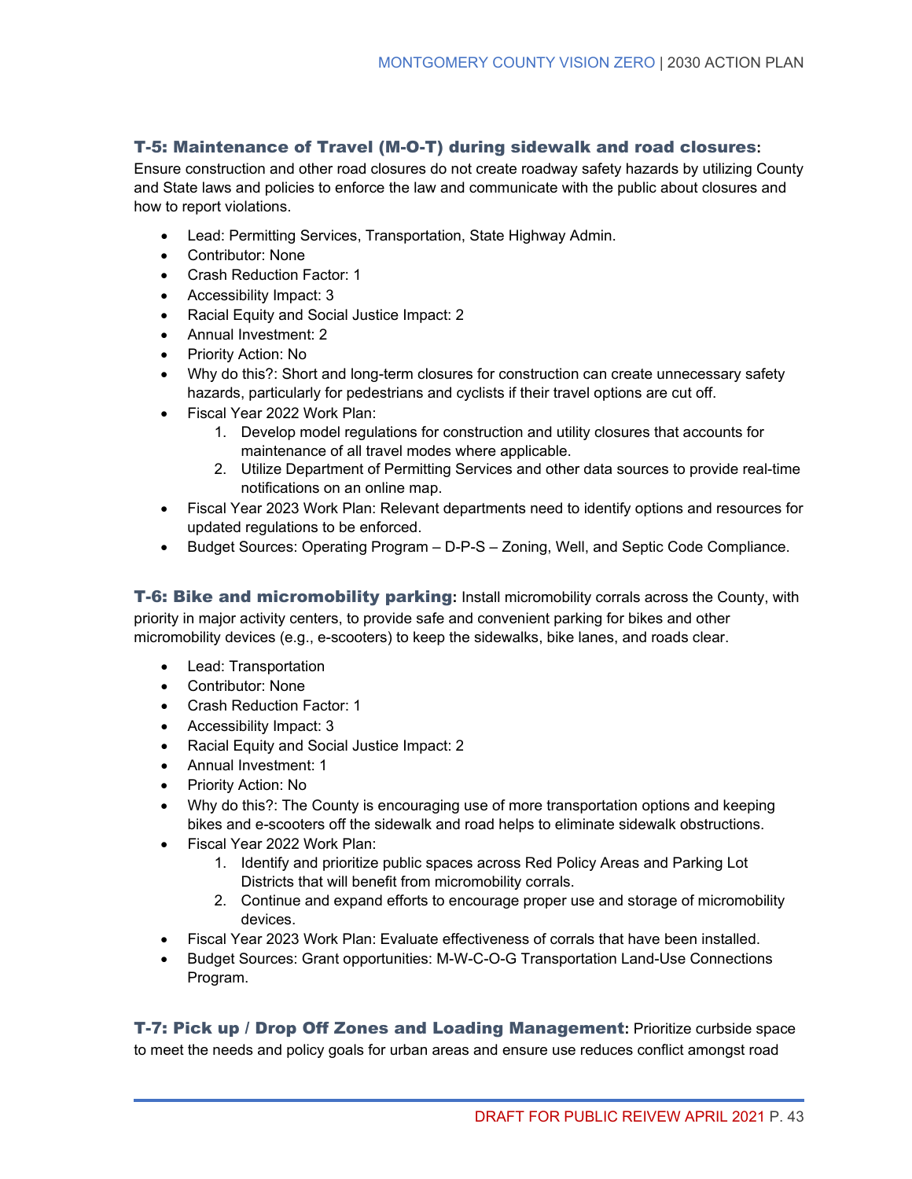### T-5: Maintenance of Travel (M-O-T) during sidewalk and road closures:

Ensure construction and other road closures do not create roadway safety hazards by utilizing County and State laws and policies to enforce the law and communicate with the public about closures and how to report violations.

- Lead: Permitting Services, Transportation, State Highway Admin.
- Contributor: None
- Crash Reduction Factor: 1
- Accessibility Impact: 3
- Racial Equity and Social Justice Impact: 2
- Annual Investment: 2
- Priority Action: No
- Why do this?: Short and long-term closures for construction can create unnecessary safety hazards, particularly for pedestrians and cyclists if their travel options are cut off.
- Fiscal Year 2022 Work Plan:
    1. Develop model regulations for construction and utility closures that accounts for maintenance of all travel modes where applicable.
    2. Utilize Department of Permitting Services and other data sources to provide real-time notifications on an online map.
- Fiscal Year 2023 Work Plan: Relevant departments need to identify options and resources for updated regulations to be enforced.
- Budget Sources: Operating Program – D-P-S – Zoning, Well, and Septic Code Compliance.

### T-6: Bike and micromobility parking:

Install micromobility corrals across the County, with priority in major activity centers, to provide safe and convenient parking for bikes and other micromobility devices (e.g., e-scooters) to keep the sidewalks, bike lanes, and roads clear.

- Lead: Transportation
- Contributor: None
- Crash Reduction Factor: 1
- Accessibility Impact: 3
- Racial Equity and Social Justice Impact: 2
- Annual Investment: 1
- Priority Action: No
- Why do this?: The County is encouraging use of more transportation options and keeping bikes and e-scooters off the sidewalk and road helps to eliminate sidewalk obstructions.
- Fiscal Year 2022 Work Plan:
    1. Identify and prioritize public spaces across Red Policy Areas and Parking Lot Districts that will benefit from micromobility corrals.
    2. Continue and expand efforts to encourage proper use and storage of micromobility devices.
- Fiscal Year 2023 Work Plan: Evaluate effectiveness of corrals that have been installed.
- Budget Sources: Grant opportunities: M-W-C-O-G Transportation Land-Use Connections Program.

### T-7: Pick up / Drop Off Zones and Loading Management:

Prioritize curbside space to meet the needs and policy goals for urban areas and ensure use reduces conflict amongst road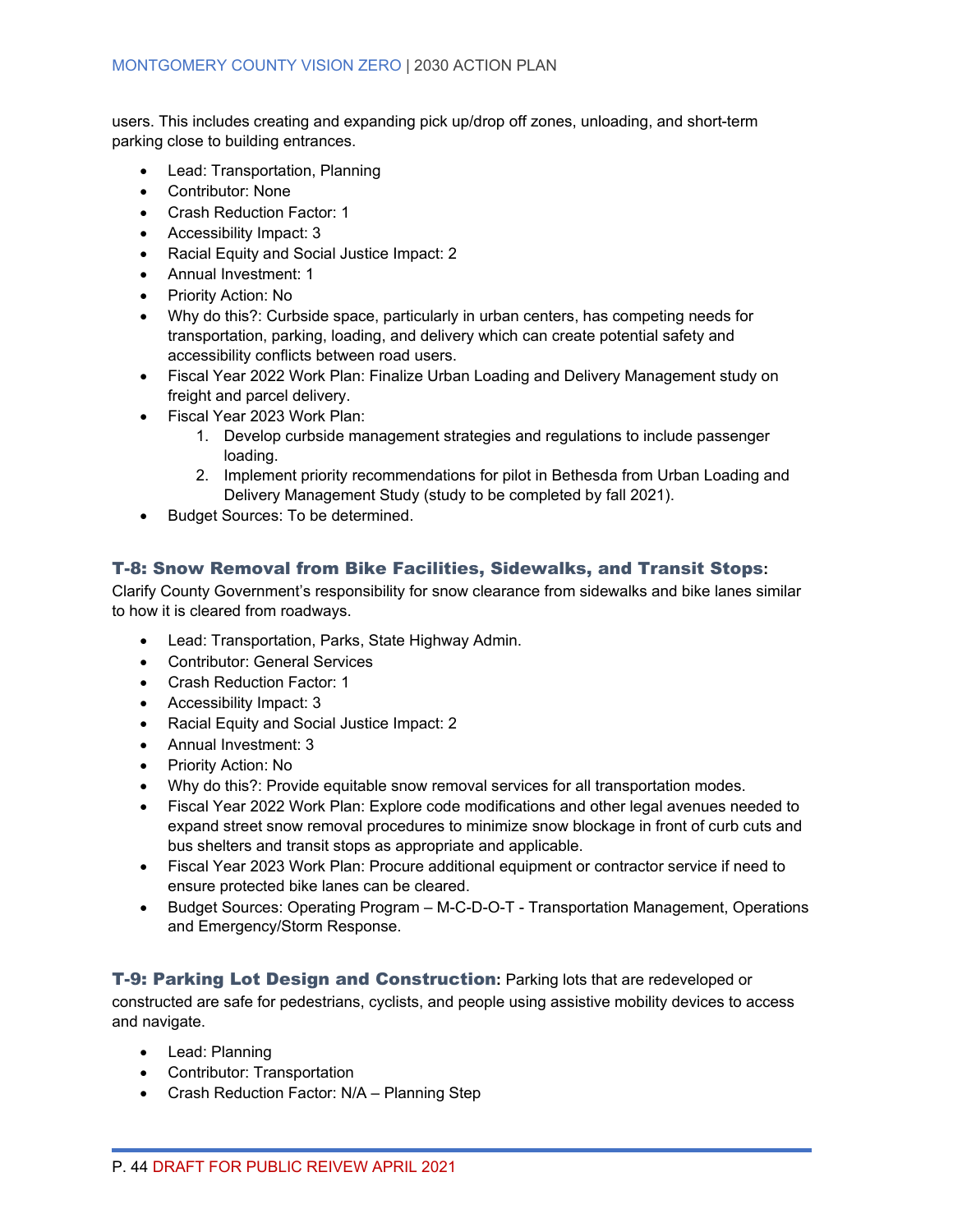users. This includes creating and expanding pick up/drop off zones, unloading, and short-term parking close to building entrances.

- Lead: Transportation, Planning
- Contributor: None
- Crash Reduction Factor: 1
- Accessibility Impact: 3
- Racial Equity and Social Justice Impact: 2
- Annual Investment: 1
- Priority Action: No
- Why do this?: Curbside space, particularly in urban centers, has competing needs for transportation, parking, loading, and delivery which can create potential safety and accessibility conflicts between road users.
- Fiscal Year 2022 Work Plan: Finalize Urban Loading and Delivery Management study on freight and parcel delivery.
- Fiscal Year 2023 Work Plan:
    1. Develop curbside management strategies and regulations to include passenger loading.
    2. Implement priority recommendations for pilot in Bethesda from Urban Loading and Delivery Management Study (study to be completed by fall 2021).
- Budget Sources: To be determined.

### T-8: Snow Removal from Bike Facilities, Sidewalks, and Transit Stops:

Clarify County Government's responsibility for snow clearance from sidewalks and bike lanes similar to how it is cleared from roadways.

- Lead: Transportation, Parks, State Highway Admin.
- Contributor: General Services
- Crash Reduction Factor: 1
- Accessibility Impact: 3
- Racial Equity and Social Justice Impact: 2
- Annual Investment: 3
- Priority Action: No
- Why do this?: Provide equitable snow removal services for all transportation modes.
- Fiscal Year 2022 Work Plan: Explore code modifications and other legal avenues needed to expand street snow removal procedures to minimize snow blockage in front of curb cuts and bus shelters and transit stops as appropriate and applicable.
- Fiscal Year 2023 Work Plan: Procure additional equipment or contractor service if need to ensure protected bike lanes can be cleared.
- Budget Sources: Operating Program – M-C-D-O-T - Transportation Management, Operations and Emergency/Storm Response.

### T-9: Parking Lot Design and Construction:

Parking lots that are redeveloped or constructed are safe for pedestrians, cyclists, and people using assistive mobility devices to access and navigate.

- Lead: Planning
- Contributor: Transportation
- Crash Reduction Factor: N/A – Planning Step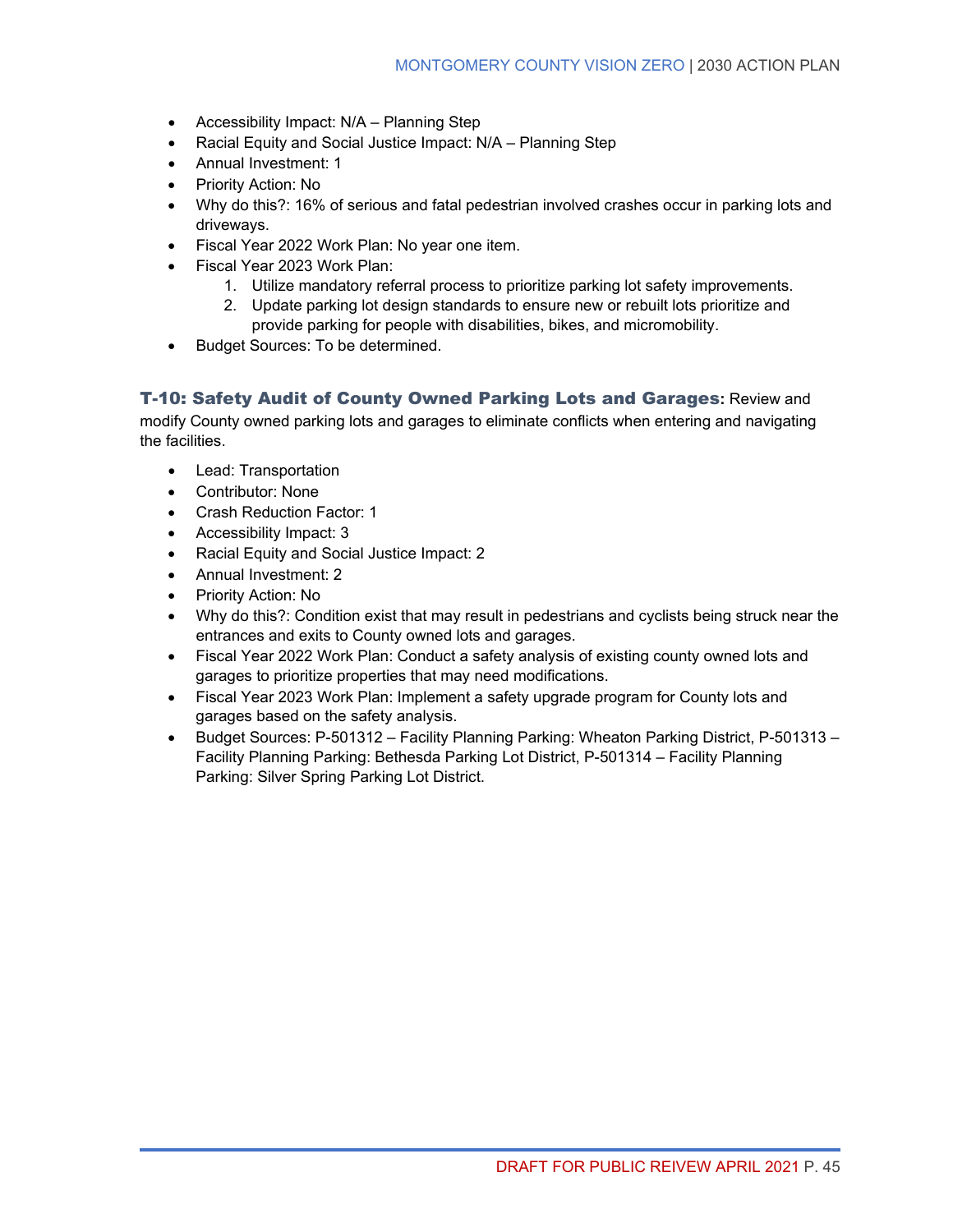- Accessibility Impact: N/A – Planning Step
- Racial Equity and Social Justice Impact: N/A – Planning Step
- Annual Investment: 1
- Priority Action: No
- Why do this?: 16% of serious and fatal pedestrian involved crashes occur in parking lots and driveways.
- Fiscal Year 2022 Work Plan: No year one item.
- Fiscal Year 2023 Work Plan:
    1. Utilize mandatory referral process to prioritize parking lot safety improvements.
    2. Update parking lot design standards to ensure new or rebuilt lots prioritize and provide parking for people with disabilities, bikes, and micromobility.
- Budget Sources: To be determined.

### T-10: Safety Audit of County Owned Parking Lots and Garages: Review and modify County owned parking lots and garages to eliminate conflicts when entering and navigating the facilities.

- Lead: Transportation
- Contributor: None
- Crash Reduction Factor: 1
- Accessibility Impact: 3
- Racial Equity and Social Justice Impact: 2
- Annual Investment: 2
- Priority Action: No
- Why do this?: Condition exist that may result in pedestrians and cyclists being struck near the entrances and exits to County owned lots and garages.
- Fiscal Year 2022 Work Plan: Conduct a safety analysis of existing county owned lots and garages to prioritize properties that may need modifications.
- Fiscal Year 2023 Work Plan: Implement a safety upgrade program for County lots and garages based on the safety analysis.
- Budget Sources: P-501312 – Facility Planning Parking: Wheaton Parking District, P-501313 – Facility Planning Parking: Bethesda Parking Lot District, P-501314 – Facility Planning Parking: Silver Spring Parking Lot District.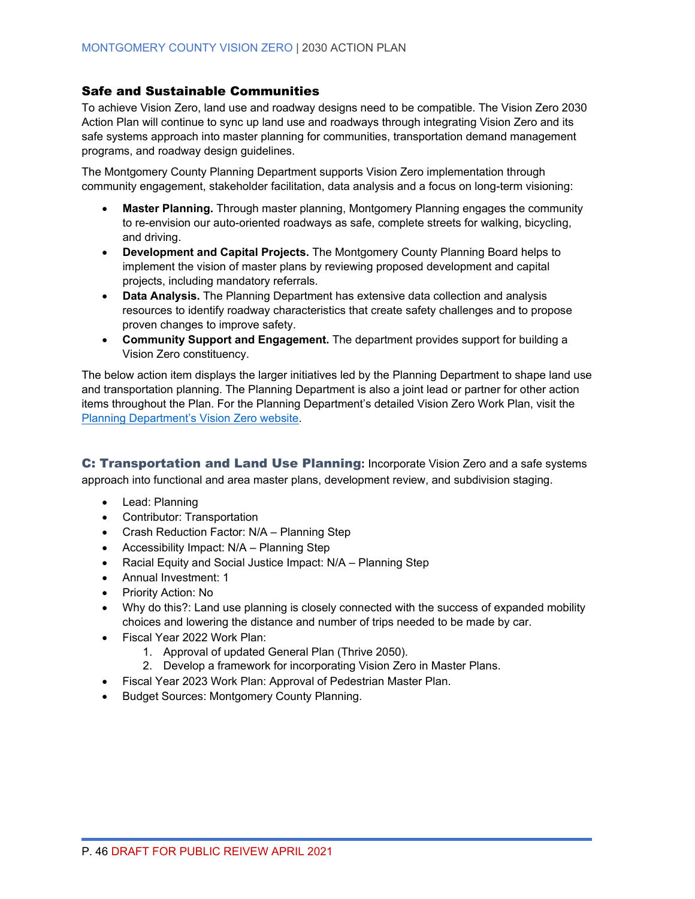## Safe and Sustainable Communities

To achieve Vision Zero, land use and roadway designs need to be compatible. The Vision Zero 2030 Action Plan will continue to sync up land use and roadways through integrating Vision Zero and its safe systems approach into master planning for communities, transportation demand management programs, and roadway design guidelines.

The Montgomery County Planning Department supports Vision Zero implementation through community engagement, stakeholder facilitation, data analysis and a focus on long-term visioning:

- **Master Planning.** Through master planning, Montgomery Planning engages the community to re-envision our auto-oriented roadways as safe, complete streets for walking, bicycling, and driving.
- **Development and Capital Projects.** The Montgomery County Planning Board helps to implement the vision of master plans by reviewing proposed development and capital projects, including mandatory referrals.
- **Data Analysis.** The Planning Department has extensive data collection and analysis resources to identify roadway characteristics that create safety challenges and to propose proven changes to improve safety.
- **Community Support and Engagement.** The department provides support for building a Vision Zero constituency.

The below action item displays the larger initiatives led by the Planning Department to shape land use and transportation planning. The Planning Department is also a joint lead or partner for other action items throughout the Plan. For the Planning Department's detailed Vision Zero Work Plan, visit the [Planning Department's Vision Zero website](Planning Department's Vision Zero website).

### C: Transportation and Land Use Planning: Incorporate Vision Zero and a safe systems approach into functional and area master plans, development review, and subdivision staging.

- Lead: Planning
- Contributor: Transportation
- Crash Reduction Factor: N/A – Planning Step
- Accessibility Impact: N/A – Planning Step
- Racial Equity and Social Justice Impact: N/A – Planning Step
- Annual Investment: 1
- Priority Action: No
- Why do this?: Land use planning is closely connected with the success of expanded mobility choices and lowering the distance and number of trips needed to be made by car.
- Fiscal Year 2022 Work Plan:
    1. Approval of updated General Plan (Thrive 2050).
    2. Develop a framework for incorporating Vision Zero in Master Plans.
- Fiscal Year 2023 Work Plan: Approval of Pedestrian Master Plan.
- Budget Sources: Montgomery County Planning.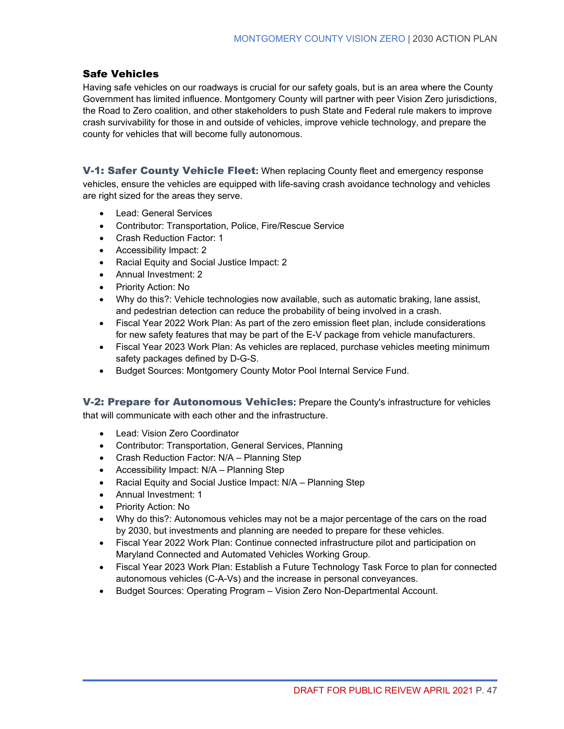## Safe Vehicles

Having safe vehicles on our roadways is crucial for our safety goals, but is an area where the County Government has limited influence. Montgomery County will partner with peer Vision Zero jurisdictions, the Road to Zero coalition, and other stakeholders to push State and Federal rule makers to improve crash survivability for those in and outside of vehicles, improve vehicle technology, and prepare the county for vehicles that will become fully autonomous.

### V-1: Safer County Vehicle Fleet:

When replacing County fleet and emergency response vehicles, ensure the vehicles are equipped with life-saving crash avoidance technology and vehicles are right sized for the areas they serve.

- Lead: General Services
- Contributor: Transportation, Police, Fire/Rescue Service
- Crash Reduction Factor: 1
- Accessibility Impact: 2
- Racial Equity and Social Justice Impact: 2
- Annual Investment: 2
- Priority Action: No
- Why do this?: Vehicle technologies now available, such as automatic braking, lane assist, and pedestrian detection can reduce the probability of being involved in a crash.
- Fiscal Year 2022 Work Plan: As part of the zero emission fleet plan, include considerations for new safety features that may be part of the E-V package from vehicle manufacturers.
- Fiscal Year 2023 Work Plan: As vehicles are replaced, purchase vehicles meeting minimum safety packages defined by D-G-S.
- Budget Sources: Montgomery County Motor Pool Internal Service Fund.

### V-2: Prepare for Autonomous Vehicles:

Prepare the County's infrastructure for vehicles that will communicate with each other and the infrastructure.

- Lead: Vision Zero Coordinator
- Contributor: Transportation, General Services, Planning
- Crash Reduction Factor: N/A – Planning Step
- Accessibility Impact: N/A – Planning Step
- Racial Equity and Social Justice Impact: N/A – Planning Step
- Annual Investment: 1
- Priority Action: No
- Why do this?: Autonomous vehicles may not be a major percentage of the cars on the road by 2030, but investments and planning are needed to prepare for these vehicles.
- Fiscal Year 2022 Work Plan: Continue connected infrastructure pilot and participation on Maryland Connected and Automated Vehicles Working Group.
- Fiscal Year 2023 Work Plan: Establish a Future Technology Task Force to plan for connected autonomous vehicles (C-A-Vs) and the increase in personal conveyances.
- Budget Sources: Operating Program – Vision Zero Non-Departmental Account.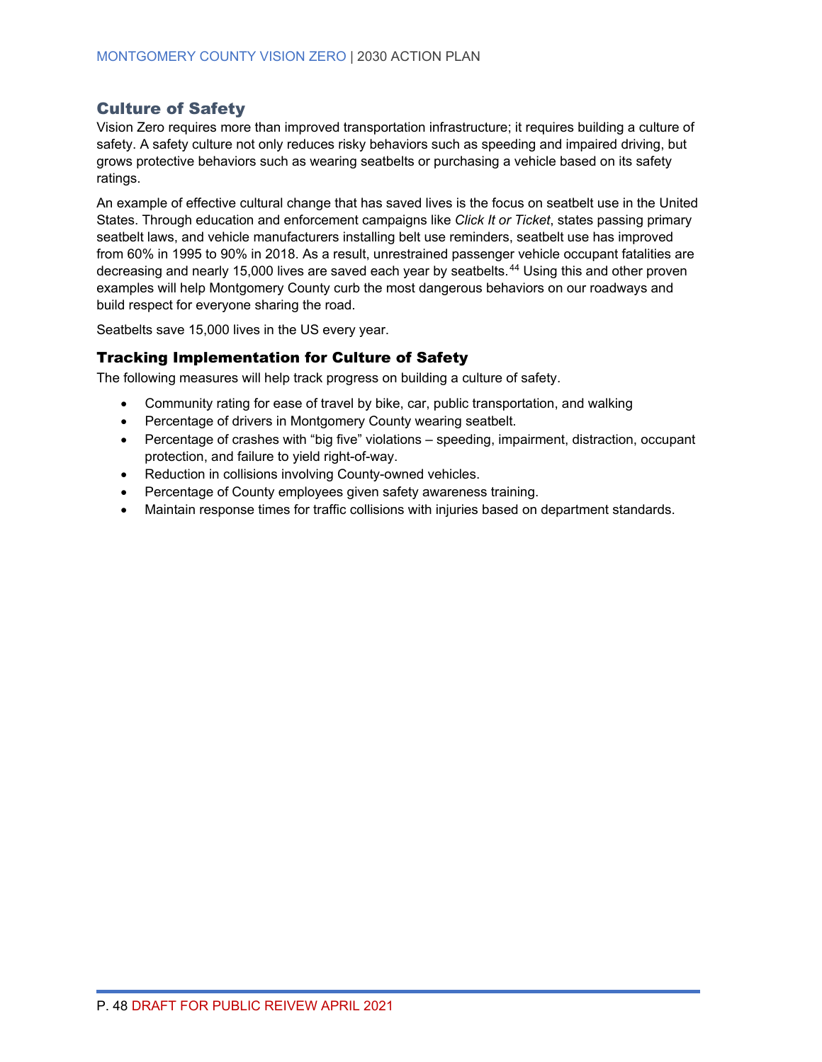## Culture of Safety

Vision Zero requires more than improved transportation infrastructure; it requires building a culture of safety. A safety culture not only reduces risky behaviors such as speeding and impaired driving, but grows protective behaviors such as wearing seatbelts or purchasing a vehicle based on its safety ratings.

An example of effective cultural change that has saved lives is the focus on seatbelt use in the United States. Through education and enforcement campaigns like *Click It or Ticket*, states passing primary seatbelt laws, and vehicle manufacturers installing belt use reminders, seatbelt use has improved from 60% in 1995 to 90% in 2018. As a result, unrestrained passenger vehicle occupant fatalities are decreasing and nearly 15,000 lives are saved each year by seatbelts.[44] Using this and other proven examples will help Montgomery County curb the most dangerous behaviors on our roadways and build respect for everyone sharing the road.

Seatbelts save 15,000 lives in the US every year.

### Tracking Implementation for Culture of Safety

The following measures will help track progress on building a culture of safety.

- Community rating for ease of travel by bike, car, public transportation, and walking
- Percentage of drivers in Montgomery County wearing seatbelt.
- Percentage of crashes with "big five" violations – speeding, impairment, distraction, occupant protection, and failure to yield right-of-way.
- Reduction in collisions involving County-owned vehicles.
- Percentage of County employees given safety awareness training.
- Maintain response times for traffic collisions with injuries based on department standards.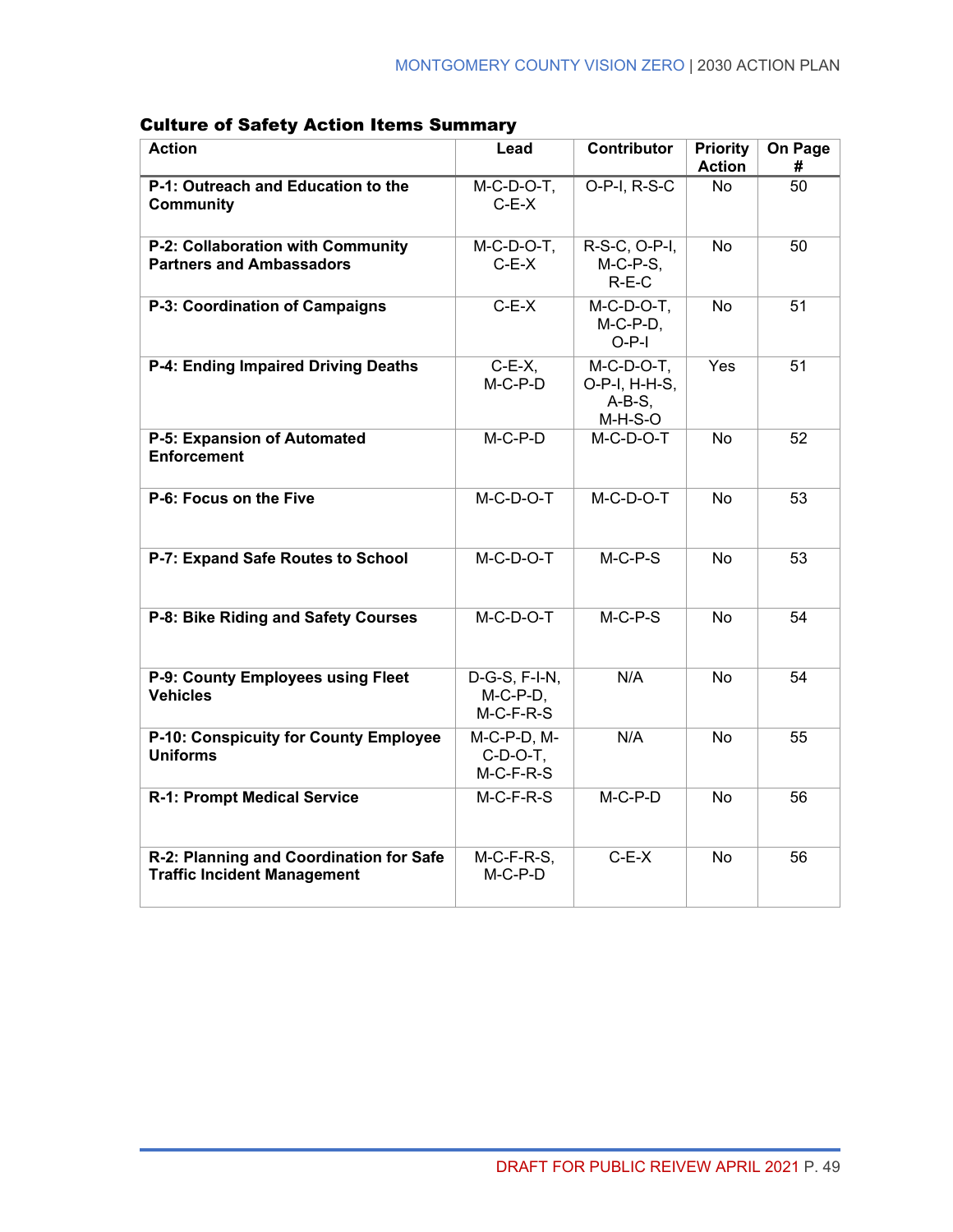### Culture of Safety Action Items Summary

| Action | Lead | Contributor | Priority Action | On Page # |
|---|---|---|---|---|
| **P-1: Outreach and Education to the Community** | M-C-D-O-T, C-E-X | O-P-I, R-S-C | No | 50 |
| **P-2: Collaboration with Community Partners and Ambassadors** | M-C-D-O-T, C-E-X | R-S-C, O-P-I, M-C-P-S, R-E-C | No | 50 |
| **P-3: Coordination of Campaigns** | C-E-X | M-C-D-O-T, M-C-P-D, O-P-I | No | 51 |
| **P-4: Ending Impaired Driving Deaths** | C-E-X, M-C-P-D | M-C-D-O-T, O-P-I, H-H-S, A-B-S, M-H-S-O | Yes | 51 |
| **P-5: Expansion of Automated Enforcement** | M-C-P-D | M-C-D-O-T | No | 52 |
| **P-6: Focus on the Five** | M-C-D-O-T | M-C-D-O-T | No | 53 |
| **P-7: Expand Safe Routes to School** | M-C-D-O-T | M-C-P-S | No | 53 |
| **P-8: Bike Riding and Safety Courses** | M-C-D-O-T | M-C-P-S | No | 54 |
| **P-9: County Employees using Fleet Vehicles** | D-G-S, F-I-N, M-C-P-D, M-C-F-R-S | N/A | No | 54 |
| **P-10: Conspicuity for County Employee Uniforms** | M-C-P-D, M-C-D-O-T, M-C-F-R-S | N/A | No | 55 |
| **R-1: Prompt Medical Service** | M-C-F-R-S | M-C-P-D | No | 56 |
| **R-2: Planning and Coordination for Safe Traffic Incident Management** | M-C-F-R-S, M-C-P-D | C-E-X | No | 56 |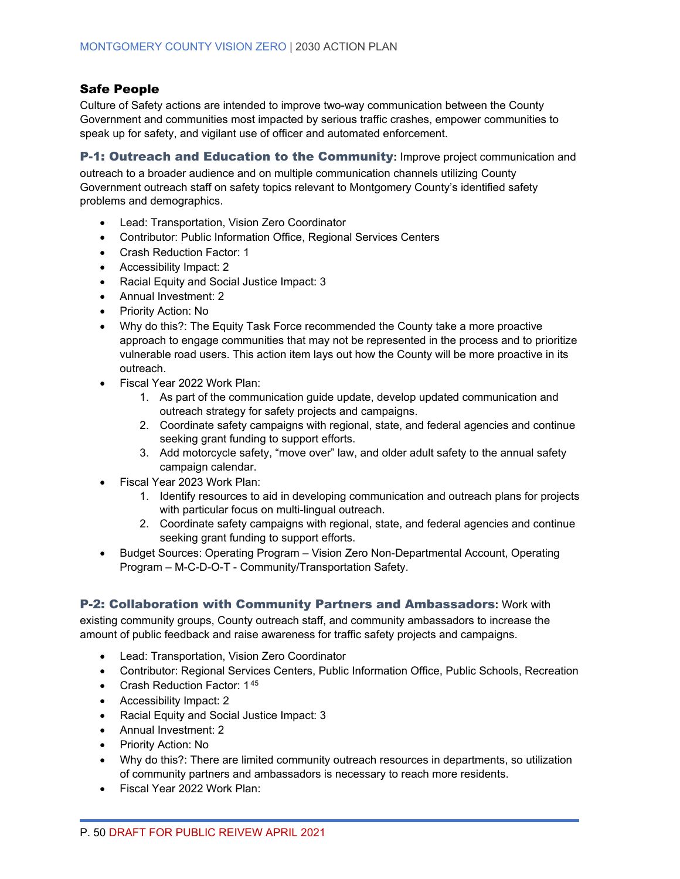## Safe People

Culture of Safety actions are intended to improve two-way communication between the County Government and communities most impacted by serious traffic crashes, empower communities to speak up for safety, and vigilant use of officer and automated enforcement.

### P-1: Outreach and Education to the Community: Improve project communication and outreach to a broader audience and on multiple communication channels utilizing County Government outreach staff on safety topics relevant to Montgomery County's identified safety problems and demographics.

- Lead: Transportation, Vision Zero Coordinator
- Contributor: Public Information Office, Regional Services Centers
- Crash Reduction Factor: 1
- Accessibility Impact: 2
- Racial Equity and Social Justice Impact: 3
- Annual Investment: 2
- Priority Action: No
- Why do this?: The Equity Task Force recommended the County take a more proactive approach to engage communities that may not be represented in the process and to prioritize vulnerable road users. This action item lays out how the County will be more proactive in its outreach.
- Fiscal Year 2022 Work Plan:
  1. As part of the communication guide update, develop updated communication and outreach strategy for safety projects and campaigns.
  2. Coordinate safety campaigns with regional, state, and federal agencies and continue seeking grant funding to support efforts.
  3. Add motorcycle safety, "move over" law, and older adult safety to the annual safety campaign calendar.
- Fiscal Year 2023 Work Plan:
  1. Identify resources to aid in developing communication and outreach plans for projects with particular focus on multi-lingual outreach.
  2. Coordinate safety campaigns with regional, state, and federal agencies and continue seeking grant funding to support efforts.
- Budget Sources: Operating Program – Vision Zero Non-Departmental Account, Operating Program – M-C-D-O-T - Community/Transportation Safety.

### P-2: Collaboration with Community Partners and Ambassadors: Work with existing community groups, County outreach staff, and community ambassadors to increase the amount of public feedback and raise awareness for traffic safety projects and campaigns.

- Lead: Transportation, Vision Zero Coordinator
- Contributor: Regional Services Centers, Public Information Office, Public Schools, Recreation
- Crash Reduction Factor: 1[45]
- Accessibility Impact: 2
- Racial Equity and Social Justice Impact: 3
- Annual Investment: 2
- Priority Action: No
- Why do this?: There are limited community outreach resources in departments, so utilization of community partners and ambassadors is necessary to reach more residents.
- Fiscal Year 2022 Work Plan: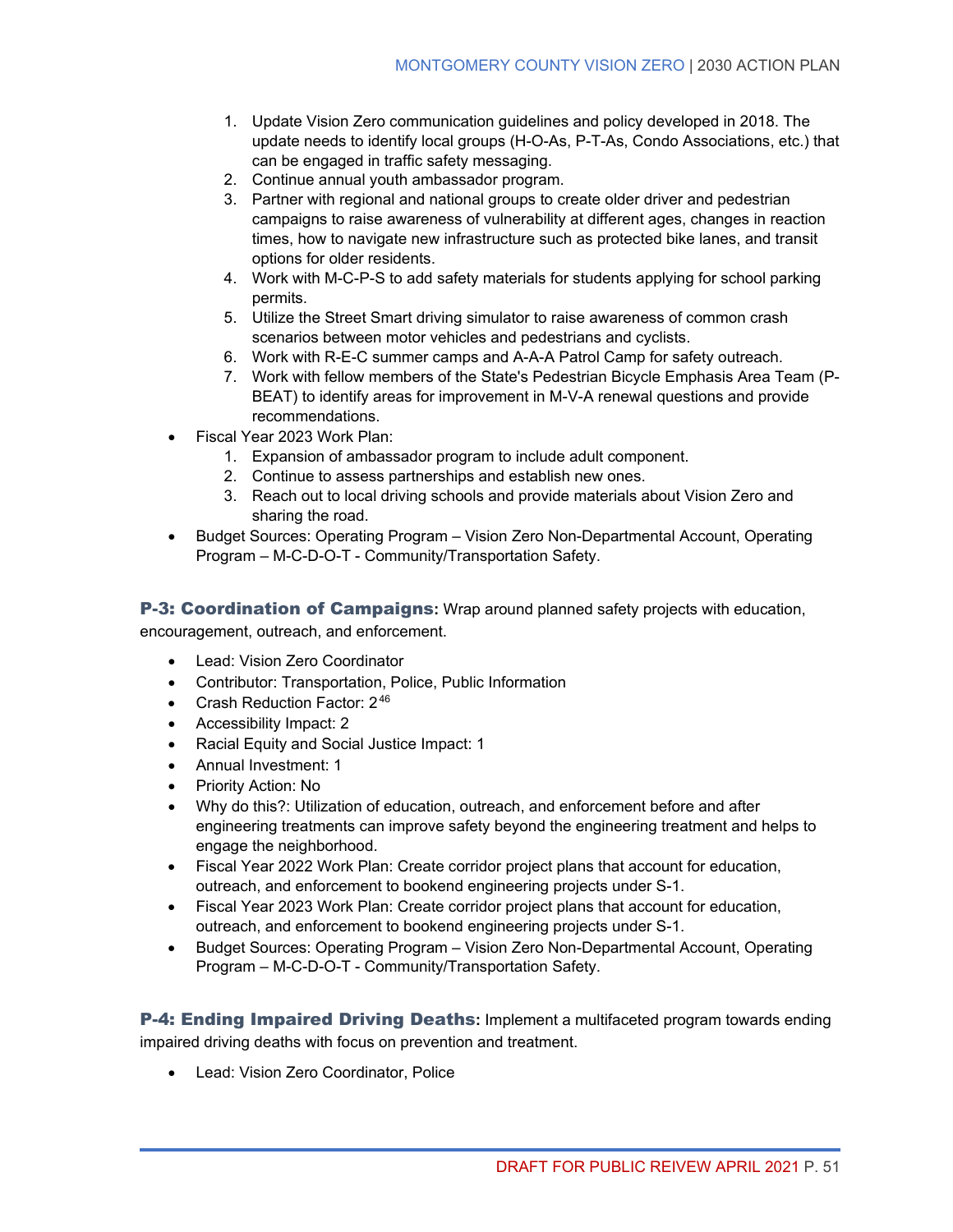1. Update Vision Zero communication guidelines and policy developed in 2018. The update needs to identify local groups (H-O-As, P-T-As, Condo Associations, etc.) that can be engaged in traffic safety messaging.
2. Continue annual youth ambassador program.
3. Partner with regional and national groups to create older driver and pedestrian campaigns to raise awareness of vulnerability at different ages, changes in reaction times, how to navigate new infrastructure such as protected bike lanes, and transit options for older residents.
4. Work with M-C-P-S to add safety materials for students applying for school parking permits.
5. Utilize the Street Smart driving simulator to raise awareness of common crash scenarios between motor vehicles and pedestrians and cyclists.
6. Work with R-E-C summer camps and A-A-A Patrol Camp for safety outreach.
7. Work with fellow members of the State's Pedestrian Bicycle Emphasis Area Team (P-BEAT) to identify areas for improvement in M-V-A renewal questions and provide recommendations.

- Fiscal Year 2023 Work Plan:
  1. Expansion of ambassador program to include adult component.
  2. Continue to assess partnerships and establish new ones.
  3. Reach out to local driving schools and provide materials about Vision Zero and sharing the road.
- Budget Sources: Operating Program – Vision Zero Non-Departmental Account, Operating Program – M-C-D-O-T - Community/Transportation Safety.

### P-3: Coordination of Campaigns: Wrap around planned safety projects with education, encouragement, outreach, and enforcement.

- Lead: Vision Zero Coordinator
- Contributor: Transportation, Police, Public Information
- Crash Reduction Factor: 2[46]
- Accessibility Impact: 2
- Racial Equity and Social Justice Impact: 1
- Annual Investment: 1
- Priority Action: No
- Why do this?: Utilization of education, outreach, and enforcement before and after engineering treatments can improve safety beyond the engineering treatment and helps to engage the neighborhood.
- Fiscal Year 2022 Work Plan: Create corridor project plans that account for education, outreach, and enforcement to bookend engineering projects under S-1.
- Fiscal Year 2023 Work Plan: Create corridor project plans that account for education, outreach, and enforcement to bookend engineering projects under S-1.
- Budget Sources: Operating Program – Vision Zero Non-Departmental Account, Operating Program – M-C-D-O-T - Community/Transportation Safety.

### P-4: Ending Impaired Driving Deaths: Implement a multifaceted program towards ending impaired driving deaths with focus on prevention and treatment.

- Lead: Vision Zero Coordinator, Police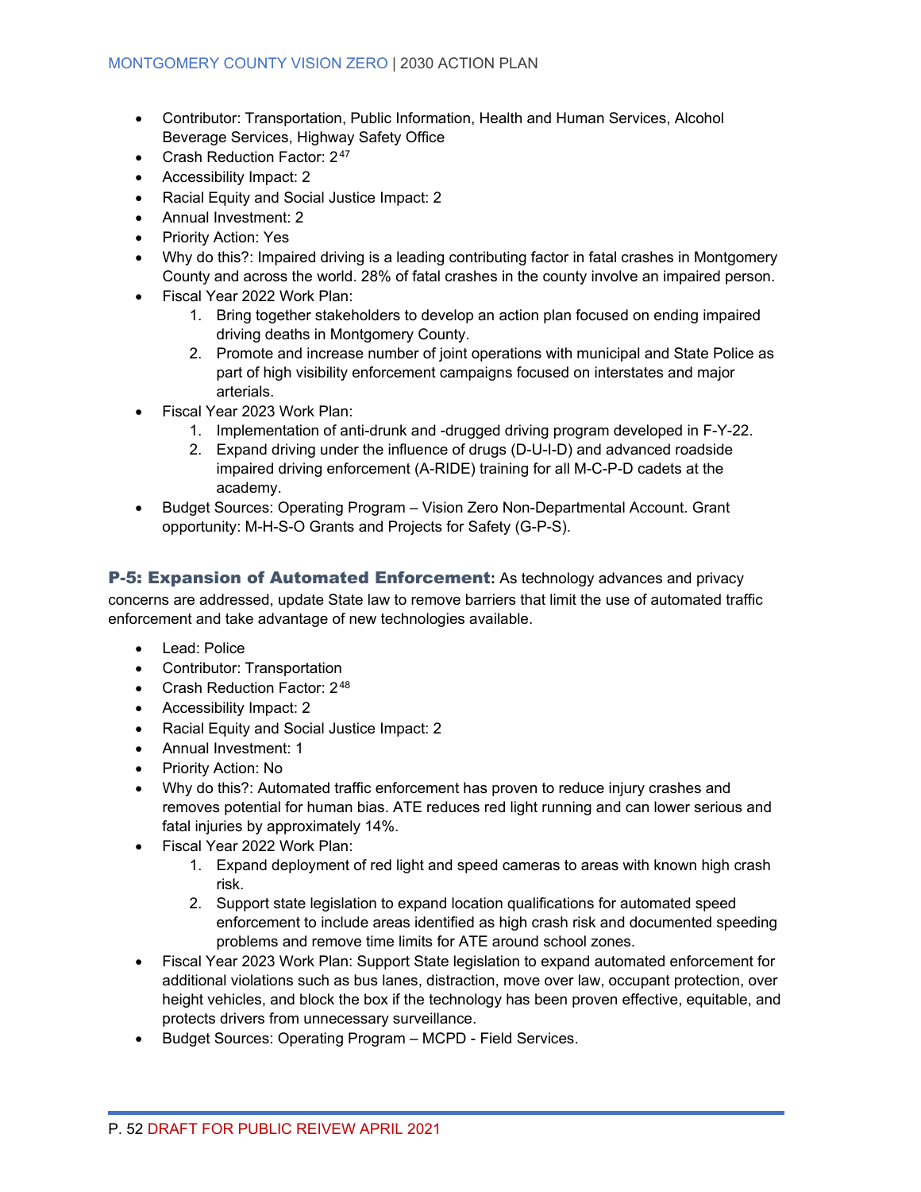- Contributor: Transportation, Public Information, Health and Human Services, Alcohol Beverage Services, Highway Safety Office
- Crash Reduction Factor: 2[47]
- Accessibility Impact: 2
- Racial Equity and Social Justice Impact: 2
- Annual Investment: 2
- Priority Action: Yes
- Why do this?: Impaired driving is a leading contributing factor in fatal crashes in Montgomery County and across the world. 28% of fatal crashes in the county involve an impaired person.
- Fiscal Year 2022 Work Plan:
    1. Bring together stakeholders to develop an action plan focused on ending impaired driving deaths in Montgomery County.
    2. Promote and increase number of joint operations with municipal and State Police as part of high visibility enforcement campaigns focused on interstates and major arterials.
- Fiscal Year 2023 Work Plan:
    1. Implementation of anti-drunk and -drugged driving program developed in F-Y-22.
    2. Expand driving under the influence of drugs (D-U-I-D) and advanced roadside impaired driving enforcement (A-RIDE) training for all M-C-P-D cadets at the academy.
- Budget Sources: Operating Program – Vision Zero Non-Departmental Account. Grant opportunity: M-H-S-O Grants and Projects for Safety (G-P-S).

### P-5: Expansion of Automated Enforcement

**P-5: Expansion of Automated Enforcement:** As technology advances and privacy concerns are addressed, update State law to remove barriers that limit the use of automated traffic enforcement and take advantage of new technologies available.

- Lead: Police
- Contributor: Transportation
- Crash Reduction Factor: 2[48]
- Accessibility Impact: 2
- Racial Equity and Social Justice Impact: 2
- Annual Investment: 1
- Priority Action: No
- Why do this?: Automated traffic enforcement has proven to reduce injury crashes and removes potential for human bias. ATE reduces red light running and can lower serious and fatal injuries by approximately 14%.
- Fiscal Year 2022 Work Plan:
    1. Expand deployment of red light and speed cameras to areas with known high crash risk.
    2. Support state legislation to expand location qualifications for automated speed enforcement to include areas identified as high crash risk and documented speeding problems and remove time limits for ATE around school zones.
- Fiscal Year 2023 Work Plan: Support State legislation to expand automated enforcement for additional violations such as bus lanes, distraction, move over law, occupant protection, over height vehicles, and block the box if the technology has been proven effective, equitable, and protects drivers from unnecessary surveillance.
- Budget Sources: Operating Program – MCPD - Field Services.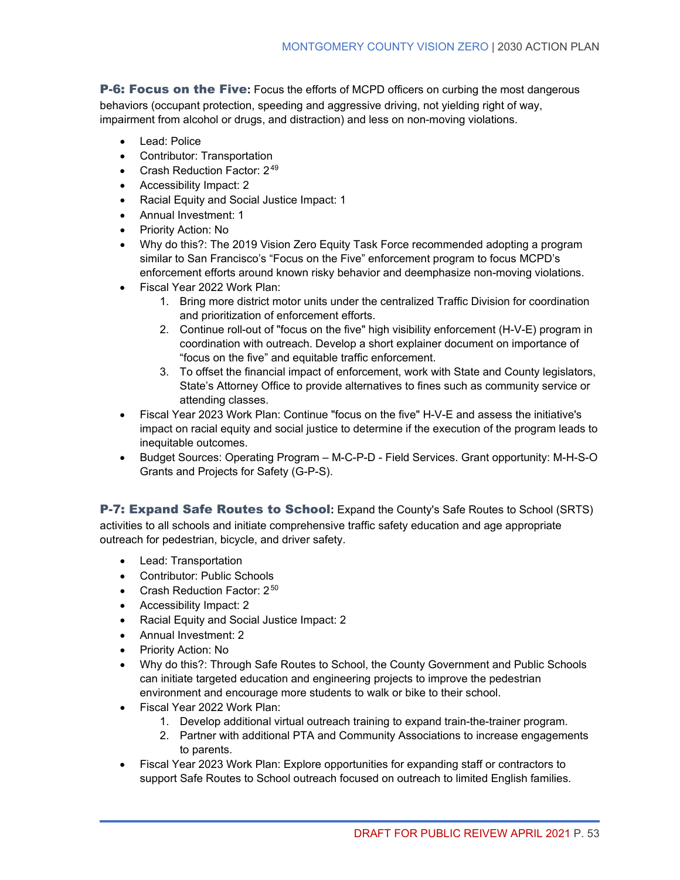**P-6: Focus on the Five:** Focus the efforts of MCPD officers on curbing the most dangerous behaviors (occupant protection, speeding and aggressive driving, not yielding right of way, impairment from alcohol or drugs, and distraction) and less on non-moving violations.

- Lead: Police
- Contributor: Transportation
- Crash Reduction Factor: 2[49]
- Accessibility Impact: 2
- Racial Equity and Social Justice Impact: 1
- Annual Investment: 1
- Priority Action: No
- Why do this?: The 2019 Vision Zero Equity Task Force recommended adopting a program similar to San Francisco's "Focus on the Five" enforcement program to focus MCPD's enforcement efforts around known risky behavior and deemphasize non-moving violations.
- Fiscal Year 2022 Work Plan:
    1. Bring more district motor units under the centralized Traffic Division for coordination and prioritization of enforcement efforts.
    2. Continue roll-out of "focus on the five" high visibility enforcement (H-V-E) program in coordination with outreach. Develop a short explainer document on importance of "focus on the five" and equitable traffic enforcement.
    3. To offset the financial impact of enforcement, work with State and County legislators, State's Attorney Office to provide alternatives to fines such as community service or attending classes.
- Fiscal Year 2023 Work Plan: Continue "focus on the five" H-V-E and assess the initiative's impact on racial equity and social justice to determine if the execution of the program leads to inequitable outcomes.
- Budget Sources: Operating Program – M-C-P-D - Field Services. Grant opportunity: M-H-S-O Grants and Projects for Safety (G-P-S).

**P-7: Expand Safe Routes to School:** Expand the County's Safe Routes to School (SRTS) activities to all schools and initiate comprehensive traffic safety education and age appropriate outreach for pedestrian, bicycle, and driver safety.

- Lead: Transportation
- Contributor: Public Schools
- Crash Reduction Factor: 2[50]
- Accessibility Impact: 2
- Racial Equity and Social Justice Impact: 2
- Annual Investment: 2
- Priority Action: No
- Why do this?: Through Safe Routes to School, the County Government and Public Schools can initiate targeted education and engineering projects to improve the pedestrian environment and encourage more students to walk or bike to their school.
- Fiscal Year 2022 Work Plan:
    1. Develop additional virtual outreach training to expand train-the-trainer program.
    2. Partner with additional PTA and Community Associations to increase engagements to parents.
- Fiscal Year 2023 Work Plan: Explore opportunities for expanding staff or contractors to support Safe Routes to School outreach focused on outreach to limited English families.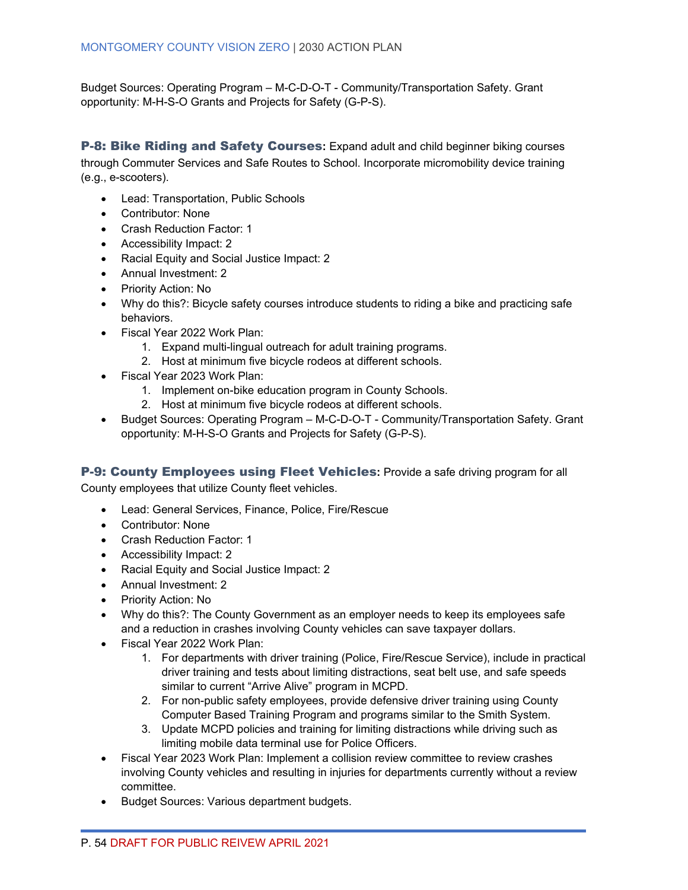Budget Sources: Operating Program – M-C-D-O-T - Community/Transportation Safety. Grant opportunity: M-H-S-O Grants and Projects for Safety (G-P-S).

### P-8: Bike Riding and Safety Courses: Expand adult and child beginner biking courses through Commuter Services and Safe Routes to School. Incorporate micromobility device training (e.g., e-scooters).

- Lead: Transportation, Public Schools
- Contributor: None
- Crash Reduction Factor: 1
- Accessibility Impact: 2
- Racial Equity and Social Justice Impact: 2
- Annual Investment: 2
- Priority Action: No
- Why do this?: Bicycle safety courses introduce students to riding a bike and practicing safe behaviors.
- Fiscal Year 2022 Work Plan:
    1. Expand multi-lingual outreach for adult training programs.
    2. Host at minimum five bicycle rodeos at different schools.
- Fiscal Year 2023 Work Plan:
    1. Implement on-bike education program in County Schools.
    2. Host at minimum five bicycle rodeos at different schools.
- Budget Sources: Operating Program – M-C-D-O-T - Community/Transportation Safety. Grant opportunity: M-H-S-O Grants and Projects for Safety (G-P-S).

### P-9: County Employees using Fleet Vehicles: Provide a safe driving program for all County employees that utilize County fleet vehicles.

- Lead: General Services, Finance, Police, Fire/Rescue
- Contributor: None
- Crash Reduction Factor: 1
- Accessibility Impact: 2
- Racial Equity and Social Justice Impact: 2
- Annual Investment: 2
- Priority Action: No
- Why do this?: The County Government as an employer needs to keep its employees safe and a reduction in crashes involving County vehicles can save taxpayer dollars.
- Fiscal Year 2022 Work Plan:
    1. For departments with driver training (Police, Fire/Rescue Service), include in practical driver training and tests about limiting distractions, seat belt use, and safe speeds similar to current "Arrive Alive" program in MCPD.
    2. For non-public safety employees, provide defensive driver training using County Computer Based Training Program and programs similar to the Smith System.
    3. Update MCPD policies and training for limiting distractions while driving such as limiting mobile data terminal use for Police Officers.
- Fiscal Year 2023 Work Plan: Implement a collision review committee to review crashes involving County vehicles and resulting in injuries for departments currently without a review committee.
- Budget Sources: Various department budgets.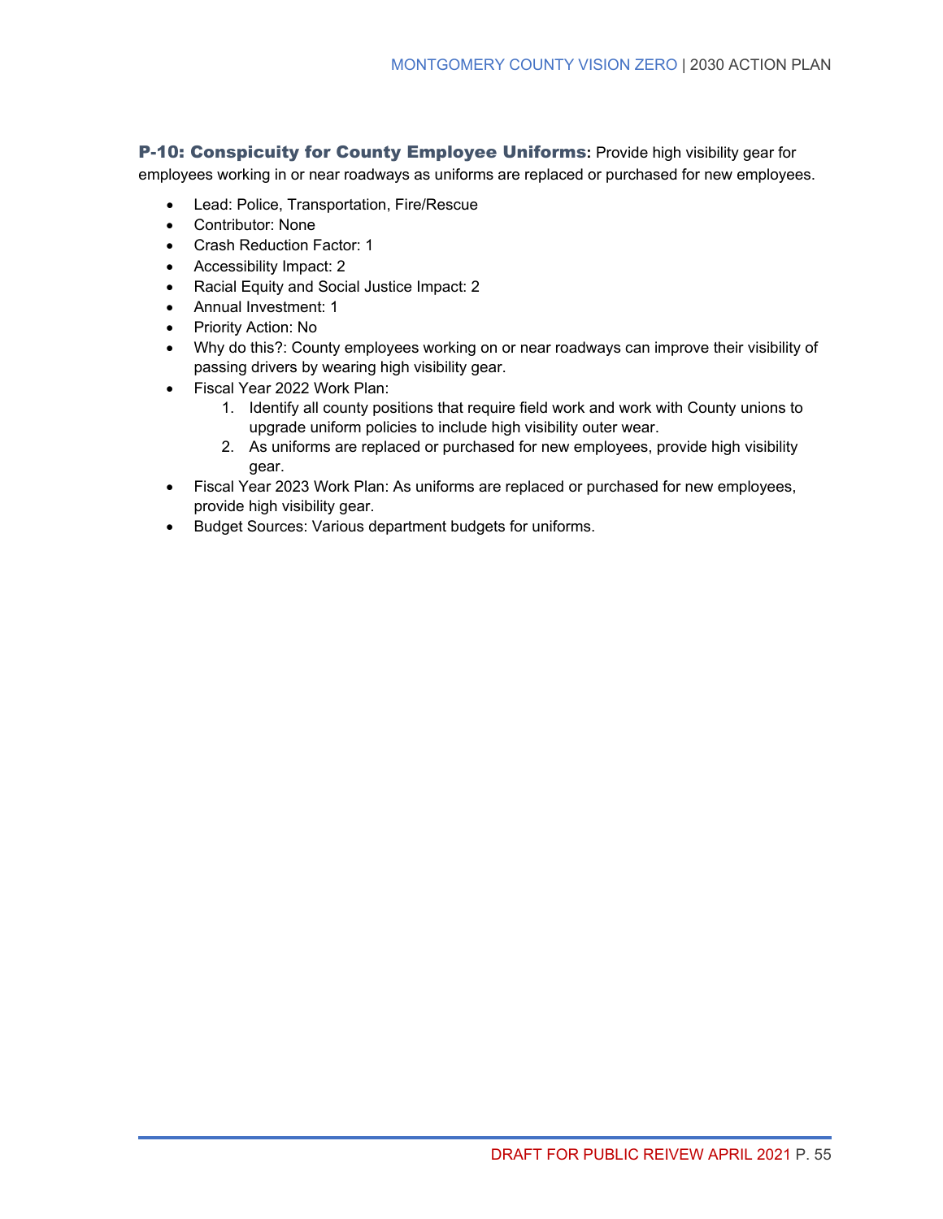**P-10: Conspicuity for County Employee Uniforms:** Provide high visibility gear for employees working in or near roadways as uniforms are replaced or purchased for new employees.

- Lead: Police, Transportation, Fire/Rescue
- Contributor: None
- Crash Reduction Factor: 1
- Accessibility Impact: 2
- Racial Equity and Social Justice Impact: 2
- Annual Investment: 1
- Priority Action: No
- Why do this?: County employees working on or near roadways can improve their visibility of passing drivers by wearing high visibility gear.
- Fiscal Year 2022 Work Plan:
  1. Identify all county positions that require field work and work with County unions to upgrade uniform policies to include high visibility outer wear.
  2. As uniforms are replaced or purchased for new employees, provide high visibility gear.
- Fiscal Year 2023 Work Plan: As uniforms are replaced or purchased for new employees, provide high visibility gear.
- Budget Sources: Various department budgets for uniforms.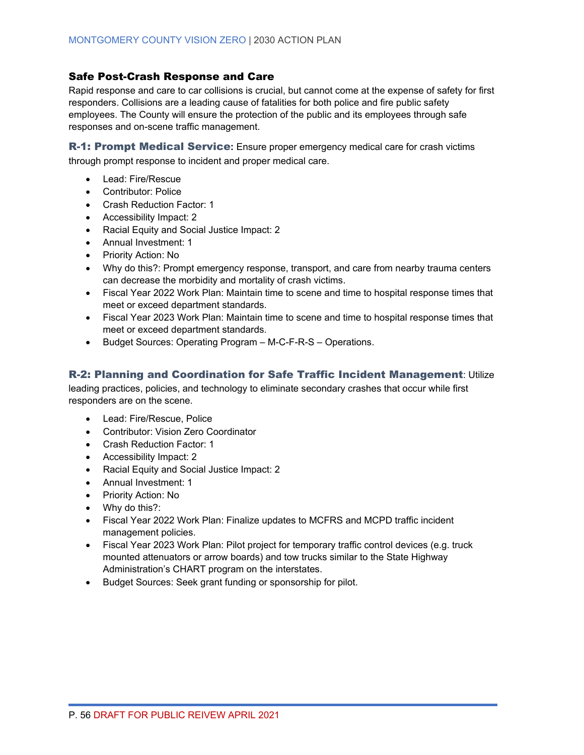## Safe Post-Crash Response and Care

Rapid response and care to car collisions is crucial, but cannot come at the expense of safety for first responders. Collisions are a leading cause of fatalities for both police and fire public safety employees. The County will ensure the protection of the public and its employees through safe responses and on-scene traffic management.

**R-1: Prompt Medical Service:** Ensure proper emergency medical care for crash victims through prompt response to incident and proper medical care.

- Lead: Fire/Rescue
- Contributor: Police
- Crash Reduction Factor: 1
- Accessibility Impact: 2
- Racial Equity and Social Justice Impact: 2
- Annual Investment: 1
- Priority Action: No
- Why do this?: Prompt emergency response, transport, and care from nearby trauma centers can decrease the morbidity and mortality of crash victims.
- Fiscal Year 2022 Work Plan: Maintain time to scene and time to hospital response times that meet or exceed department standards.
- Fiscal Year 2023 Work Plan: Maintain time to scene and time to hospital response times that meet or exceed department standards.
- Budget Sources: Operating Program – M-C-F-R-S – Operations.

**R-2: Planning and Coordination for Safe Traffic Incident Management**: Utilize leading practices, policies, and technology to eliminate secondary crashes that occur while first responders are on the scene.

- Lead: Fire/Rescue, Police
- Contributor: Vision Zero Coordinator
- Crash Reduction Factor: 1
- Accessibility Impact: 2
- Racial Equity and Social Justice Impact: 2
- Annual Investment: 1
- Priority Action: No
- Why do this?:
- Fiscal Year 2022 Work Plan: Finalize updates to MCFRS and MCPD traffic incident management policies.
- Fiscal Year 2023 Work Plan: Pilot project for temporary traffic control devices (e.g. truck mounted attenuators or arrow boards) and tow trucks similar to the State Highway Administration's CHART program on the interstates.
- Budget Sources: Seek grant funding or sponsorship for pilot.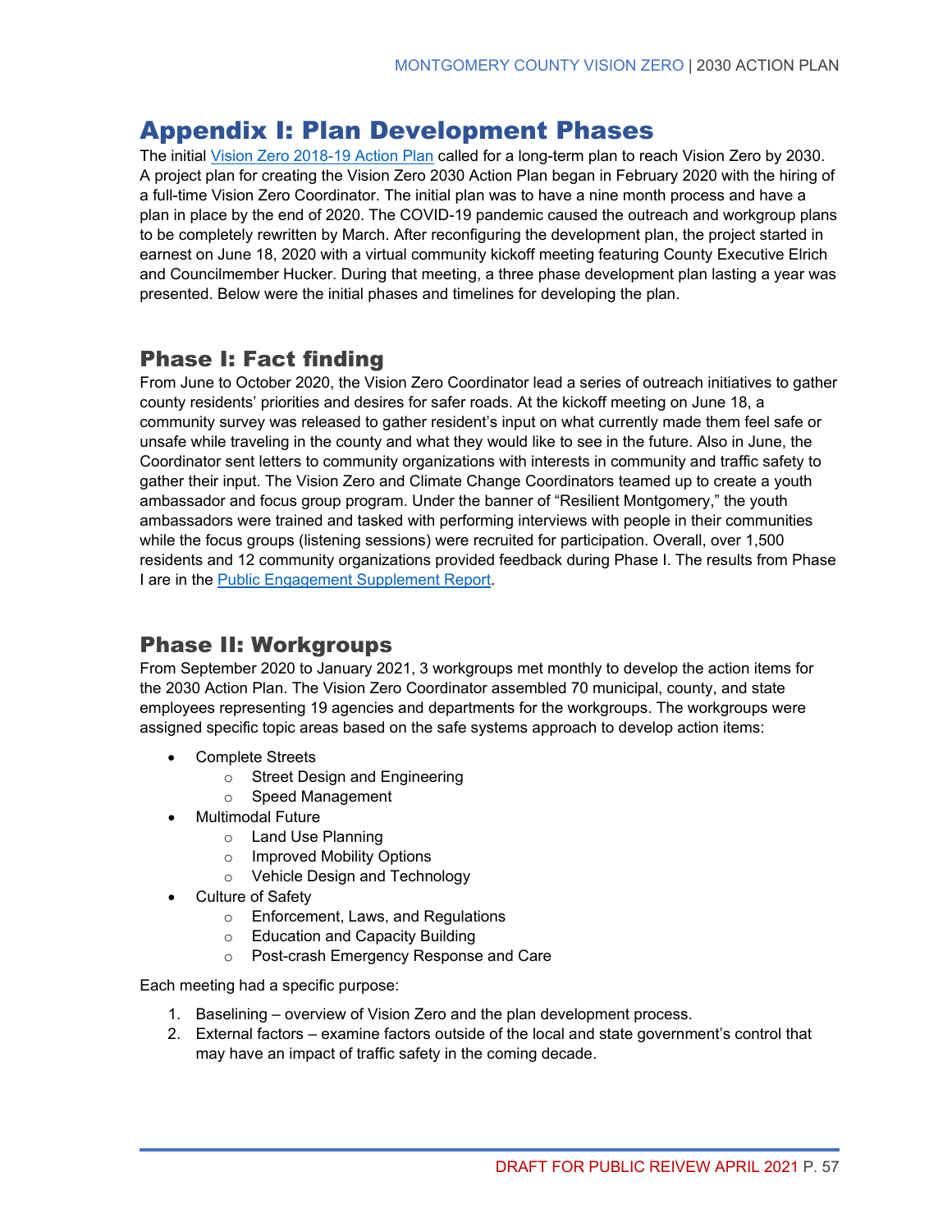# Appendix I: Plan Development Phases

The initial [Vision Zero 2018-19 Action Plan] called for a long-term plan to reach Vision Zero by 2030. A project plan for creating the Vision Zero 2030 Action Plan began in February 2020 with the hiring of a full-time Vision Zero Coordinator. The initial plan was to have a nine month process and have a plan in place by the end of 2020. The COVID-19 pandemic caused the outreach and workgroup plans to be completely rewritten by March. After reconfiguring the development plan, the project started in earnest on June 18, 2020 with a virtual community kickoff meeting featuring County Executive Elrich and Councilmember Hucker. During that meeting, a three phase development plan lasting a year was presented. Below were the initial phases and timelines for developing the plan.

## Phase I: Fact finding

From June to October 2020, the Vision Zero Coordinator lead a series of outreach initiatives to gather county residents' priorities and desires for safer roads. At the kickoff meeting on June 18, a community survey was released to gather resident's input on what currently made them feel safe or unsafe while traveling in the county and what they would like to see in the future. Also in June, the Coordinator sent letters to community organizations with interests in community and traffic safety to gather their input. The Vision Zero and Climate Change Coordinators teamed up to create a youth ambassador and focus group program. Under the banner of "Resilient Montgomery," the youth ambassadors were trained and tasked with performing interviews with people in their communities while the focus groups (listening sessions) were recruited for participation. Overall, over 1,500 residents and 12 community organizations provided feedback during Phase I. The results from Phase I are in the [Public Engagement Supplement Report].

## Phase II: Workgroups

From September 2020 to January 2021, 3 workgroups met monthly to develop the action items for the 2030 Action Plan. The Vision Zero Coordinator assembled 70 municipal, county, and state employees representing 19 agencies and departments for the workgroups. The workgroups were assigned specific topic areas based on the safe systems approach to develop action items:

- Complete Streets
  - Street Design and Engineering
  - Speed Management
- Multimodal Future
  - Land Use Planning
  - Improved Mobility Options
  - Vehicle Design and Technology
- Culture of Safety
  - Enforcement, Laws, and Regulations
  - Education and Capacity Building
  - Post-crash Emergency Response and Care

Each meeting had a specific purpose:

1. Baselining – overview of Vision Zero and the plan development process.
2. External factors – examine factors outside of the local and state government's control that may have an impact of traffic safety in the coming decade.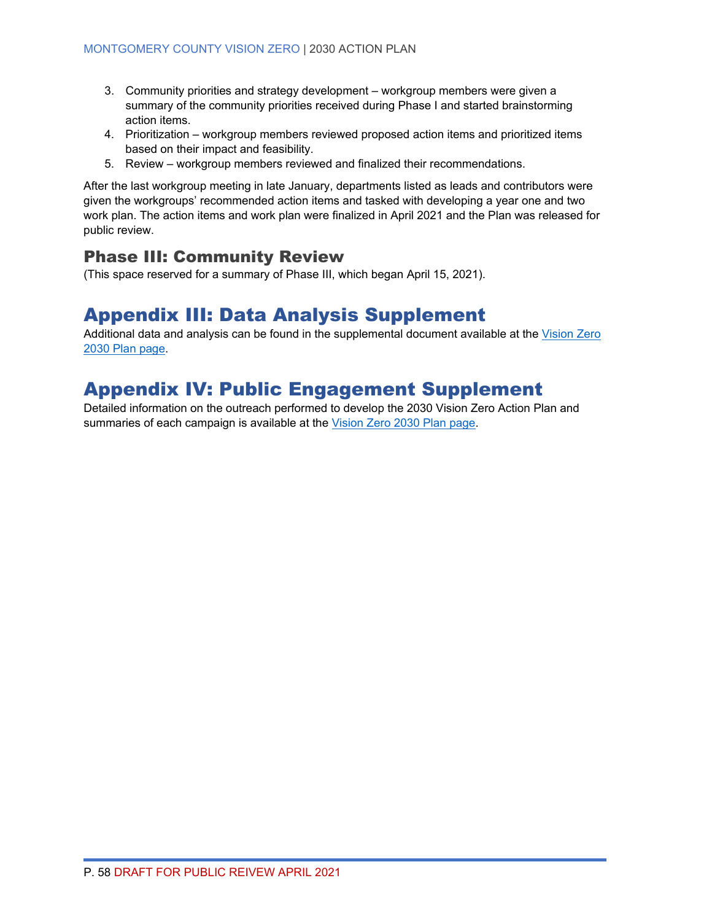3. Community priorities and strategy development – workgroup members were given a summary of the community priorities received during Phase I and started brainstorming action items.
4. Prioritization – workgroup members reviewed proposed action items and prioritized items based on their impact and feasibility.
5. Review – workgroup members reviewed and finalized their recommendations.

After the last workgroup meeting in late January, departments listed as leads and contributors were given the workgroups' recommended action items and tasked with developing a year one and two work plan. The action items and work plan were finalized in April 2021 and the Plan was released for public review.

### Phase III: Community Review

(This space reserved for a summary of Phase III, which began April 15, 2021).

## Appendix III: Data Analysis Supplement

Additional data and analysis can be found in the supplemental document available at the Vision Zero 2030 Plan page.

## Appendix IV: Public Engagement Supplement

Detailed information on the outreach performed to develop the 2030 Vision Zero Action Plan and summaries of each campaign is available at the Vision Zero 2030 Plan page.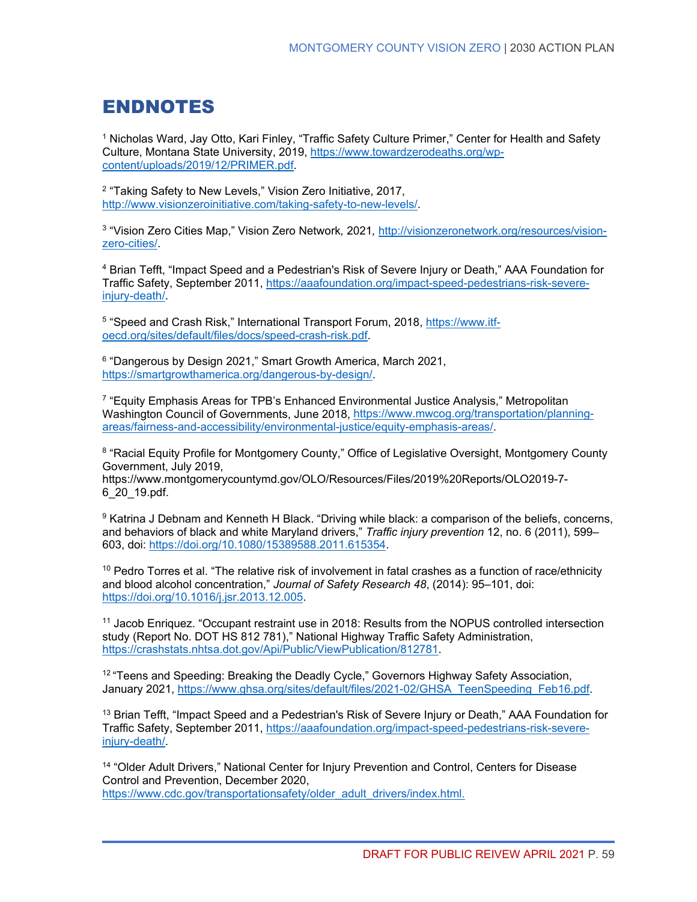# ENDNOTES

[1] Nicholas Ward, Jay Otto, Kari Finley, "Traffic Safety Culture Primer," Center for Health and Safety Culture, Montana State University, 2019, https://www.towardzerodeaths.org/wp-content/uploads/2019/12/PRIMER.pdf.

[2] "Taking Safety to New Levels," Vision Zero Initiative, 2017, http://www.visionzeroinitiative.com/taking-safety-to-new-levels/.

[3] "Vision Zero Cities Map," Vision Zero Network, 2021, http://visionzeronetwork.org/resources/vision-zero-cities/.

[4] Brian Tefft, "Impact Speed and a Pedestrian's Risk of Severe Injury or Death," AAA Foundation for Traffic Safety, September 2011, https://aaafoundation.org/impact-speed-pedestrians-risk-severe-injury-death/.

[5] "Speed and Crash Risk," International Transport Forum, 2018, https://www.itf-oecd.org/sites/default/files/docs/speed-crash-risk.pdf.

[6] "Dangerous by Design 2021," Smart Growth America, March 2021, https://smartgrowthamerica.org/dangerous-by-design/.

[7] "Equity Emphasis Areas for TPB's Enhanced Environmental Justice Analysis," Metropolitan Washington Council of Governments, June 2018, https://www.mwcog.org/transportation/planning-areas/fairness-and-accessibility/environmental-justice/equity-emphasis-areas/.

[8] "Racial Equity Profile for Montgomery County," Office of Legislative Oversight, Montgomery County Government, July 2019, https://www.montgomerycountymd.gov/OLO/Resources/Files/2019%20Reports/OLO2019-7-6_20_19.pdf.

[9] Katrina J Debnam and Kenneth H Black. "Driving while black: a comparison of the beliefs, concerns, and behaviors of black and white Maryland drivers," *Traffic injury prevention* 12, no. 6 (2011), 599–603, doi: https://doi.org/10.1080/15389588.2011.615354.

[10] Pedro Torres et al. "The relative risk of involvement in fatal crashes as a function of race/ethnicity and blood alcohol concentration," *Journal of Safety Research 48*, (2014): 95–101, doi: https://doi.org/10.1016/j.jsr.2013.12.005.

[11] Jacob Enriquez. "Occupant restraint use in 2018: Results from the NOPUS controlled intersection study (Report No. DOT HS 812 781)," National Highway Traffic Safety Administration, https://crashstats.nhtsa.dot.gov/Api/Public/ViewPublication/812781.

[12] "Teens and Speeding: Breaking the Deadly Cycle," Governors Highway Safety Association, January 2021, https://www.ghsa.org/sites/default/files/2021-02/GHSA_TeenSpeeding_Feb16.pdf.

[13] Brian Tefft, "Impact Speed and a Pedestrian's Risk of Severe Injury or Death," AAA Foundation for Traffic Safety, September 2011, https://aaafoundation.org/impact-speed-pedestrians-risk-severe-injury-death/.

[14] "Older Adult Drivers," National Center for Injury Prevention and Control, Centers for Disease Control and Prevention, December 2020, https://www.cdc.gov/transportationsafety/older_adult_drivers/index.html.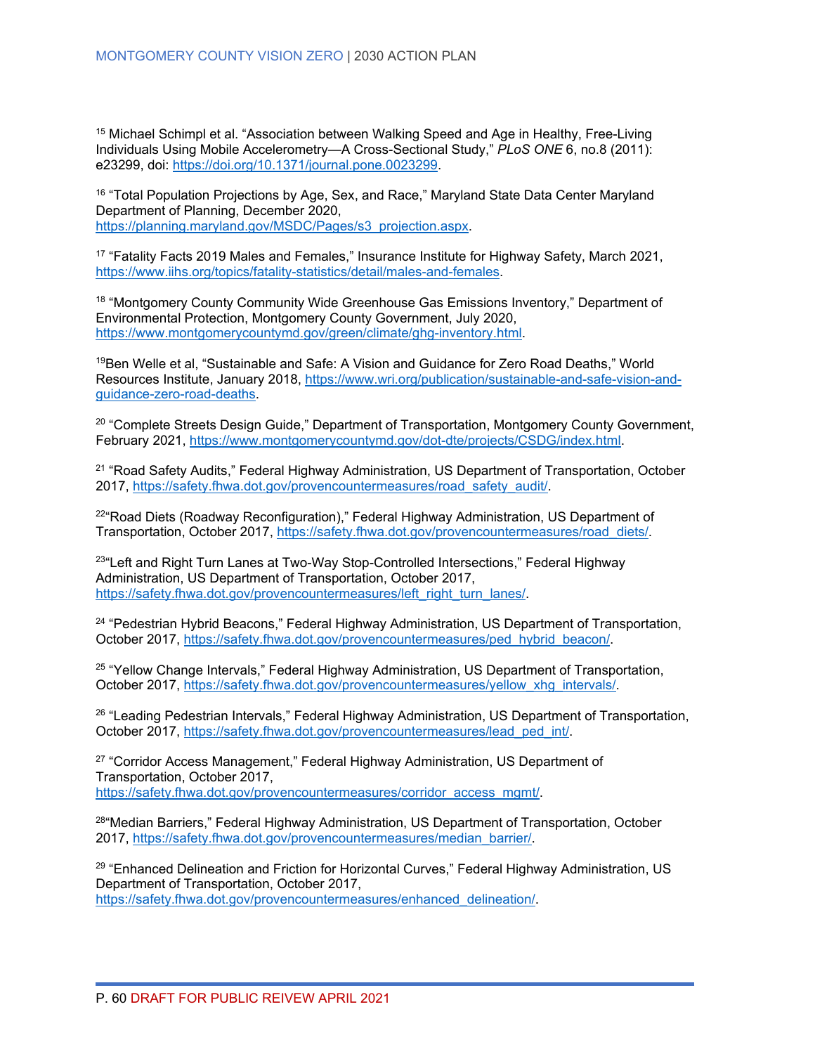[15] Michael Schimpl et al. "Association between Walking Speed and Age in Healthy, Free-Living Individuals Using Mobile Accelerometry—A Cross-Sectional Study," *PLoS ONE* 6, no.8 (2011): e23299, doi: https://doi.org/10.1371/journal.pone.0023299.

[16] "Total Population Projections by Age, Sex, and Race," Maryland State Data Center Maryland Department of Planning, December 2020, https://planning.maryland.gov/MSDC/Pages/s3_projection.aspx.

[17] "Fatality Facts 2019 Males and Females," Insurance Institute for Highway Safety, March 2021, https://www.iihs.org/topics/fatality-statistics/detail/males-and-females.

[18] "Montgomery County Community Wide Greenhouse Gas Emissions Inventory," Department of Environmental Protection, Montgomery County Government, July 2020, https://www.montgomerycountymd.gov/green/climate/ghg-inventory.html.

[19] Ben Welle et al, "Sustainable and Safe: A Vision and Guidance for Zero Road Deaths," World Resources Institute, January 2018, https://www.wri.org/publication/sustainable-and-safe-vision-and-guidance-zero-road-deaths.

[20] "Complete Streets Design Guide," Department of Transportation, Montgomery County Government, February 2021, https://www.montgomerycountymd.gov/dot-dte/projects/CSDG/index.html.

[21] "Road Safety Audits," Federal Highway Administration, US Department of Transportation, October 2017, https://safety.fhwa.dot.gov/provencountermeasures/road_safety_audit/.

[22] "Road Diets (Roadway Reconfiguration)," Federal Highway Administration, US Department of Transportation, October 2017, https://safety.fhwa.dot.gov/provencountermeasures/road_diets/.

[23] "Left and Right Turn Lanes at Two-Way Stop-Controlled Intersections," Federal Highway Administration, US Department of Transportation, October 2017, https://safety.fhwa.dot.gov/provencountermeasures/left_right_turn_lanes/.

[24] "Pedestrian Hybrid Beacons," Federal Highway Administration, US Department of Transportation, October 2017, https://safety.fhwa.dot.gov/provencountermeasures/ped_hybrid_beacon/.

[25] "Yellow Change Intervals," Federal Highway Administration, US Department of Transportation, October 2017, https://safety.fhwa.dot.gov/provencountermeasures/yellow_xhg_intervals/.

[26] "Leading Pedestrian Intervals," Federal Highway Administration, US Department of Transportation, October 2017, https://safety.fhwa.dot.gov/provencountermeasures/lead_ped_int/.

[27] "Corridor Access Management," Federal Highway Administration, US Department of Transportation, October 2017, https://safety.fhwa.dot.gov/provencountermeasures/corridor_access_mgmt/.

[28] "Median Barriers," Federal Highway Administration, US Department of Transportation, October 2017, https://safety.fhwa.dot.gov/provencountermeasures/median_barrier/.

[29] "Enhanced Delineation and Friction for Horizontal Curves," Federal Highway Administration, US Department of Transportation, October 2017, https://safety.fhwa.dot.gov/provencountermeasures/enhanced_delineation/.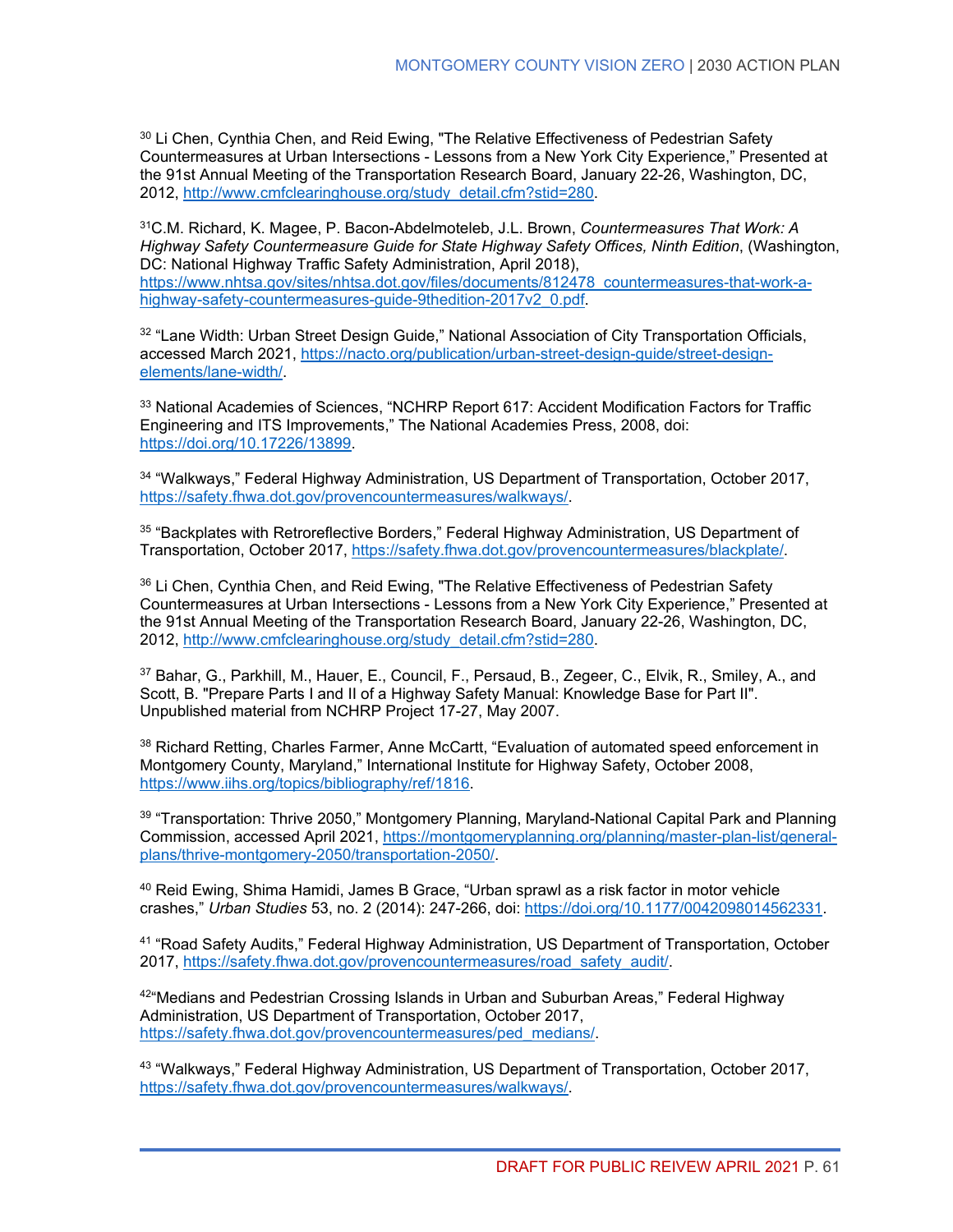[30] Li Chen, Cynthia Chen, and Reid Ewing, "The Relative Effectiveness of Pedestrian Safety Countermeasures at Urban Intersections - Lessons from a New York City Experience," Presented at the 91st Annual Meeting of the Transportation Research Board, January 22-26, Washington, DC, 2012, http://www.cmfclearinghouse.org/study_detail.cfm?stid=280.

[31] C.M. Richard, K. Magee, P. Bacon-Abdelmoteleb, J.L. Brown, *Countermeasures That Work: A Highway Safety Countermeasure Guide for State Highway Safety Offices, Ninth Edition*, (Washington, DC: National Highway Traffic Safety Administration, April 2018), https://www.nhtsa.gov/sites/nhtsa.dot.gov/files/documents/812478_countermeasures-that-work-a-highway-safety-countermeasures-guide-9thedition-2017v2_0.pdf.

[32] "Lane Width: Urban Street Design Guide," National Association of City Transportation Officials, accessed March 2021, https://nacto.org/publication/urban-street-design-guide/street-design-elements/lane-width/.

[33] National Academies of Sciences, "NCHRP Report 617: Accident Modification Factors for Traffic Engineering and ITS Improvements," The National Academies Press, 2008, doi: https://doi.org/10.17226/13899.

[34] "Walkways," Federal Highway Administration, US Department of Transportation, October 2017, https://safety.fhwa.dot.gov/provencountermeasures/walkways/.

[35] "Backplates with Retroreflective Borders," Federal Highway Administration, US Department of Transportation, October 2017, https://safety.fhwa.dot.gov/provencountermeasures/blackplate/.

[36] Li Chen, Cynthia Chen, and Reid Ewing, "The Relative Effectiveness of Pedestrian Safety Countermeasures at Urban Intersections - Lessons from a New York City Experience," Presented at the 91st Annual Meeting of the Transportation Research Board, January 22-26, Washington, DC, 2012, http://www.cmfclearinghouse.org/study_detail.cfm?stid=280.

[37] Bahar, G., Parkhill, M., Hauer, E., Council, F., Persaud, B., Zegeer, C., Elvik, R., Smiley, A., and Scott, B. "Prepare Parts I and II of a Highway Safety Manual: Knowledge Base for Part II". Unpublished material from NCHRP Project 17-27, May 2007.

[38] Richard Retting, Charles Farmer, Anne McCartt, "Evaluation of automated speed enforcement in Montgomery County, Maryland," International Institute for Highway Safety, October 2008, https://www.iihs.org/topics/bibliography/ref/1816.

[39] "Transportation: Thrive 2050," Montgomery Planning, Maryland-National Capital Park and Planning Commission, accessed April 2021, https://montgomeryplanning.org/planning/master-plan-list/general-plans/thrive-montgomery-2050/transportation-2050/.

[40] Reid Ewing, Shima Hamidi, James B Grace, "Urban sprawl as a risk factor in motor vehicle crashes," *Urban Studies* 53, no. 2 (2014): 247-266, doi: https://doi.org/10.1177/0042098014562331.

[41] "Road Safety Audits," Federal Highway Administration, US Department of Transportation, October 2017, https://safety.fhwa.dot.gov/provencountermeasures/road_safety_audit/.

[42] "Medians and Pedestrian Crossing Islands in Urban and Suburban Areas," Federal Highway Administration, US Department of Transportation, October 2017, https://safety.fhwa.dot.gov/provencountermeasures/ped_medians/.

[43] "Walkways," Federal Highway Administration, US Department of Transportation, October 2017, https://safety.fhwa.dot.gov/provencountermeasures/walkways/.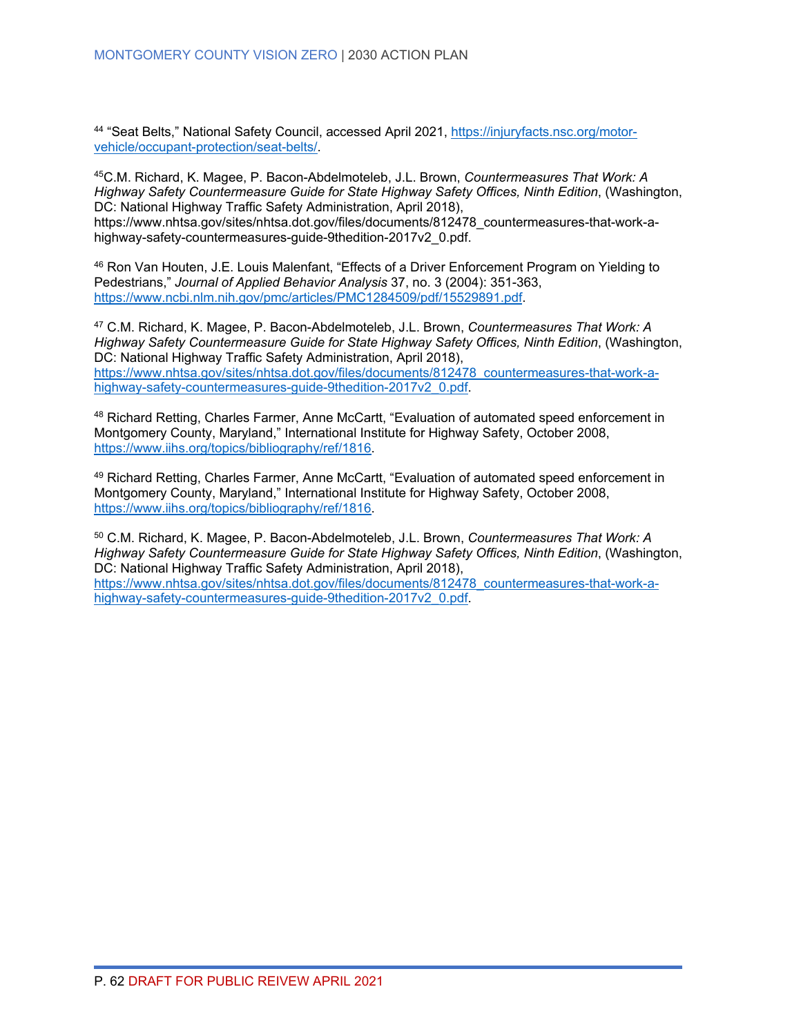[44] "Seat Belts," National Safety Council, accessed April 2021, https://injuryfacts.nsc.org/motor-vehicle/occupant-protection/seat-belts/.

[45] C.M. Richard, K. Magee, P. Bacon-Abdelmoteleb, J.L. Brown, *Countermeasures That Work: A Highway Safety Countermeasure Guide for State Highway Safety Offices, Ninth Edition*, (Washington, DC: National Highway Traffic Safety Administration, April 2018), https://www.nhtsa.gov/sites/nhtsa.dot.gov/files/documents/812478_countermeasures-that-work-a-highway-safety-countermeasures-guide-9thedition-2017v2_0.pdf.

[46] Ron Van Houten, J.E. Louis Malenfant, "Effects of a Driver Enforcement Program on Yielding to Pedestrians," *Journal of Applied Behavior Analysis* 37, no. 3 (2004): 351-363, https://www.ncbi.nlm.nih.gov/pmc/articles/PMC1284509/pdf/15529891.pdf.

[47] C.M. Richard, K. Magee, P. Bacon-Abdelmoteleb, J.L. Brown, *Countermeasures That Work: A Highway Safety Countermeasure Guide for State Highway Safety Offices, Ninth Edition*, (Washington, DC: National Highway Traffic Safety Administration, April 2018), https://www.nhtsa.gov/sites/nhtsa.dot.gov/files/documents/812478_countermeasures-that-work-a-highway-safety-countermeasures-guide-9thedition-2017v2_0.pdf.

[48] Richard Retting, Charles Farmer, Anne McCartt, "Evaluation of automated speed enforcement in Montgomery County, Maryland," International Institute for Highway Safety, October 2008, https://www.iihs.org/topics/bibliography/ref/1816.

[49] Richard Retting, Charles Farmer, Anne McCartt, "Evaluation of automated speed enforcement in Montgomery County, Maryland," International Institute for Highway Safety, October 2008, https://www.iihs.org/topics/bibliography/ref/1816.

[50] C.M. Richard, K. Magee, P. Bacon-Abdelmoteleb, J.L. Brown, *Countermeasures That Work: A Highway Safety Countermeasure Guide for State Highway Safety Offices, Ninth Edition*, (Washington, DC: National Highway Traffic Safety Administration, April 2018), https://www.nhtsa.gov/sites/nhtsa.dot.gov/files/documents/812478_countermeasures-that-work-a-highway-safety-countermeasures-guide-9thedition-2017v2_0.pdf.